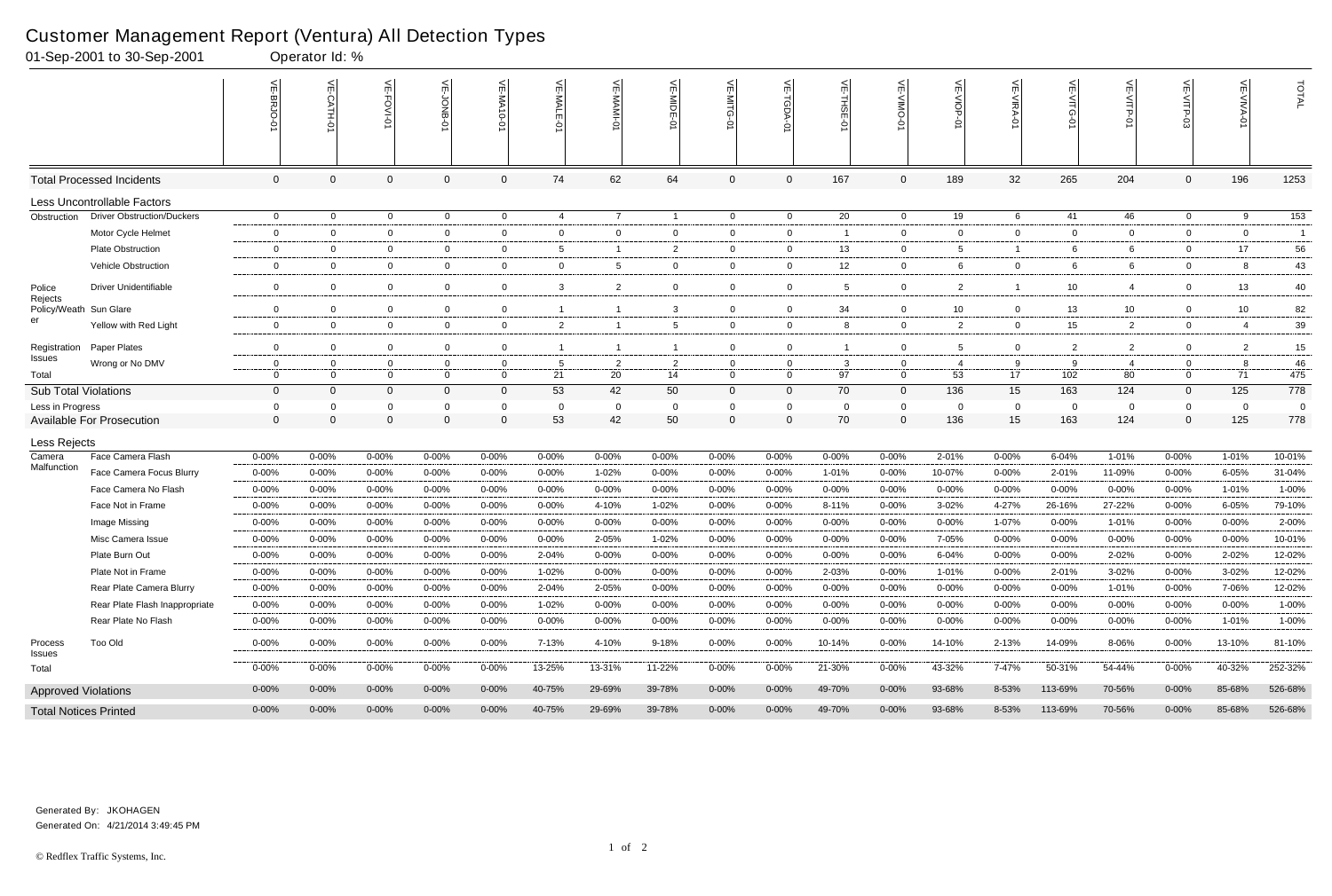# Customer Management Report (Ventura) All Detection Types

01-Sep-2001 to 30-Sep-2001 Operator Id: %

| | | VE-BRJO-01 | VE-CATH-01 | VE-FOVI-01 | VE-JONB-01 | VE-MA10-01 | VE-MALE-01 | VE-MAMI-01 | VE-MIDE-01 | VE-MITG-01 | VE-TGDA-01 | VE-THSE-01 | VE-VIMO-01 | VE-VIOP-01 | VE-VIRA-01 | VE-VITG-01 | VE-VITP-01 | VE-VITP-03 | VE-VIVA-01 | TOTAL |
|---|---|---|---|---|---|---|---|---|---|---|---|---|---|---|---|---|---|---|---|---|
| Total Processed Incidents | | 0 | 0 | 0 | 0 | 0 | 74 | 62 | 64 | 0 | 0 | 167 | 0 | 189 | 32 | 265 | 204 | 0 | 196 | 1253 |
| Less Uncontrollable Factors | | | | | | | | | | | | | | | | | | | | |
| Obstruction | Driver Obstruction/Duckers | 0 | 0 | 0 | 0 | 0 | 4 | 7 | 1 | 0 | 0 | 20 | 0 | 19 | 6 | 41 | 46 | 0 | 9 | 153 |
| | Motor Cycle Helmet | 0 | 0 | 0 | 0 | 0 | 0 | 0 | 0 | 0 | 0 | 1 | 0 | 0 | 0 | 0 | 0 | 0 | 0 | 1 |
| | Plate Obstruction | 0 | 0 | 0 | 0 | 0 | 5 | 1 | 2 | 0 | 0 | 13 | 0 | 5 | 1 | 6 | 6 | 0 | 17 | 56 |
| | Vehicle Obstruction | 0 | 0 | 0 | 0 | 0 | 0 | 5 | 0 | 0 | 0 | 12 | 0 | 6 | 0 | 6 | 6 | 0 | 8 | 43 |
| Police Rejects | Driver Unidentifiable | 0 | 0 | 0 | 0 | 0 | 3 | 2 | 0 | 0 | 0 | 5 | 0 | 2 | 1 | 10 | 4 | 0 | 13 | 40 |
| Policy/Weather | Sun Glare | 0 | 0 | 0 | 0 | 0 | 1 | 1 | 3 | 0 | 0 | 34 | 0 | 10 | 0 | 13 | 10 | 0 | 10 | 82 |
| | Yellow with Red Light | 0 | 0 | 0 | 0 | 0 | 2 | 1 | 5 | 0 | 0 | 8 | 0 | 2 | 0 | 15 | 2 | 0 | 4 | 39 |
| Registration Issues | Paper Plates | 0 | 0 | 0 | 0 | 0 | 1 | 1 | 1 | 0 | 0 | 1 | 0 | 5 | 0 | 2 | 2 | 0 | 2 | 15 |
| | Wrong or No DMV | 0 | 0 | 0 | 0 | 0 | 5 | 2 | 2 | 0 | 0 | 3 | 0 | 4 | 9 | 9 | 4 | 0 | 8 | 46 |
| Total | | 0 | 0 | 0 | 0 | 0 | 21 | 20 | 14 | 0 | 0 | 97 | 0 | 53 | 17 | 102 | 80 | 0 | 71 | 475 |
| Sub Total Violations | | 0 | 0 | 0 | 0 | 0 | 53 | 42 | 50 | 0 | 0 | 70 | 0 | 136 | 15 | 163 | 124 | 0 | 125 | 778 |
| Less in Progress | | 0 | 0 | 0 | 0 | 0 | 0 | 0 | 0 | 0 | 0 | 0 | 0 | 0 | 0 | 0 | 0 | 0 | 0 | 0 |
| Available For Prosecution | | 0 | 0 | 0 | 0 | 0 | 53 | 42 | 50 | 0 | 0 | 70 | 0 | 136 | 15 | 163 | 124 | 0 | 125 | 778 |
| Less Rejects | | | | | | | | | | | | | | | | | | | | |
| Camera Malfunction | Face Camera Flash | 0-00% | 0-00% | 0-00% | 0-00% | 0-00% | 0-00% | 0-00% | 0-00% | 0-00% | 0-00% | 0-00% | 0-00% | 2-01% | 0-00% | 6-04% | 1-01% | 0-00% | 1-01% | 10-01% |
| | Face Camera Focus Blurry | 0-00% | 0-00% | 0-00% | 0-00% | 0-00% | 0-00% | 1-02% | 0-00% | 0-00% | 0-00% | 1-01% | 0-00% | 10-07% | 0-00% | 2-01% | 11-09% | 0-00% | 6-05% | 31-04% |
| | Face Camera No Flash | 0-00% | 0-00% | 0-00% | 0-00% | 0-00% | 0-00% | 0-00% | 0-00% | 0-00% | 0-00% | 0-00% | 0-00% | 0-00% | 0-00% | 0-00% | 0-00% | 0-00% | 1-01% | 1-00% |
| | Face Not in Frame | 0-00% | 0-00% | 0-00% | 0-00% | 0-00% | 0-00% | 4-10% | 1-02% | 0-00% | 0-00% | 8-11% | 0-00% | 3-02% | 4-27% | 26-16% | 27-22% | 0-00% | 6-05% | 79-10% |
| | Image Missing | 0-00% | 0-00% | 0-00% | 0-00% | 0-00% | 0-00% | 0-00% | 0-00% | 0-00% | 0-00% | 0-00% | 0-00% | 0-00% | 1-07% | 0-00% | 1-01% | 0-00% | 0-00% | 2-00% |
| | Misc Camera Issue | 0-00% | 0-00% | 0-00% | 0-00% | 0-00% | 0-00% | 2-05% | 1-02% | 0-00% | 0-00% | 0-00% | 0-00% | 7-05% | 0-00% | 0-00% | 0-00% | 0-00% | 0-00% | 10-01% |
| | Plate Burn Out | 0-00% | 0-00% | 0-00% | 0-00% | 0-00% | 2-04% | 0-00% | 0-00% | 0-00% | 0-00% | 0-00% | 0-00% | 6-04% | 0-00% | 0-00% | 2-02% | 0-00% | 2-02% | 12-02% |
| | Plate Not in Frame | 0-00% | 0-00% | 0-00% | 0-00% | 0-00% | 1-02% | 0-00% | 0-00% | 0-00% | 0-00% | 2-03% | 0-00% | 1-01% | 0-00% | 2-01% | 3-02% | 0-00% | 3-02% | 12-02% |
| | Rear Plate Camera Blurry | 0-00% | 0-00% | 0-00% | 0-00% | 0-00% | 2-04% | 2-05% | 0-00% | 0-00% | 0-00% | 0-00% | 0-00% | 0-00% | 0-00% | 0-00% | 1-01% | 0-00% | 7-06% | 12-02% |
| | Rear Plate Flash Inappropriate | 0-00% | 0-00% | 0-00% | 0-00% | 0-00% | 1-02% | 0-00% | 0-00% | 0-00% | 0-00% | 0-00% | 0-00% | 0-00% | 0-00% | 0-00% | 0-00% | 0-00% | 0-00% | 1-00% |
| | Rear Plate No Flash | 0-00% | 0-00% | 0-00% | 0-00% | 0-00% | 0-00% | 0-00% | 0-00% | 0-00% | 0-00% | 0-00% | 0-00% | 0-00% | 0-00% | 0-00% | 0-00% | 0-00% | 1-01% | 1-00% |
| Process Issues | Too Old | 0-00% | 0-00% | 0-00% | 0-00% | 0-00% | 7-13% | 4-10% | 9-18% | 0-00% | 0-00% | 10-14% | 0-00% | 14-10% | 2-13% | 14-09% | 8-06% | 0-00% | 13-10% | 81-10% |
| Total | | 0-00% | 0-00% | 0-00% | 0-00% | 0-00% | 13-25% | 13-31% | 11-22% | 0-00% | 0-00% | 21-30% | 0-00% | 43-32% | 7-47% | 50-31% | 54-44% | 0-00% | 40-32% | 252-32% |
| Approved Violations | | 0-00% | 0-00% | 0-00% | 0-00% | 0-00% | 40-75% | 29-69% | 39-78% | 0-00% | 0-00% | 49-70% | 0-00% | 93-68% | 8-53% | 113-69% | 70-56% | 0-00% | 85-68% | 526-68% |
| Total Notices Printed | | 0-00% | 0-00% | 0-00% | 0-00% | 0-00% | 40-75% | 29-69% | 39-78% | 0-00% | 0-00% | 49-70% | 0-00% | 93-68% | 8-53% | 113-69% | 70-56% | 0-00% | 85-68% | 526-68% |

Generated By: JKOHAGEN

Generated On: 4/21/2014 3:49:45 PM

© Redflex Traffic Systems, Inc.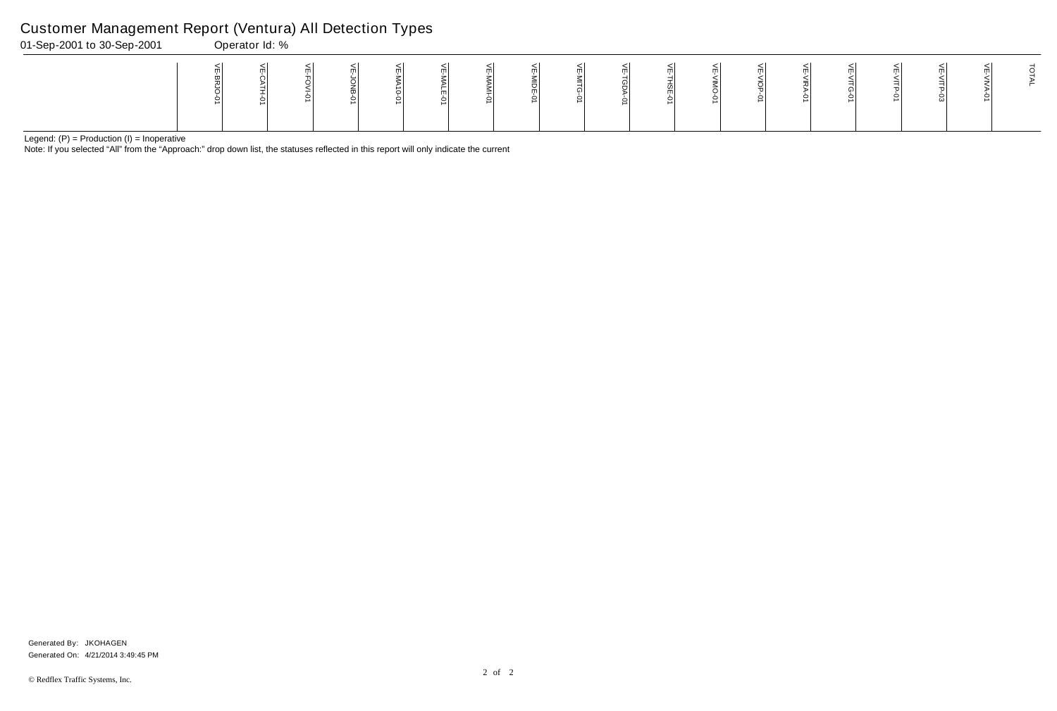# Customer Management Report (Ventura) All Detection Types

01-Sep-2001 to 30-Sep-2001 Operator Id: %

| | VE-BRJO-01 | VE-CATH-01 | VE-FOVI-01 | VE-JONB-01 | VE-MA10-01 | VE-MALE-01 | VE-MAMI-01 | VE-MIDE-01 | VE-MITG-01 | VE-TGDA-01 | VE-THSE-01 | VE-VIMO-01 | VE-VIOP-01 | VE-VIRA-01 | VE-VITG-01 | VE-VITP-01 | VE-VITP-03 | VE-VIVA-01 | TOTAL |
|---|---|---|---|---|---|---|---|---|---|---|---|---|---|---|---|---|---|---|---|

Legend: (P) = Production (I) = Inoperative

Note: If you selected "All" from the "Approach:" drop down list, the statuses reflected in this report will only indicate the current

Generated By: JKOHAGEN

Generated On: 4/21/2014 3:49:45 PM

© Redflex Traffic Systems, Inc.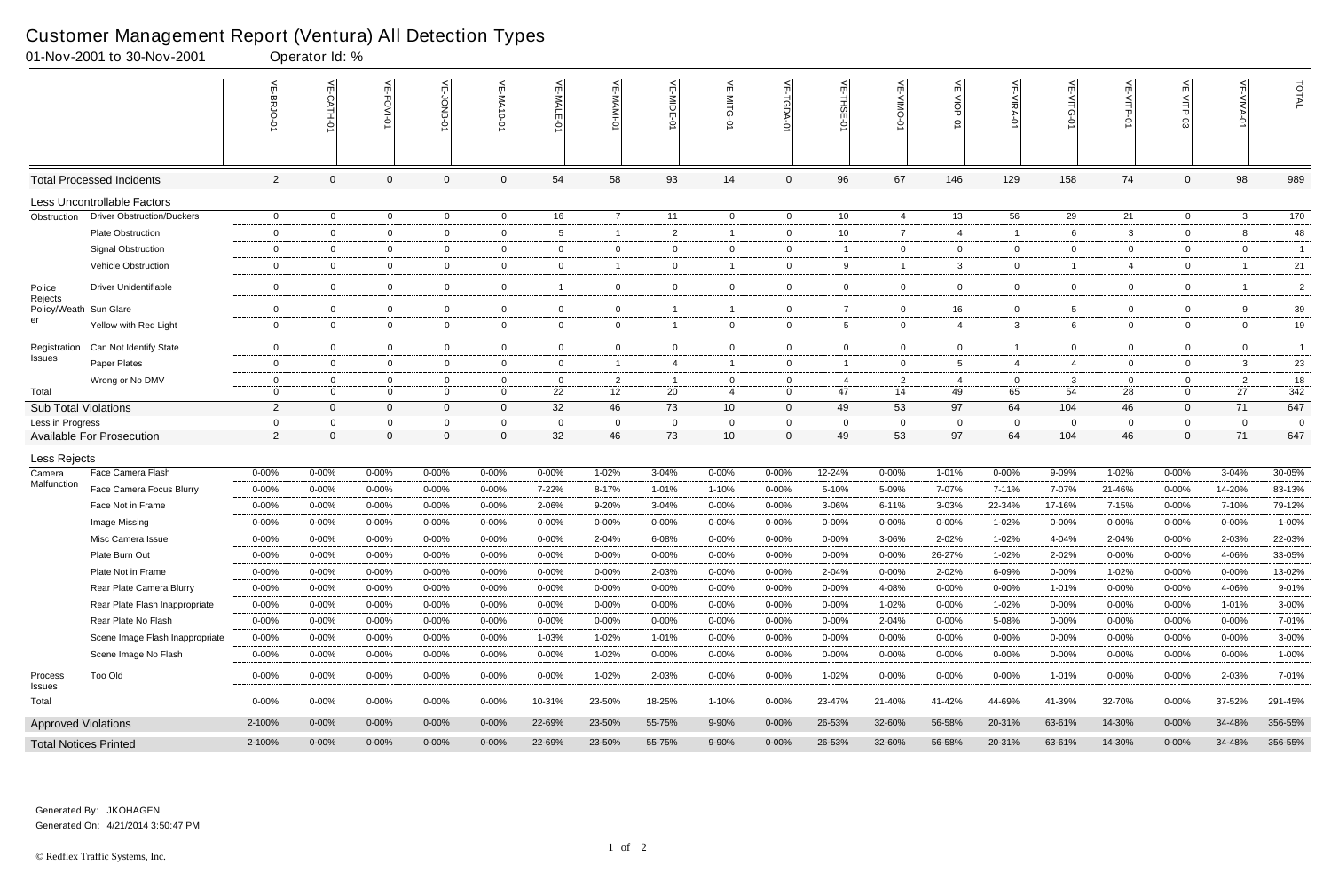# Customer Management Report (Ventura) All Detection Types

01-Nov-2001 to 30-Nov-2001 Operator Id: %

| | | VE-BRJO-01 | VE-CATH-01 | VE-FOVI-01 | VE-JONB-01 | VE-MA10-01 | VE-MALE-01 | VE-MAMI-01 | VE-MIDE-01 | VE-MITG-01 | VE-TGDA-01 | VE-THSE-01 | VE-VIMO-01 | VE-VIOP-01 | VE-VIRA-01 | VE-VITG-01 | VE-VITP-01 | VE-VITP-03 | VE-VIVA-01 | TOTAL |
|---|---|---|---|---|---|---|---|---|---|---|---|---|---|---|---|---|---|---|---|---|
| **Total Processed Incidents** | | 2 | 0 | 0 | 0 | 0 | 54 | 58 | 93 | 14 | 0 | 96 | 67 | 146 | 129 | 158 | 74 | 0 | 98 | 989 |
| **Less Uncontrollable Factors** | | | | | | | | | | | | | | | | | | | | |
| Obstruction | Driver Obstruction/Duckers | 0 | 0 | 0 | 0 | 0 | 16 | 7 | 11 | 0 | 0 | 10 | 4 | 13 | 56 | 29 | 21 | 0 | 3 | 170 |
| | Plate Obstruction | 0 | 0 | 0 | 0 | 0 | 5 | 1 | 2 | 1 | 0 | 10 | 7 | 4 | 1 | 6 | 3 | 0 | 8 | 48 |
| | Signal Obstruction | 0 | 0 | 0 | 0 | 0 | 0 | 0 | 0 | 0 | 0 | 1 | 0 | 0 | 0 | 0 | 0 | 0 | 0 | 1 |
| | Vehicle Obstruction | 0 | 0 | 0 | 0 | 0 | 0 | 1 | 0 | 1 | 0 | 9 | 1 | 3 | 0 | 1 | 4 | 0 | 1 | 21 |
| Police Rejects | Driver Unidentifiable | 0 | 0 | 0 | 0 | 0 | 1 | 0 | 0 | 0 | 0 | 0 | 0 | 0 | 0 | 0 | 0 | 0 | 1 | 2 |
| Policy/Weather | Sun Glare | 0 | 0 | 0 | 0 | 0 | 0 | 0 | 1 | 1 | 0 | 7 | 0 | 16 | 0 | 5 | 0 | 0 | 9 | 39 |
| | Yellow with Red Light | 0 | 0 | 0 | 0 | 0 | 0 | 0 | 1 | 0 | 0 | 5 | 0 | 4 | 3 | 6 | 0 | 0 | 0 | 19 |
| Registration Issues | Can Not Identify State | 0 | 0 | 0 | 0 | 0 | 0 | 0 | 0 | 0 | 0 | 0 | 0 | 0 | 1 | 0 | 0 | 0 | 0 | 1 |
| | Paper Plates | 0 | 0 | 0 | 0 | 0 | 0 | 1 | 4 | 1 | 0 | 1 | 0 | 5 | 4 | 4 | 0 | 0 | 3 | 23 |
| | Wrong or No DMV | 0 | 0 | 0 | 0 | 0 | 0 | 2 | 1 | 0 | 0 | 4 | 2 | 4 | 0 | 3 | 0 | 0 | 2 | 18 |
| Total | | 0 | 0 | 0 | 0 | 0 | 22 | 12 | 20 | 4 | 0 | 47 | 14 | 49 | 65 | 54 | 28 | 0 | 27 | 342 |
| **Sub Total Violations** | | 2 | 0 | 0 | 0 | 0 | 32 | 46 | 73 | 10 | 0 | 49 | 53 | 97 | 64 | 104 | 46 | 0 | 71 | 647 |
| Less in Progress | | 0 | 0 | 0 | 0 | 0 | 0 | 0 | 0 | 0 | 0 | 0 | 0 | 0 | 0 | 0 | 0 | 0 | 0 | 0 |
| **Available For Prosecution** | | 2 | 0 | 0 | 0 | 0 | 32 | 46 | 73 | 10 | 0 | 49 | 53 | 97 | 64 | 104 | 46 | 0 | 71 | 647 |
| **Less Rejects** | | | | | | | | | | | | | | | | | | | | |
| Camera Malfunction | Face Camera Flash | 0-00% | 0-00% | 0-00% | 0-00% | 0-00% | 0-00% | 1-02% | 3-04% | 0-00% | 0-00% | 12-24% | 0-00% | 1-01% | 0-00% | 9-09% | 1-02% | 0-00% | 3-04% | 30-05% |
| | Face Camera Focus Blurry | 0-00% | 0-00% | 0-00% | 0-00% | 0-00% | 7-22% | 8-17% | 1-01% | 1-10% | 0-00% | 5-10% | 5-09% | 7-07% | 7-11% | 7-07% | 21-46% | 0-00% | 14-20% | 83-13% |
| | Face Not in Frame | 0-00% | 0-00% | 0-00% | 0-00% | 0-00% | 2-06% | 9-20% | 3-04% | 0-00% | 0-00% | 3-06% | 6-11% | 3-03% | 22-34% | 17-16% | 7-15% | 0-00% | 7-10% | 79-12% |
| | Image Missing | 0-00% | 0-00% | 0-00% | 0-00% | 0-00% | 0-00% | 0-00% | 0-00% | 0-00% | 0-00% | 0-00% | 0-00% | 0-00% | 1-02% | 0-00% | 0-00% | 0-00% | 0-00% | 1-00% |
| | Misc Camera Issue | 0-00% | 0-00% | 0-00% | 0-00% | 0-00% | 0-00% | 2-04% | 6-08% | 0-00% | 0-00% | 0-00% | 3-06% | 2-02% | 1-02% | 4-04% | 2-04% | 0-00% | 2-03% | 22-03% |
| | Plate Burn Out | 0-00% | 0-00% | 0-00% | 0-00% | 0-00% | 0-00% | 0-00% | 0-00% | 0-00% | 0-00% | 0-00% | 0-00% | 26-27% | 1-02% | 2-02% | 0-00% | 0-00% | 4-06% | 33-05% |
| | Plate Not in Frame | 0-00% | 0-00% | 0-00% | 0-00% | 0-00% | 0-00% | 0-00% | 2-03% | 0-00% | 0-00% | 2-04% | 0-00% | 2-02% | 6-09% | 0-00% | 1-02% | 0-00% | 0-00% | 13-02% |
| | Rear Plate Camera Blurry | 0-00% | 0-00% | 0-00% | 0-00% | 0-00% | 0-00% | 0-00% | 0-00% | 0-00% | 0-00% | 0-00% | 4-08% | 0-00% | 0-00% | 1-01% | 0-00% | 0-00% | 4-06% | 9-01% |
| | Rear Plate Flash Inappropriate | 0-00% | 0-00% | 0-00% | 0-00% | 0-00% | 0-00% | 0-00% | 0-00% | 0-00% | 0-00% | 0-00% | 1-02% | 0-00% | 1-02% | 0-00% | 0-00% | 0-00% | 1-01% | 3-00% |
| | Rear Plate No Flash | 0-00% | 0-00% | 0-00% | 0-00% | 0-00% | 0-00% | 0-00% | 0-00% | 0-00% | 0-00% | 0-00% | 2-04% | 0-00% | 5-08% | 0-00% | 0-00% | 0-00% | 0-00% | 7-01% |
| | Scene Image Flash Inappropriate | 0-00% | 0-00% | 0-00% | 0-00% | 0-00% | 1-03% | 1-02% | 1-01% | 0-00% | 0-00% | 0-00% | 0-00% | 0-00% | 0-00% | 0-00% | 0-00% | 0-00% | 0-00% | 3-00% |
| | Scene Image No Flash | 0-00% | 0-00% | 0-00% | 0-00% | 0-00% | 0-00% | 1-02% | 0-00% | 0-00% | 0-00% | 0-00% | 0-00% | 0-00% | 0-00% | 0-00% | 0-00% | 0-00% | 0-00% | 1-00% |
| Process Issues | Too Old | 0-00% | 0-00% | 0-00% | 0-00% | 0-00% | 0-00% | 1-02% | 2-03% | 0-00% | 0-00% | 1-02% | 0-00% | 0-00% | 0-00% | 1-01% | 0-00% | 0-00% | 2-03% | 7-01% |
| Total | | 0-00% | 0-00% | 0-00% | 0-00% | 0-00% | 10-31% | 23-50% | 18-25% | 1-10% | 0-00% | 23-47% | 21-40% | 41-42% | 44-69% | 41-39% | 32-70% | 0-00% | 37-52% | 291-45% |
| **Approved Violations** | | 2-100% | 0-00% | 0-00% | 0-00% | 0-00% | 22-69% | 23-50% | 55-75% | 9-90% | 0-00% | 26-53% | 32-60% | 56-58% | 20-31% | 63-61% | 14-30% | 0-00% | 34-48% | 356-55% |
| **Total Notices Printed** | | 2-100% | 0-00% | 0-00% | 0-00% | 0-00% | 22-69% | 23-50% | 55-75% | 9-90% | 0-00% | 26-53% | 32-60% | 56-58% | 20-31% | 63-61% | 14-30% | 0-00% | 34-48% | 356-55% |

Generated By: JKOHAGEN
Generated On: 4/21/2014 3:50:47 PM

© Redflex Traffic Systems, Inc.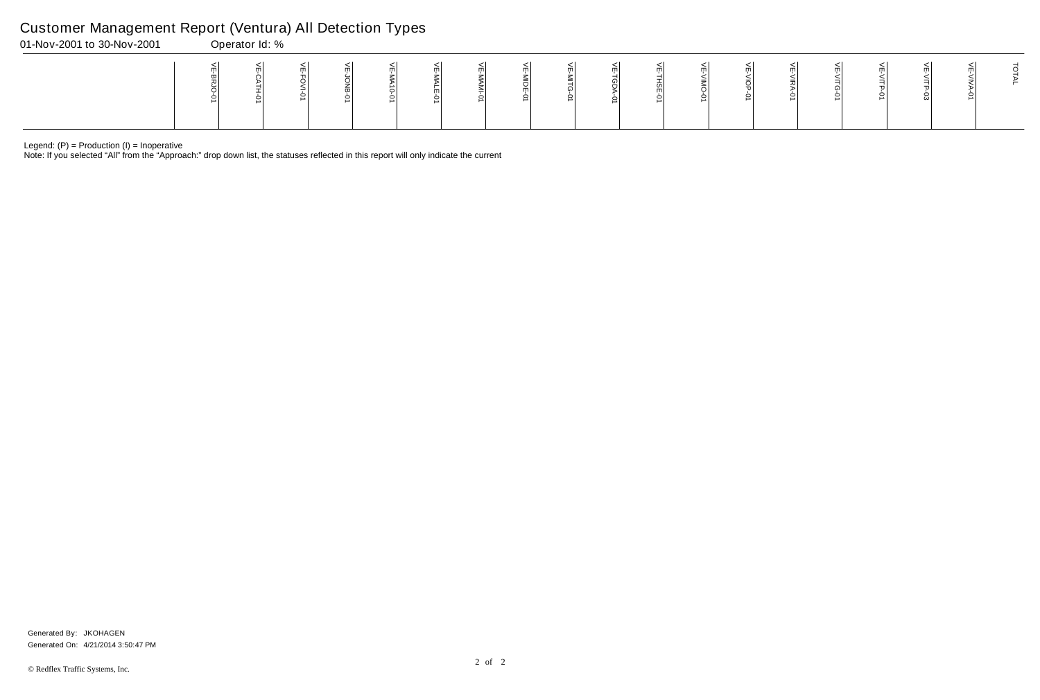# Customer Management Report (Ventura) All Detection Types

01-Nov-2001 to 30-Nov-2001 Operator Id: %

| | VE-BRJO-01 | VE-CATH-01 | VE-FOVI-01 | VE-JONB-01 | VE-MA10-01 | VE-MALE-01 | VE-MAMI-01 | VE-MIDE-01 | VE-MITG-01 | VE-TGDA-01 | VE-THSE-01 | VE-VIMO-01 | VE-VIOP-01 | VE-VIRA-01 | VE-VITG-01 | VE-VITP-01 | VE-VITP-03 | VE-VIVA-01 | TOTAL |
|---|---|---|---|---|---|---|---|---|---|---|---|---|---|---|---|---|---|---|---|

Legend: (P) = Production (I) = Inoperative

Note: If you selected "All" from the "Approach:" drop down list, the statuses reflected in this report will only indicate the current

Generated By: JKOHAGEN

Generated On: 4/21/2014 3:50:47 PM

© Redflex Traffic Systems, Inc.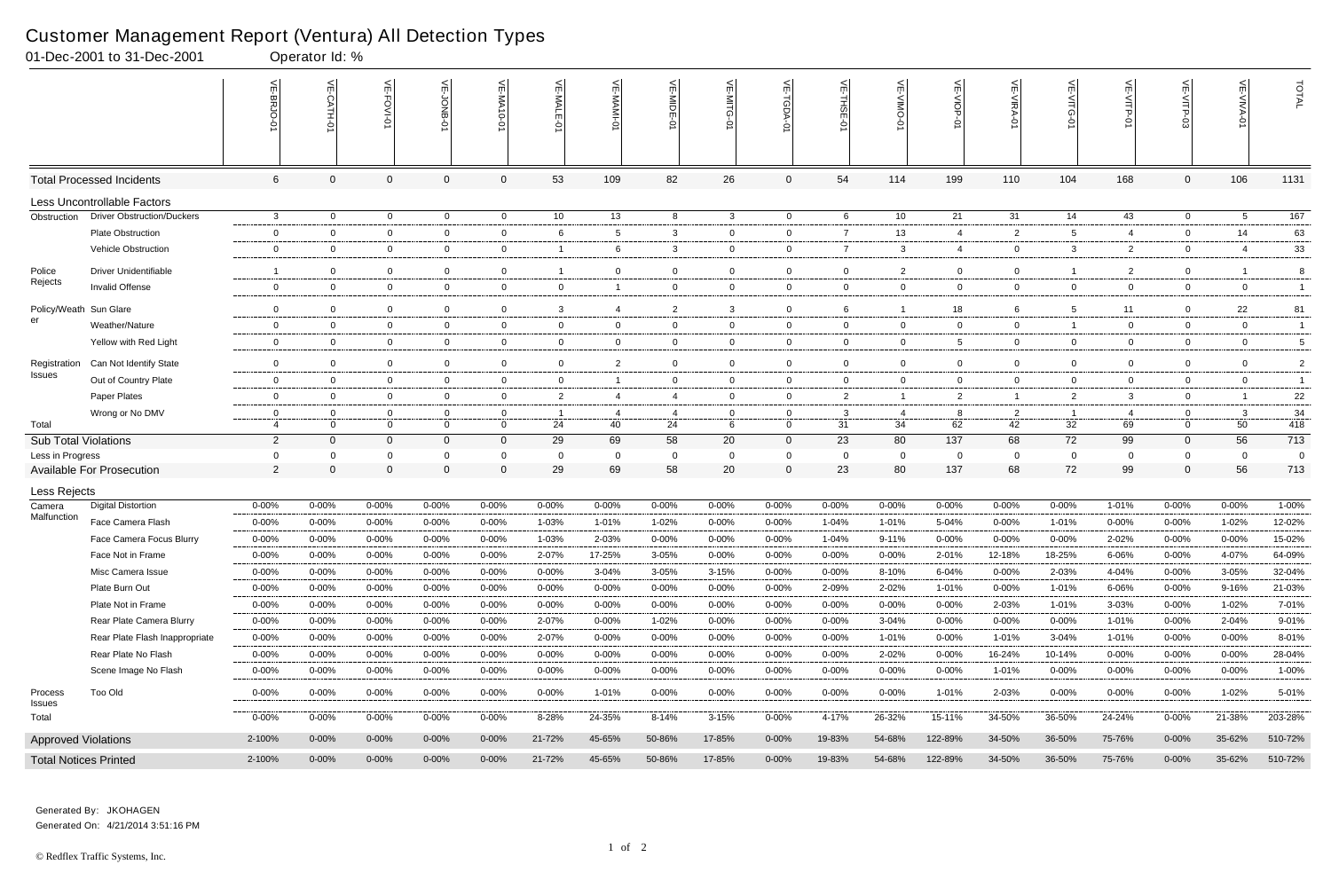# Customer Management Report (Ventura) All Detection Types

01-Dec-2001 to 31-Dec-2001 Operator Id: %

| | | VE-BRJO-01 | VE-CATH-01 | VE-FOVI-01 | VE-JONB-01 | VE-MA10-01 | VE-MALE-01 | VE-MAMI-01 | VE-MIDE-01 | VE-MITG-01 | VE-TGDA-01 | VE-THSE-01 | VE-VIMO-01 | VE-VIOP-01 | VE-VIRA-01 | VE-VITG-01 | VE-VITP-01 | VE-VITP-03 | VE-VIVA-01 | TOTAL |
|---|---|---|---|---|---|---|---|---|---|---|---|---|---|---|---|---|---|---|---|---|
| **Total Processed Incidents** | | 6 | 0 | 0 | 0 | 0 | 53 | 109 | 82 | 26 | 0 | 54 | 114 | 199 | 110 | 104 | 168 | 0 | 106 | 1131 |
| **Less Uncontrollable Factors** | | | | | | | | | | | | | | | | | | | | |
| Obstruction | Driver Obstruction/Duckers | 3 | 0 | 0 | 0 | 0 | 10 | 13 | 8 | 3 | 0 | 6 | 10 | 21 | 31 | 14 | 43 | 0 | 5 | 167 |
| | Plate Obstruction | 0 | 0 | 0 | 0 | 0 | 6 | 5 | 3 | 0 | 0 | 7 | 13 | 4 | 2 | 5 | 4 | 0 | 14 | 63 |
| | Vehicle Obstruction | 0 | 0 | 0 | 0 | 0 | 1 | 6 | 3 | 0 | 0 | 7 | 3 | 4 | 0 | 3 | 2 | 0 | 4 | 33 |
| Police Rejects | Driver Unidentifiable | 1 | 0 | 0 | 0 | 0 | 1 | 0 | 0 | 0 | 0 | 0 | 2 | 0 | 0 | 1 | 2 | 0 | 1 | 8 |
| | Invalid Offense | 0 | 0 | 0 | 0 | 0 | 0 | 1 | 0 | 0 | 0 | 0 | 0 | 0 | 0 | 0 | 0 | 0 | 0 | 1 |
| Policy/Weather | Sun Glare | 0 | 0 | 0 | 0 | 0 | 3 | 4 | 2 | 3 | 0 | 6 | 1 | 18 | 6 | 5 | 11 | 0 | 22 | 81 |
| | Weather/Nature | 0 | 0 | 0 | 0 | 0 | 0 | 0 | 0 | 0 | 0 | 0 | 0 | 0 | 0 | 1 | 0 | 0 | 0 | 1 |
| | Yellow with Red Light | 0 | 0 | 0 | 0 | 0 | 0 | 0 | 0 | 0 | 0 | 0 | 0 | 5 | 0 | 0 | 0 | 0 | 0 | 5 |
| Registration Issues | Can Not Identify State | 0 | 0 | 0 | 0 | 0 | 0 | 2 | 0 | 0 | 0 | 0 | 0 | 0 | 0 | 0 | 0 | 0 | 0 | 2 |
| | Out of Country Plate | 0 | 0 | 0 | 0 | 0 | 0 | 1 | 0 | 0 | 0 | 0 | 0 | 0 | 0 | 0 | 0 | 0 | 0 | 1 |
| | Paper Plates | 0 | 0 | 0 | 0 | 0 | 2 | 4 | 4 | 0 | 0 | 2 | 1 | 2 | 1 | 2 | 3 | 0 | 1 | 22 |
| | Wrong or No DMV | 0 | 0 | 0 | 0 | 0 | 1 | 4 | 4 | 0 | 0 | 3 | 4 | 8 | 2 | 1 | 4 | 0 | 3 | 34 |
| Total | | 4 | 0 | 0 | 0 | 0 | 24 | 40 | 24 | 6 | 0 | 31 | 34 | 62 | 42 | 32 | 69 | 0 | 50 | 418 |
| **Sub Total Violations** | | 2 | 0 | 0 | 0 | 0 | 29 | 69 | 58 | 20 | 0 | 23 | 80 | 137 | 68 | 72 | 99 | 0 | 56 | 713 |
| Less in Progress | | 0 | 0 | 0 | 0 | 0 | 0 | 0 | 0 | 0 | 0 | 0 | 0 | 0 | 0 | 0 | 0 | 0 | 0 | 0 |
| **Available For Prosecution** | | 2 | 0 | 0 | 0 | 0 | 29 | 69 | 58 | 20 | 0 | 23 | 80 | 137 | 68 | 72 | 99 | 0 | 56 | 713 |
| **Less Rejects** | | | | | | | | | | | | | | | | | | | | |
| Camera Malfunction | Digital Distortion | 0-00% | 0-00% | 0-00% | 0-00% | 0-00% | 0-00% | 0-00% | 0-00% | 0-00% | 0-00% | 0-00% | 0-00% | 0-00% | 0-00% | 0-00% | 1-01% | 0-00% | 0-00% | 1-00% |
| | Face Camera Flash | 0-00% | 0-00% | 0-00% | 0-00% | 0-00% | 1-03% | 1-01% | 1-02% | 0-00% | 0-00% | 1-04% | 1-01% | 5-04% | 0-00% | 1-01% | 0-00% | 0-00% | 1-02% | 12-02% |
| | Face Camera Focus Blurry | 0-00% | 0-00% | 0-00% | 0-00% | 0-00% | 1-03% | 2-03% | 0-00% | 0-00% | 0-00% | 1-04% | 9-11% | 0-00% | 0-00% | 0-00% | 2-02% | 0-00% | 0-00% | 15-02% |
| | Face Not in Frame | 0-00% | 0-00% | 0-00% | 0-00% | 0-00% | 2-07% | 17-25% | 3-05% | 0-00% | 0-00% | 0-00% | 0-00% | 2-01% | 12-18% | 18-25% | 6-06% | 0-00% | 4-07% | 64-09% |
| | Misc Camera Issue | 0-00% | 0-00% | 0-00% | 0-00% | 0-00% | 0-00% | 3-04% | 3-05% | 3-15% | 0-00% | 0-00% | 8-10% | 6-04% | 0-00% | 2-03% | 4-04% | 0-00% | 3-05% | 32-04% |
| | Plate Burn Out | 0-00% | 0-00% | 0-00% | 0-00% | 0-00% | 0-00% | 0-00% | 0-00% | 0-00% | 0-00% | 2-09% | 2-02% | 1-01% | 0-00% | 1-01% | 6-06% | 0-00% | 9-16% | 21-03% |
| | Plate Not in Frame | 0-00% | 0-00% | 0-00% | 0-00% | 0-00% | 0-00% | 0-00% | 0-00% | 0-00% | 0-00% | 0-00% | 0-00% | 0-00% | 2-03% | 1-01% | 3-03% | 0-00% | 1-02% | 7-01% |
| | Rear Plate Camera Blurry | 0-00% | 0-00% | 0-00% | 0-00% | 0-00% | 2-07% | 0-00% | 1-02% | 0-00% | 0-00% | 0-00% | 3-04% | 0-00% | 0-00% | 0-00% | 1-01% | 0-00% | 2-04% | 9-01% |
| | Rear Plate Flash Inappropriate | 0-00% | 0-00% | 0-00% | 0-00% | 0-00% | 2-07% | 0-00% | 0-00% | 0-00% | 0-00% | 0-00% | 1-01% | 0-00% | 1-01% | 3-04% | 1-01% | 0-00% | 0-00% | 8-01% |
| | Rear Plate No Flash | 0-00% | 0-00% | 0-00% | 0-00% | 0-00% | 0-00% | 0-00% | 0-00% | 0-00% | 0-00% | 0-00% | 2-02% | 0-00% | 16-24% | 10-14% | 0-00% | 0-00% | 0-00% | 28-04% |
| | Scene Image No Flash | 0-00% | 0-00% | 0-00% | 0-00% | 0-00% | 0-00% | 0-00% | 0-00% | 0-00% | 0-00% | 0-00% | 0-00% | 0-00% | 1-01% | 0-00% | 0-00% | 0-00% | 0-00% | 1-00% |
| Process Issues | Too Old | 0-00% | 0-00% | 0-00% | 0-00% | 0-00% | 0-00% | 1-01% | 0-00% | 0-00% | 0-00% | 0-00% | 0-00% | 1-01% | 2-03% | 0-00% | 0-00% | 0-00% | 1-02% | 5-01% |
| Total | | 0-00% | 0-00% | 0-00% | 0-00% | 0-00% | 8-28% | 24-35% | 8-14% | 3-15% | 0-00% | 4-17% | 26-32% | 15-11% | 34-50% | 36-50% | 24-24% | 0-00% | 21-38% | 203-28% |
| **Approved Violations** | | 2-100% | 0-00% | 0-00% | 0-00% | 0-00% | 21-72% | 45-65% | 50-86% | 17-85% | 0-00% | 19-83% | 54-68% | 122-89% | 34-50% | 36-50% | 75-76% | 0-00% | 35-62% | 510-72% |
| **Total Notices Printed** | | 2-100% | 0-00% | 0-00% | 0-00% | 0-00% | 21-72% | 45-65% | 50-86% | 17-85% | 0-00% | 19-83% | 54-68% | 122-89% | 34-50% | 36-50% | 75-76% | 0-00% | 35-62% | 510-72% |

Generated By: JKOHAGEN
Generated On: 4/21/2014 3:51:16 PM

© Redflex Traffic Systems, Inc.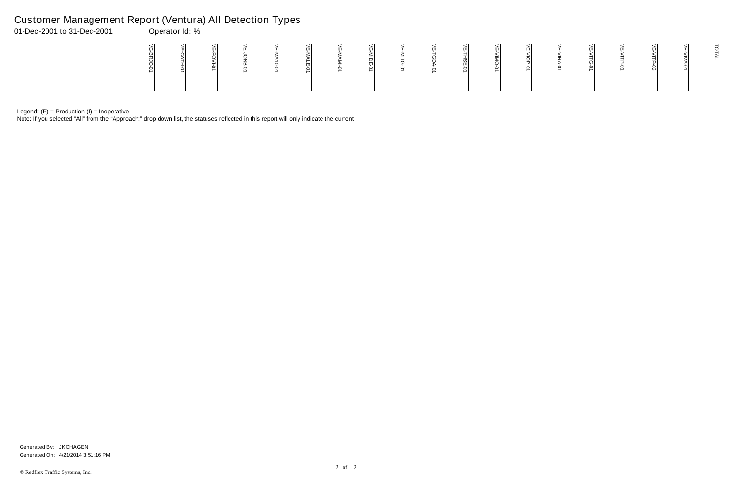# Customer Management Report (Ventura) All Detection Types

01-Dec-2001 to 31-Dec-2001 Operator Id: %

| | VE-BRJO-01 | VE-CATH-01 | VE-FOVI-01 | VE-JONB-01 | VE-MA10-01 | VE-MALE-01 | VE-MAMI-01 | VE-MIDE-01 | VE-MITG-01 | VE-TGDA-01 | VE-THSE-01 | VE-VIMO-01 | VE-VIOP-01 | VE-VIRA-01 | VE-VITG-01 | VE-VITP-01 | VE-VITP-03 | VE-VIVA-01 | TOTAL |
|---|---|---|---|---|---|---|---|---|---|---|---|---|---|---|---|---|---|---|---|

Legend: (P) = Production (I) = Inoperative

Note: If you selected "All" from the "Approach:" drop down list, the statuses reflected in this report will only indicate the current

Generated By: JKOHAGEN

Generated On: 4/21/2014 3:51:16 PM

© Redflex Traffic Systems, Inc.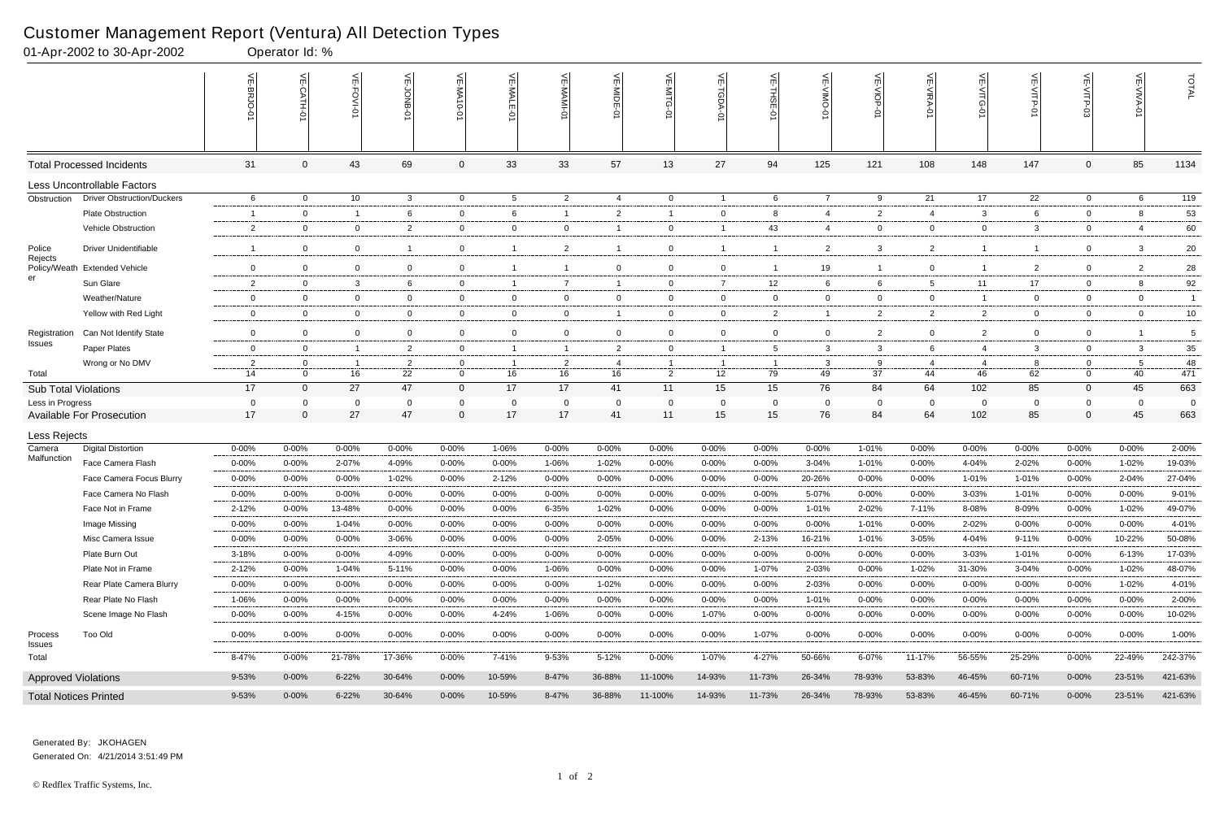# Customer Management Report (Ventura) All Detection Types

01-Apr-2002 to 30-Apr-2002 Operator Id: %

| | | VE-BRJO-01 | VE-CATH-01 | VE-FOVI-01 | VE-JONB-01 | VE-MA10-01 | VE-MALE-01 | VE-MAMI-01 | VE-MIDE-01 | VE-MITG-01 | VE-TGDA-01 | VE-THSE-01 | VE-VIMO-01 | VE-VIOP-01 | VE-VIRA-01 | VE-VITG-01 | VE-VITP-01 | VE-VITP-03 | VE-VIVA-01 | TOTAL |
|---|---|---|---|---|---|---|---|---|---|---|---|---|---|---|---|---|---|---|---|---|
| **Total Processed Incidents** | | 31 | 0 | 43 | 69 | 0 | 33 | 33 | 57 | 13 | 27 | 94 | 125 | 121 | 108 | 148 | 147 | 0 | 85 | 1134 |
| **Less Uncontrollable Factors** | | | | | | | | | | | | | | | | | | | | |
| Obstruction | Driver Obstruction/Duckers | 6 | 0 | 10 | 3 | 0 | 5 | 2 | 4 | 0 | 1 | 6 | 7 | 9 | 21 | 17 | 22 | 0 | 6 | 119 |
| | Plate Obstruction | 1 | 0 | 1 | 6 | 0 | 6 | 1 | 2 | 1 | 0 | 8 | 4 | 2 | 4 | 3 | 6 | 0 | 8 | 53 |
| | Vehicle Obstruction | 2 | 0 | 0 | 2 | 0 | 0 | 0 | 1 | 0 | 1 | 43 | 4 | 0 | 0 | 0 | 3 | 0 | 4 | 60 |
| Police Rejects Policy/Weather | Driver Unidentifiable | 1 | 0 | 0 | 1 | 0 | 1 | 2 | 1 | 0 | 1 | 1 | 2 | 3 | 2 | 1 | 1 | 0 | 3 | 20 |
| | Extended Vehicle | 0 | 0 | 0 | 0 | 0 | 1 | 1 | 0 | 0 | 0 | 1 | 19 | 1 | 0 | 1 | 2 | 0 | 2 | 28 |
| | Sun Glare | 2 | 0 | 3 | 6 | 0 | 1 | 7 | 1 | 0 | 7 | 12 | 6 | 6 | 5 | 11 | 17 | 0 | 8 | 92 |
| | Weather/Nature | 0 | 0 | 0 | 0 | 0 | 0 | 0 | 0 | 0 | 0 | 0 | 0 | 0 | 0 | 1 | 0 | 0 | 0 | 1 |
| | Yellow with Red Light | 0 | 0 | 0 | 0 | 0 | 0 | 0 | 1 | 0 | 0 | 2 | 1 | 2 | 2 | 2 | 0 | 0 | 0 | 10 |
| Registration Issues | Can Not Identify State | 0 | 0 | 0 | 0 | 0 | 0 | 0 | 0 | 0 | 0 | 0 | 0 | 2 | 0 | 2 | 0 | 0 | 1 | 5 |
| | Paper Plates | 0 | 0 | 1 | 2 | 0 | 1 | 1 | 2 | 0 | 1 | 5 | 3 | 3 | 6 | 4 | 3 | 0 | 3 | 35 |
| | Wrong or No DMV | 2 | 0 | 1 | 2 | 0 | 1 | 2 | 4 | 1 | 1 | 1 | 3 | 9 | 4 | 4 | 8 | 0 | 5 | 48 |
| Total | | 14 | 0 | 16 | 22 | 0 | 16 | 16 | 16 | 2 | 12 | 79 | 49 | 37 | 44 | 46 | 62 | 0 | 40 | 471 |
| **Sub Total Violations** | | 17 | 0 | 27 | 47 | 0 | 17 | 17 | 41 | 11 | 15 | 15 | 76 | 84 | 64 | 102 | 85 | 0 | 45 | 663 |
| Less in Progress | | 0 | 0 | 0 | 0 | 0 | 0 | 0 | 0 | 0 | 0 | 0 | 0 | 0 | 0 | 0 | 0 | 0 | 0 | 0 |
| **Available For Prosecution** | | 17 | 0 | 27 | 47 | 0 | 17 | 17 | 41 | 11 | 15 | 15 | 76 | 84 | 64 | 102 | 85 | 0 | 45 | 663 |
| **Less Rejects** | | | | | | | | | | | | | | | | | | | | |
| Camera Malfunction | Digital Distortion | 0-00% | 0-00% | 0-00% | 0-00% | 0-00% | 1-06% | 0-00% | 0-00% | 0-00% | 0-00% | 0-00% | 0-00% | 1-01% | 0-00% | 0-00% | 0-00% | 0-00% | 0-00% | 2-00% |
| | Face Camera Flash | 0-00% | 0-00% | 2-07% | 4-09% | 0-00% | 0-00% | 1-06% | 1-02% | 0-00% | 0-00% | 0-00% | 3-04% | 1-01% | 0-00% | 4-04% | 2-02% | 0-00% | 1-02% | 19-03% |
| | Face Camera Focus Blurry | 0-00% | 0-00% | 0-00% | 1-02% | 0-00% | 2-12% | 0-00% | 0-00% | 0-00% | 0-00% | 0-00% | 20-26% | 0-00% | 0-00% | 1-01% | 1-01% | 0-00% | 2-04% | 27-04% |
| | Face Camera No Flash | 0-00% | 0-00% | 0-00% | 0-00% | 0-00% | 0-00% | 0-00% | 0-00% | 0-00% | 0-00% | 0-00% | 5-07% | 0-00% | 0-00% | 3-03% | 1-01% | 0-00% | 0-00% | 9-01% |
| | Face Not in Frame | 2-12% | 0-00% | 13-48% | 0-00% | 0-00% | 0-00% | 6-35% | 1-02% | 0-00% | 0-00% | 0-00% | 1-01% | 2-02% | 7-11% | 8-08% | 8-09% | 0-00% | 1-02% | 49-07% |
| | Image Missing | 0-00% | 0-00% | 1-04% | 0-00% | 0-00% | 0-00% | 0-00% | 0-00% | 0-00% | 0-00% | 0-00% | 0-00% | 1-01% | 0-00% | 2-02% | 0-00% | 0-00% | 0-00% | 4-01% |
| | Misc Camera Issue | 0-00% | 0-00% | 0-00% | 3-06% | 0-00% | 0-00% | 0-00% | 2-05% | 0-00% | 0-00% | 2-13% | 16-21% | 1-01% | 3-05% | 4-04% | 9-11% | 0-00% | 10-22% | 50-08% |
| | Plate Burn Out | 3-18% | 0-00% | 0-00% | 4-09% | 0-00% | 0-00% | 0-00% | 0-00% | 0-00% | 0-00% | 0-00% | 0-00% | 0-00% | 0-00% | 3-03% | 1-01% | 0-00% | 6-13% | 17-03% |
| | Plate Not in Frame | 2-12% | 0-00% | 1-04% | 5-11% | 0-00% | 0-00% | 1-06% | 0-00% | 0-00% | 0-00% | 1-07% | 2-03% | 0-00% | 1-02% | 31-30% | 3-04% | 0-00% | 1-02% | 48-07% |
| | Rear Plate Camera Blurry | 0-00% | 0-00% | 0-00% | 0-00% | 0-00% | 0-00% | 0-00% | 1-02% | 0-00% | 0-00% | 0-00% | 2-03% | 0-00% | 0-00% | 0-00% | 0-00% | 0-00% | 1-02% | 4-01% |
| | Rear Plate No Flash | 1-06% | 0-00% | 0-00% | 0-00% | 0-00% | 0-00% | 0-00% | 0-00% | 0-00% | 0-00% | 0-00% | 1-01% | 0-00% | 0-00% | 0-00% | 0-00% | 0-00% | 0-00% | 2-00% |
| | Scene Image No Flash | 0-00% | 0-00% | 4-15% | 0-00% | 0-00% | 4-24% | 1-06% | 0-00% | 0-00% | 1-07% | 0-00% | 0-00% | 0-00% | 0-00% | 0-00% | 0-00% | 0-00% | 0-00% | 10-02% |
| Process Issues | Too Old | 0-00% | 0-00% | 0-00% | 0-00% | 0-00% | 0-00% | 0-00% | 0-00% | 0-00% | 0-00% | 1-07% | 0-00% | 0-00% | 0-00% | 0-00% | 0-00% | 0-00% | 0-00% | 1-00% |
| Total | | 8-47% | 0-00% | 21-78% | 17-36% | 0-00% | 7-41% | 9-53% | 5-12% | 0-00% | 1-07% | 4-27% | 50-66% | 6-07% | 11-17% | 56-55% | 25-29% | 0-00% | 22-49% | 242-37% |
| **Approved Violations** | | 9-53% | 0-00% | 6-22% | 30-64% | 0-00% | 10-59% | 8-47% | 36-88% | 11-100% | 14-93% | 11-73% | 26-34% | 78-93% | 53-83% | 46-45% | 60-71% | 0-00% | 23-51% | 421-63% |
| **Total Notices Printed** | | 9-53% | 0-00% | 6-22% | 30-64% | 0-00% | 10-59% | 8-47% | 36-88% | 11-100% | 14-93% | 11-73% | 26-34% | 78-93% | 53-83% | 46-45% | 60-71% | 0-00% | 23-51% | 421-63% |

Generated By: JKOHAGEN

Generated On: 4/21/2014 3:51:49 PM

© Redflex Traffic Systems, Inc.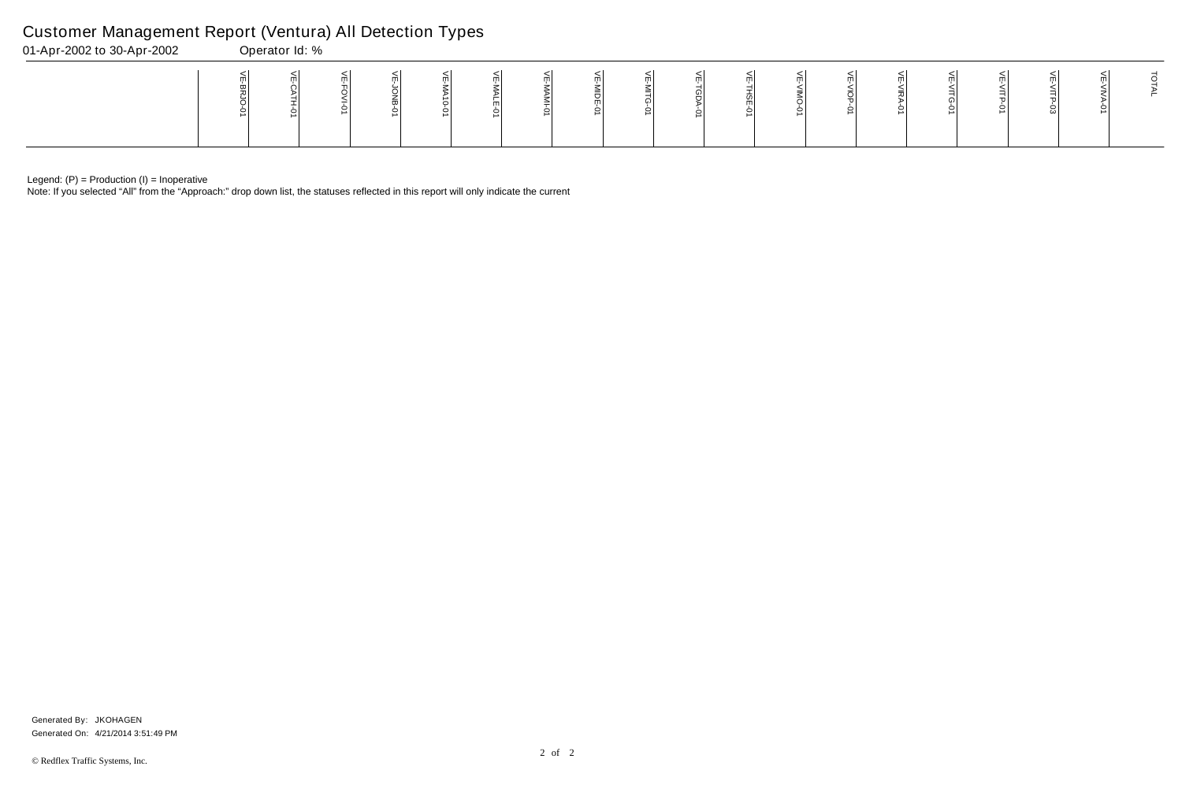# Customer Management Report (Ventura) All Detection Types

01-Apr-2002 to 30-Apr-2002 Operator Id: %

| | VE-BRJO-01 | VE-CATH-01 | VE-FOVI-01 | VE-JONB-01 | VE-MA10-01 | VE-MALE-01 | VE-MAMI-01 | VE-MIDE-01 | VE-MITG-01 | VE-TGDA-01 | VE-THSE-01 | VE-VIMO-01 | VE-VIOP-01 | VE-VIRA-01 | VE-VITG-01 | VE-VITP-01 | VE-VITP-03 | VE-VIVA-01 | TOTAL |
|---|---|---|---|---|---|---|---|---|---|---|---|---|---|---|---|---|---|---|---|

Legend: (P) = Production (I) = Inoperative

Note: If you selected “All” from the “Approach:” drop down list, the statuses reflected in this report will only indicate the current

Generated By: JKOHAGEN

Generated On: 4/21/2014 3:51:49 PM

© Redflex Traffic Systems, Inc.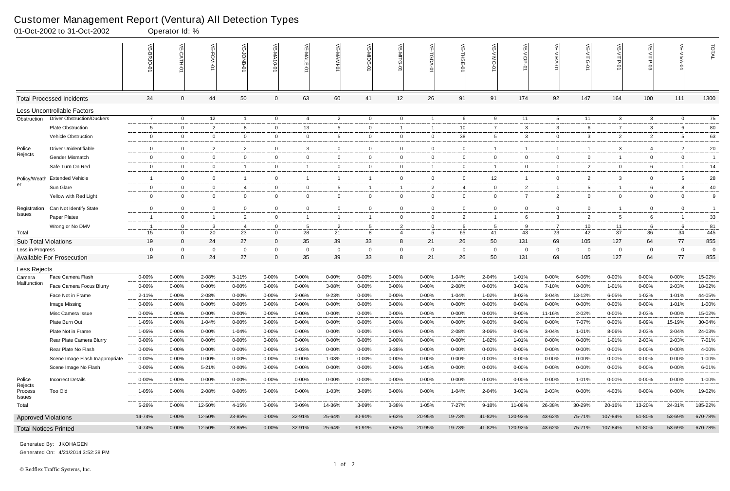# Customer Management Report (Ventura) All Detection Types

01-Oct-2002 to 31-Oct-2002 Operator Id: %

| | | VE-BRJO-01 | VE-CATH-01 | VE-FOVI-01 | VE-JONB-01 | VE-MA10-01 | VE-MALE-01 | VE-MAMI-01 | VE-MIDE-01 | VE-MITG-01 | VE-TGDA-01 | VE-THSE-01 | VE-VIMO-01 | VE-VIOP-01 | VE-VIRA-01 | VE-VITG-01 | VE-VITP-01 | VE-VITP-03 | VE-VIVA-01 | TOTAL |
|---|---|---|---|---|---|---|---|---|---|---|---|---|---|---|---|---|---|---|---|---|
| **Total Processed Incidents** | | 34 | 0 | 44 | 50 | 0 | 63 | 60 | 41 | 12 | 26 | 91 | 91 | 174 | 92 | 147 | 164 | 100 | 111 | 1300 |
| **Less Uncontrollable Factors** | | | | | | | | | | | | | | | | | | | | |
| Obstruction | Driver Obstruction/Duckers | 7 | 0 | 12 | 1 | 0 | 4 | 2 | 0 | 0 | 1 | 6 | 9 | 11 | 5 | 11 | 3 | 3 | 0 | 75 |
| | Plate Obstruction | 5 | 0 | 2 | 8 | 0 | 13 | 5 | 0 | 1 | 1 | 10 | 7 | 3 | 3 | 6 | 7 | 3 | 6 | 80 |
| | Vehicle Obstruction | 0 | 0 | 0 | 0 | 0 | 0 | 5 | 0 | 0 | 0 | 38 | 5 | 3 | 0 | 3 | 2 | 2 | 5 | 63 |
| Police Rejects | Driver Unidentifiable | 0 | 0 | 2 | 2 | 0 | 3 | 0 | 0 | 0 | 0 | 0 | 1 | 1 | 1 | 1 | 3 | 4 | 2 | 20 |
| | Gender Mismatch | 0 | 0 | 0 | 0 | 0 | 0 | 0 | 0 | 0 | 0 | 0 | 0 | 0 | 0 | 0 | 1 | 0 | 0 | 1 |
| | Safe Turn On Red | 0 | 0 | 0 | 1 | 0 | 1 | 0 | 0 | 0 | 1 | 0 | 1 | 0 | 1 | 2 | 0 | 6 | 1 | 14 |
| Policy/Weather | Extended Vehicle | 1 | 0 | 0 | 1 | 0 | 1 | 1 | 1 | 0 | 0 | 0 | 12 | 1 | 0 | 2 | 3 | 0 | 5 | 28 |
| | Sun Glare | 0 | 0 | 0 | 4 | 0 | 0 | 5 | 1 | 1 | 2 | 4 | 0 | 2 | 1 | 5 | 1 | 6 | 8 | 40 |
| | Yellow with Red Light | 0 | 0 | 0 | 0 | 0 | 0 | 0 | 0 | 0 | 0 | 0 | 0 | 7 | 2 | 0 | 0 | 0 | 0 | 9 |
| Registration Issues | Can Not Identify State | 0 | 0 | 0 | 0 | 0 | 0 | 0 | 0 | 0 | 0 | 0 | 0 | 0 | 0 | 0 | 1 | 0 | 0 | 1 |
| | Paper Plates | 1 | 0 | 1 | 2 | 0 | 1 | 1 | 1 | 0 | 0 | 2 | 1 | 6 | 3 | 2 | 5 | 6 | 1 | 33 |
| | Wrong or No DMV | 1 | 0 | 3 | 4 | 0 | 5 | 2 | 5 | 2 | 0 | 5 | 5 | 9 | 7 | 10 | 11 | 6 | 6 | 81 |
| Total | | 15 | 0 | 20 | 23 | 0 | 28 | 21 | 8 | 4 | 5 | 65 | 41 | 43 | 23 | 42 | 37 | 36 | 34 | 445 |
| **Sub Total Violations** | | 19 | 0 | 24 | 27 | 0 | 35 | 39 | 33 | 8 | 21 | 26 | 50 | 131 | 69 | 105 | 127 | 64 | 77 | 855 |
| Less in Progress | | 0 | 0 | 0 | 0 | 0 | 0 | 0 | 0 | 0 | 0 | 0 | 0 | 0 | 0 | 0 | 0 | 0 | 0 | 0 |
| **Available For Prosecution** | | 19 | 0 | 24 | 27 | 0 | 35 | 39 | 33 | 8 | 21 | 26 | 50 | 131 | 69 | 105 | 127 | 64 | 77 | 855 |
| **Less Rejects** | | | | | | | | | | | | | | | | | | | | |
| Camera Malfunction | Face Camera Flash | 0-00% | 0-00% | 2-08% | 3-11% | 0-00% | 0-00% | 0-00% | 0-00% | 0-00% | 0-00% | 1-04% | 2-04% | 1-01% | 0-00% | 6-06% | 0-00% | 0-00% | 0-00% | 15-02% |
| | Face Camera Focus Blurry | 0-00% | 0-00% | 0-00% | 0-00% | 0-00% | 0-00% | 3-08% | 0-00% | 0-00% | 0-00% | 2-08% | 0-00% | 3-02% | 7-10% | 0-00% | 1-01% | 0-00% | 2-03% | 18-02% |
| | Face Not in Frame | 2-11% | 0-00% | 2-08% | 0-00% | 0-00% | 2-06% | 9-23% | 0-00% | 0-00% | 0-00% | 1-04% | 1-02% | 3-02% | 3-04% | 13-12% | 6-05% | 1-02% | 1-01% | 44-05% |
| | Image Missing | 0-00% | 0-00% | 0-00% | 0-00% | 0-00% | 0-00% | 0-00% | 0-00% | 0-00% | 0-00% | 0-00% | 0-00% | 0-00% | 0-00% | 0-00% | 0-00% | 0-00% | 1-01% | 1-00% |
| | Misc Camera Issue | 0-00% | 0-00% | 0-00% | 0-00% | 0-00% | 0-00% | 0-00% | 0-00% | 0-00% | 0-00% | 0-00% | 0-00% | 0-00% | 11-16% | 2-02% | 0-00% | 2-03% | 0-00% | 15-02% |
| | Plate Burn Out | 1-05% | 0-00% | 1-04% | 0-00% | 0-00% | 0-00% | 0-00% | 0-00% | 0-00% | 0-00% | 0-00% | 0-00% | 0-00% | 0-00% | 7-07% | 0-00% | 6-09% | 15-19% | 30-04% |
| | Plate Not in Frame | 1-05% | 0-00% | 0-00% | 1-04% | 0-00% | 0-00% | 0-00% | 0-00% | 0-00% | 0-00% | 2-08% | 3-06% | 0-00% | 3-04% | 1-01% | 8-06% | 2-03% | 3-04% | 24-03% |
| | Rear Plate Camera Blurry | 0-00% | 0-00% | 0-00% | 0-00% | 0-00% | 0-00% | 0-00% | 0-00% | 0-00% | 0-00% | 0-00% | 1-02% | 1-01% | 0-00% | 0-00% | 1-01% | 2-03% | 2-03% | 7-01% |
| | Rear Plate No Flash | 0-00% | 0-00% | 0-00% | 0-00% | 0-00% | 1-03% | 0-00% | 0-00% | 3-38% | 0-00% | 0-00% | 0-00% | 0-00% | 0-00% | 0-00% | 0-00% | 0-00% | 0-00% | 4-00% |
| | Scene Image Flash Inappropriate | 0-00% | 0-00% | 0-00% | 0-00% | 0-00% | 0-00% | 1-03% | 0-00% | 0-00% | 0-00% | 0-00% | 0-00% | 0-00% | 0-00% | 0-00% | 0-00% | 0-00% | 0-00% | 1-00% |
| | Scene Image No Flash | 0-00% | 0-00% | 5-21% | 0-00% | 0-00% | 0-00% | 0-00% | 0-00% | 0-00% | 1-05% | 0-00% | 0-00% | 0-00% | 0-00% | 0-00% | 0-00% | 0-00% | 0-00% | 6-01% |
| Police Rejects | Incorrect Details | 0-00% | 0-00% | 0-00% | 0-00% | 0-00% | 0-00% | 0-00% | 0-00% | 0-00% | 0-00% | 0-00% | 0-00% | 0-00% | 0-00% | 1-01% | 0-00% | 0-00% | 0-00% | 1-00% |
| Process Issues | Too Old | 1-05% | 0-00% | 2-08% | 0-00% | 0-00% | 0-00% | 1-03% | 3-09% | 0-00% | 0-00% | 1-04% | 2-04% | 3-02% | 2-03% | 0-00% | 4-03% | 0-00% | 0-00% | 19-02% |
| Total | | 5-26% | 0-00% | 12-50% | 4-15% | 0-00% | 3-09% | 14-36% | 3-09% | 3-38% | 1-05% | 7-27% | 9-18% | 11-08% | 26-38% | 30-29% | 20-16% | 13-20% | 24-31% | 185-22% |
| **Approved Violations** | | 14-74% | 0-00% | 12-50% | 23-85% | 0-00% | 32-91% | 25-64% | 30-91% | 5-62% | 20-95% | 19-73% | 41-82% | 120-92% | 43-62% | 75-71% | 107-84% | 51-80% | 53-69% | 670-78% |
| **Total Notices Printed** | | 14-74% | 0-00% | 12-50% | 23-85% | 0-00% | 32-91% | 25-64% | 30-91% | 5-62% | 20-95% | 19-73% | 41-82% | 120-92% | 43-62% | 75-71% | 107-84% | 51-80% | 53-69% | 670-78% |

Generated By: JKOHAGEN

Generated On: 4/21/2014 3:52:38 PM

© Redflex Traffic Systems, Inc.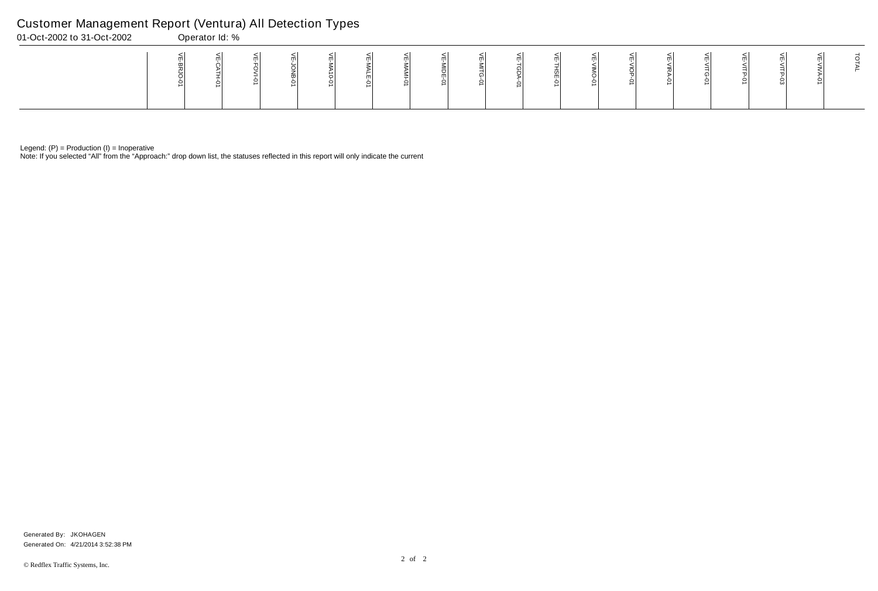# Customer Management Report (Ventura) All Detection Types

01-Oct-2002 to 31-Oct-2002 Operator Id: %

| | VE-BRJO-01 | VE-CATH-01 | VE-FOVI-01 | VE-JONB-01 | VE-MA10-01 | VE-MALE-01 | VE-MAMI-01 | VE-MIDE-01 | VE-MITG-01 | VE-TGDA-01 | VE-THSE-01 | VE-VIMO-01 | VE-VIOP-01 | VE-VIRA-01 | VE-VITG-01 | VE-VITP-01 | VE-VITP-03 | VE-VIVA-01 | TOTAL |
|---|---|---|---|---|---|---|---|---|---|---|---|---|---|---|---|---|---|---|---|

Legend: (P) = Production (I) = Inoperative

Note: If you selected "All" from the "Approach:" drop down list, the statuses reflected in this report will only indicate the current

Generated By: JKOHAGEN

Generated On: 4/21/2014 3:52:38 PM

© Redflex Traffic Systems, Inc.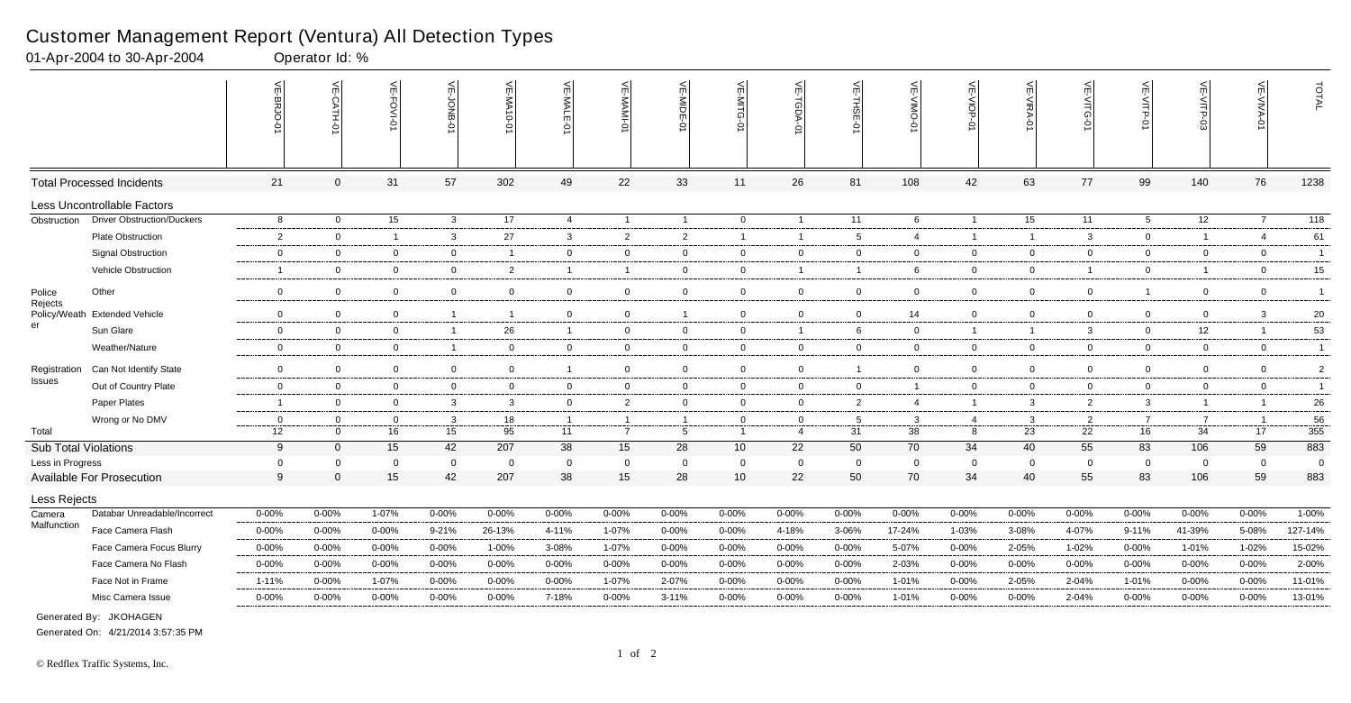# Customer Management Report (Ventura) All Detection Types

01-Apr-2004 to 30-Apr-2004 &nbsp;&nbsp;&nbsp;&nbsp; Operator Id: %

| | | VE-BRJO-01 | VE-CATH-01 | VE-FOVI-01 | VE-JONB-01 | VE-MA10-01 | VE-MALE-01 | VE-MAMI-01 | VE-MIDE-01 | VE-MITG-01 | VE-TGDA-01 | VE-THSE-01 | VE-VIMO-01 | VE-VIOP-01 | VE-VIRA-01 | VE-VITG-01 | VE-VITP-01 | VE-VITP-03 | VE-VIVA-01 | TOTAL |
|---|---|---|---|---|---|---|---|---|---|---|---|---|---|---|---|---|---|---|---|---|
| **Total Processed Incidents** | | 21 | 0 | 31 | 57 | 302 | 49 | 22 | 33 | 11 | 26 | 81 | 108 | 42 | 63 | 77 | 99 | 140 | 76 | 1238 |
| **Less Uncontrollable Factors** | | | | | | | | | | | | | | | | | | | | |
| Obstruction | Driver Obstruction/Duckers | 8 | 0 | 15 | 3 | 17 | 4 | 1 | 1 | 0 | 1 | 11 | 6 | 1 | 15 | 11 | 5 | 12 | 7 | 118 |
| | Plate Obstruction | 2 | 0 | 1 | 3 | 27 | 3 | 2 | 2 | 1 | 1 | 5 | 4 | 1 | 1 | 3 | 0 | 1 | 4 | 61 |
| | Signal Obstruction | 0 | 0 | 0 | 0 | 1 | 0 | 0 | 0 | 0 | 0 | 0 | 0 | 0 | 0 | 0 | 0 | 0 | 0 | 1 |
| | Vehicle Obstruction | 1 | 0 | 0 | 0 | 2 | 1 | 1 | 0 | 0 | 1 | 1 | 6 | 0 | 0 | 1 | 0 | 1 | 0 | 15 |
| Police Rejects | Other | 0 | 0 | 0 | 0 | 0 | 0 | 0 | 0 | 0 | 0 | 0 | 0 | 0 | 0 | 0 | 1 | 0 | 0 | 1 |
| Policy/Weather | Extended Vehicle | 0 | 0 | 0 | 1 | 1 | 0 | 0 | 1 | 0 | 0 | 0 | 14 | 0 | 0 | 0 | 0 | 0 | 3 | 20 |
| | Sun Glare | 0 | 0 | 0 | 1 | 26 | 1 | 0 | 0 | 0 | 1 | 6 | 0 | 1 | 1 | 3 | 0 | 12 | 1 | 53 |
| | Weather/Nature | 0 | 0 | 0 | 1 | 0 | 0 | 0 | 0 | 0 | 0 | 0 | 0 | 0 | 0 | 0 | 0 | 0 | 0 | 1 |
| Registration Issues | Can Not Identify State | 0 | 0 | 0 | 0 | 0 | 1 | 0 | 0 | 0 | 0 | 1 | 0 | 0 | 0 | 0 | 0 | 0 | 0 | 2 |
| | Out of Country Plate | 0 | 0 | 0 | 0 | 0 | 0 | 0 | 0 | 0 | 0 | 0 | 1 | 0 | 0 | 0 | 0 | 0 | 0 | 1 |
| | Paper Plates | 1 | 0 | 0 | 3 | 3 | 0 | 2 | 0 | 0 | 0 | 2 | 4 | 1 | 3 | 2 | 3 | 1 | 1 | 26 |
| | Wrong or No DMV | 0 | 0 | 0 | 3 | 18 | 1 | 1 | 1 | 0 | 0 | 5 | 3 | 4 | 3 | 2 | 7 | 7 | 1 | 56 |
| Total | | 12 | 0 | 16 | 15 | 95 | 11 | 7 | 5 | 1 | 4 | 31 | 38 | 8 | 23 | 22 | 16 | 34 | 17 | 355 |
| **Sub Total Violations** | | 9 | 0 | 15 | 42 | 207 | 38 | 15 | 28 | 10 | 22 | 50 | 70 | 34 | 40 | 55 | 83 | 106 | 59 | 883 |
| Less in Progress | | 0 | 0 | 0 | 0 | 0 | 0 | 0 | 0 | 0 | 0 | 0 | 0 | 0 | 0 | 0 | 0 | 0 | 0 | 0 |
| **Available For Prosecution** | | 9 | 0 | 15 | 42 | 207 | 38 | 15 | 28 | 10 | 22 | 50 | 70 | 34 | 40 | 55 | 83 | 106 | 59 | 883 |
| **Less Rejects** | | | | | | | | | | | | | | | | | | | | |
| Camera Malfunction | Databar Unreadable/Incorrect | 0-00% | 0-00% | 1-07% | 0-00% | 0-00% | 0-00% | 0-00% | 0-00% | 0-00% | 0-00% | 0-00% | 0-00% | 0-00% | 0-00% | 0-00% | 0-00% | 0-00% | 0-00% | 1-00% |
| | Face Camera Flash | 0-00% | 0-00% | 0-00% | 9-21% | 26-13% | 4-11% | 1-07% | 0-00% | 0-00% | 4-18% | 3-06% | 17-24% | 1-03% | 3-08% | 4-07% | 9-11% | 41-39% | 5-08% | 127-14% |
| | Face Camera Focus Blurry | 0-00% | 0-00% | 0-00% | 0-00% | 1-00% | 3-08% | 1-07% | 0-00% | 0-00% | 0-00% | 0-00% | 5-07% | 0-00% | 2-05% | 1-02% | 0-00% | 1-01% | 1-02% | 15-02% |
| | Face Camera No Flash | 0-00% | 0-00% | 0-00% | 0-00% | 0-00% | 0-00% | 0-00% | 0-00% | 0-00% | 0-00% | 0-00% | 2-03% | 0-00% | 0-00% | 0-00% | 0-00% | 0-00% | 0-00% | 2-00% |
| | Face Not in Frame | 1-11% | 0-00% | 1-07% | 0-00% | 0-00% | 0-00% | 1-07% | 2-07% | 0-00% | 0-00% | 0-00% | 1-01% | 0-00% | 2-05% | 2-04% | 1-01% | 0-00% | 0-00% | 11-01% |
| | Misc Camera Issue | 0-00% | 0-00% | 0-00% | 0-00% | 0-00% | 7-18% | 0-00% | 3-11% | 0-00% | 0-00% | 0-00% | 1-01% | 0-00% | 0-00% | 2-04% | 0-00% | 0-00% | 0-00% | 13-01% |

Generated By: JKOHAGEN

Generated On: 4/21/2014 3:57:35 PM

© Redflex Traffic Systems, Inc.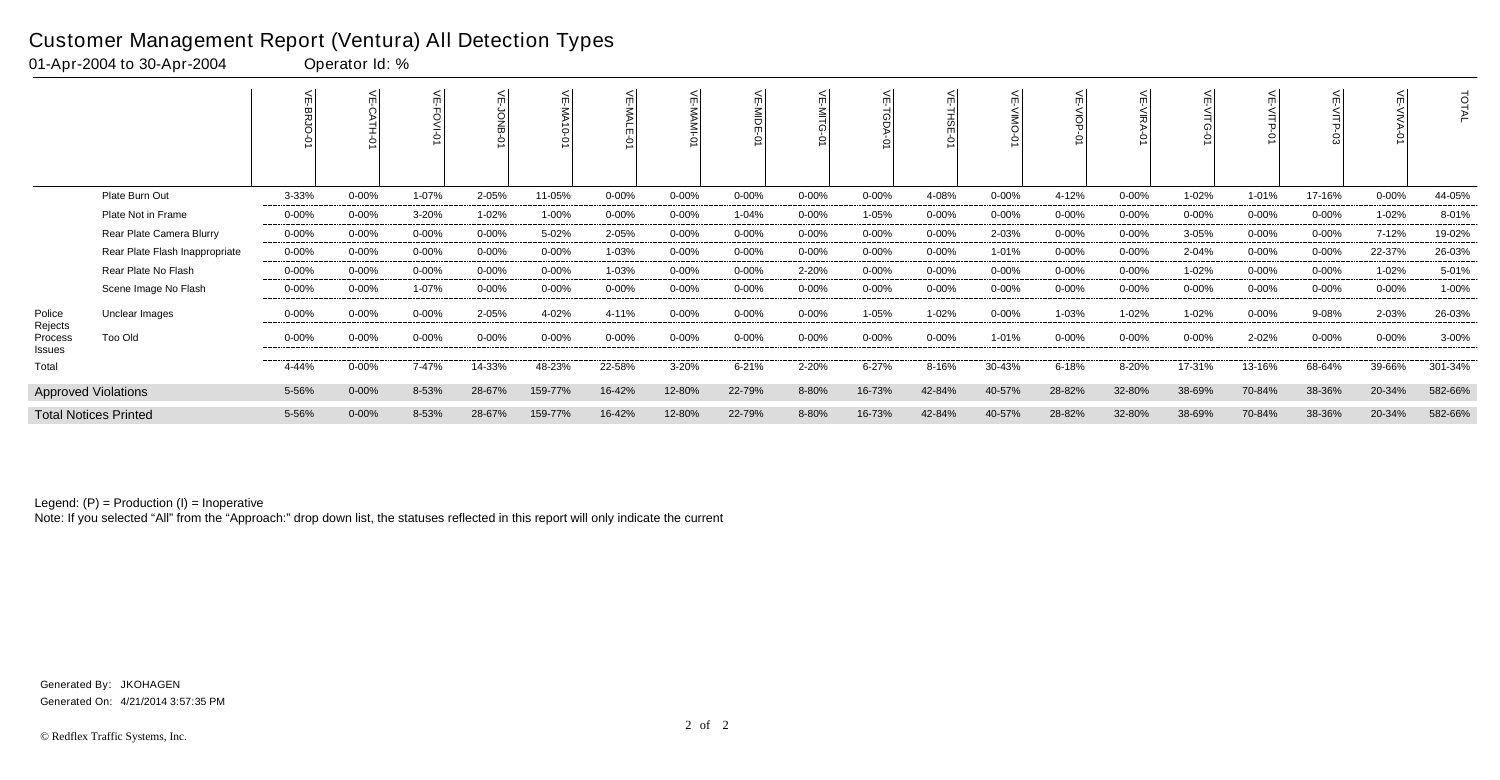# Customer Management Report (Ventura) All Detection Types

01-Apr-2004 to 30-Apr-2004 Operator Id: %

| | | VE-BRJO-01 | VE-CATH-01 | VE-FOVI-01 | VE-JONB-01 | VE-MA10-01 | VE-MALE-01 | VE-MAMI-01 | VE-MIDE-01 | VE-MITG-01 | VE-TGDA-01 | VE-THSE-01 | VE-VIMO-01 | VE-VIOP-01 | VE-VIRA-01 | VE-VITG-01 | VE-VITP-01 | VE-VITP-03 | VE-VIVA-01 | TOTAL |
|---|---|---|---|---|---|---|---|---|---|---|---|---|---|---|---|---|---|---|---|---|
| | Plate Burn Out | 3-33% | 0-00% | 1-07% | 2-05% | 11-05% | 0-00% | 0-00% | 0-00% | 0-00% | 0-00% | 4-08% | 0-00% | 4-12% | 0-00% | 1-02% | 1-01% | 17-16% | 0-00% | 44-05% |
| | Plate Not in Frame | 0-00% | 0-00% | 3-20% | 1-02% | 1-00% | 0-00% | 0-00% | 1-04% | 0-00% | 1-05% | 0-00% | 0-00% | 0-00% | 0-00% | 0-00% | 0-00% | 0-00% | 1-02% | 8-01% |
| | Rear Plate Camera Blurry | 0-00% | 0-00% | 0-00% | 0-00% | 5-02% | 2-05% | 0-00% | 0-00% | 0-00% | 0-00% | 0-00% | 2-03% | 0-00% | 0-00% | 3-05% | 0-00% | 0-00% | 7-12% | 19-02% |
| | Rear Plate Flash Inappropriate | 0-00% | 0-00% | 0-00% | 0-00% | 0-00% | 1-03% | 0-00% | 0-00% | 0-00% | 0-00% | 0-00% | 1-01% | 0-00% | 0-00% | 2-04% | 0-00% | 0-00% | 22-37% | 26-03% |
| | Rear Plate No Flash | 0-00% | 0-00% | 0-00% | 0-00% | 0-00% | 1-03% | 0-00% | 0-00% | 2-20% | 0-00% | 0-00% | 0-00% | 0-00% | 0-00% | 1-02% | 0-00% | 0-00% | 1-02% | 5-01% |
| | Scene Image No Flash | 0-00% | 0-00% | 1-07% | 0-00% | 0-00% | 0-00% | 0-00% | 0-00% | 0-00% | 0-00% | 0-00% | 0-00% | 0-00% | 0-00% | 0-00% | 0-00% | 0-00% | 0-00% | 1-00% |
| Police Rejects Process Issues | Unclear Images | 0-00% | 0-00% | 0-00% | 2-05% | 4-02% | 4-11% | 0-00% | 0-00% | 0-00% | 1-05% | 1-02% | 0-00% | 1-03% | 1-02% | 1-02% | 0-00% | 9-08% | 2-03% | 26-03% |
| | Too Old | 0-00% | 0-00% | 0-00% | 0-00% | 0-00% | 0-00% | 0-00% | 0-00% | 0-00% | 0-00% | 0-00% | 1-01% | 0-00% | 0-00% | 0-00% | 2-02% | 0-00% | 0-00% | 3-00% |
| Total | | 4-44% | 0-00% | 7-47% | 14-33% | 48-23% | 22-58% | 3-20% | 6-21% | 2-20% | 6-27% | 8-16% | 30-43% | 6-18% | 8-20% | 17-31% | 13-16% | 68-64% | 39-66% | 301-34% |
| Approved Violations | | 5-56% | 0-00% | 8-53% | 28-67% | 159-77% | 16-42% | 12-80% | 22-79% | 8-80% | 16-73% | 42-84% | 40-57% | 28-82% | 32-80% | 38-69% | 70-84% | 38-36% | 20-34% | 582-66% |
| Total Notices Printed | | 5-56% | 0-00% | 8-53% | 28-67% | 159-77% | 16-42% | 12-80% | 22-79% | 8-80% | 16-73% | 42-84% | 40-57% | 28-82% | 32-80% | 38-69% | 70-84% | 38-36% | 20-34% | 582-66% |

Legend: (P) = Production (I) = Inoperative

Note: If you selected "All" from the "Approach:" drop down list, the statuses reflected in this report will only indicate the current

Generated By: JKOHAGEN

Generated On: 4/21/2014 3:57:35 PM

© Redflex Traffic Systems, Inc.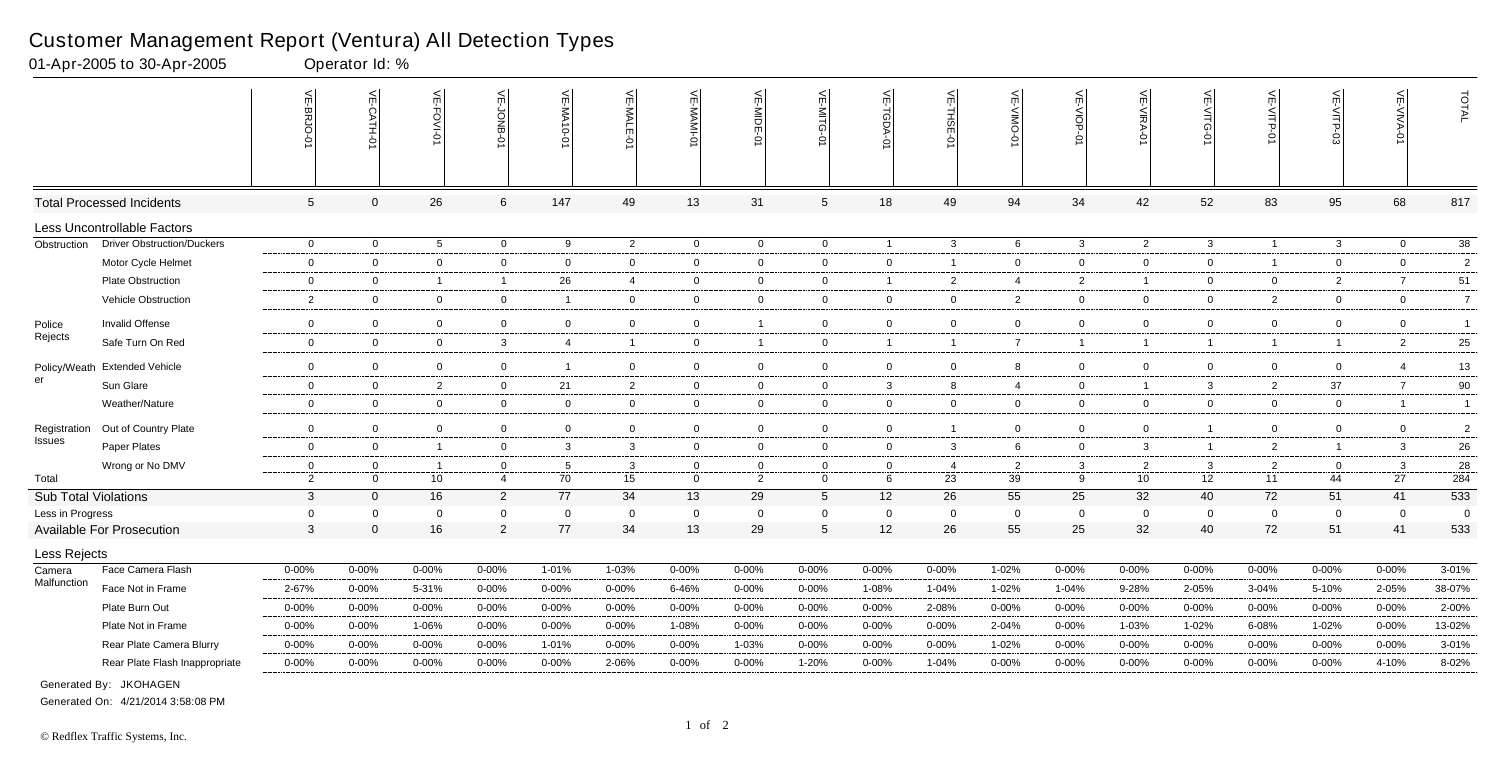# Customer Management Report (Ventura) All Detection Types

01-Apr-2005 to 30-Apr-2005 Operator Id: %

| | | VE-BRJO-01 | VE-CATH-01 | VE-FOVI-01 | VE-JONB-01 | VE-MA10-01 | VE-MALE-01 | VE-MAMI-01 | VE-MIDE-01 | VE-MITG-01 | VE-TGDA-01 | VE-THSE-01 | VE-VIMO-01 | VE-VIOP-01 | VE-VIRA-01 | VE-VITG-01 | VE-VITP-01 | VE-VITP-03 | VE-VIVA-01 | TOTAL |
|---|---|---|---|---|---|---|---|---|---|---|---|---|---|---|---|---|---|---|---|---|
| **Total Processed Incidents** | | 5 | 0 | 26 | 6 | 147 | 49 | 13 | 31 | 5 | 18 | 49 | 94 | 34 | 42 | 52 | 83 | 95 | 68 | 817 |
| **Less Uncontrollable Factors** | | | | | | | | | | | | | | | | | | | | |
| Obstruction | Driver Obstruction/Duckers | 0 | 0 | 5 | 0 | 9 | 2 | 0 | 0 | 0 | 1 | 3 | 6 | 3 | 2 | 3 | 1 | 3 | 0 | 38 |
| | Motor Cycle Helmet | 0 | 0 | 0 | 0 | 0 | 0 | 0 | 0 | 0 | 0 | 1 | 0 | 0 | 0 | 0 | 1 | 0 | 0 | 2 |
| | Plate Obstruction | 0 | 0 | 1 | 1 | 26 | 4 | 0 | 0 | 0 | 1 | 2 | 4 | 2 | 1 | 0 | 0 | 2 | 7 | 51 |
| | Vehicle Obstruction | 2 | 0 | 0 | 0 | 1 | 0 | 0 | 0 | 0 | 0 | 0 | 2 | 0 | 0 | 0 | 2 | 0 | 0 | 7 |
| Police Rejects | Invalid Offense | 0 | 0 | 0 | 0 | 0 | 0 | 0 | 1 | 0 | 0 | 0 | 0 | 0 | 0 | 0 | 0 | 0 | 0 | 1 |
| | Safe Turn On Red | 0 | 0 | 0 | 3 | 4 | 1 | 0 | 1 | 0 | 1 | 1 | 7 | 1 | 1 | 1 | 1 | 1 | 2 | 25 |
| Policy/Weather | Extended Vehicle | 0 | 0 | 0 | 0 | 1 | 0 | 0 | 0 | 0 | 0 | 0 | 8 | 0 | 0 | 0 | 0 | 0 | 4 | 13 |
| | Sun Glare | 0 | 0 | 2 | 0 | 21 | 2 | 0 | 0 | 0 | 3 | 8 | 4 | 0 | 1 | 3 | 2 | 37 | 7 | 90 |
| | Weather/Nature | 0 | 0 | 0 | 0 | 0 | 0 | 0 | 0 | 0 | 0 | 0 | 0 | 0 | 0 | 0 | 0 | 0 | 1 | 1 |
| Registration Issues | Out of Country Plate | 0 | 0 | 0 | 0 | 0 | 0 | 0 | 0 | 0 | 0 | 1 | 0 | 0 | 0 | 1 | 0 | 0 | 0 | 2 |
| | Paper Plates | 0 | 0 | 1 | 0 | 3 | 3 | 0 | 0 | 0 | 0 | 3 | 6 | 0 | 3 | 1 | 2 | 1 | 3 | 26 |
| | Wrong or No DMV | 0 | 0 | 1 | 0 | 5 | 3 | 0 | 0 | 0 | 0 | 4 | 2 | 3 | 2 | 3 | 2 | 0 | 3 | 28 |
| Total | | 2 | 0 | 10 | 4 | 70 | 15 | 0 | 2 | 0 | 6 | 23 | 39 | 9 | 10 | 12 | 11 | 44 | 27 | 284 |
| **Sub Total Violations** | | 3 | 0 | 16 | 2 | 77 | 34 | 13 | 29 | 5 | 12 | 26 | 55 | 25 | 32 | 40 | 72 | 51 | 41 | 533 |
| Less in Progress | | 0 | 0 | 0 | 0 | 0 | 0 | 0 | 0 | 0 | 0 | 0 | 0 | 0 | 0 | 0 | 0 | 0 | 0 | 0 |
| **Available For Prosecution** | | 3 | 0 | 16 | 2 | 77 | 34 | 13 | 29 | 5 | 12 | 26 | 55 | 25 | 32 | 40 | 72 | 51 | 41 | 533 |
| **Less Rejects** | | | | | | | | | | | | | | | | | | | | |
| Camera Malfunction | Face Camera Flash | 0-00% | 0-00% | 0-00% | 0-00% | 1-01% | 1-03% | 0-00% | 0-00% | 0-00% | 0-00% | 0-00% | 1-02% | 0-00% | 0-00% | 0-00% | 0-00% | 0-00% | 0-00% | 3-01% |
| | Face Not in Frame | 2-67% | 0-00% | 5-31% | 0-00% | 0-00% | 0-00% | 6-46% | 0-00% | 0-00% | 1-08% | 1-04% | 1-02% | 1-04% | 9-28% | 2-05% | 3-04% | 5-10% | 2-05% | 38-07% |
| | Plate Burn Out | 0-00% | 0-00% | 0-00% | 0-00% | 0-00% | 0-00% | 0-00% | 0-00% | 0-00% | 0-00% | 2-08% | 0-00% | 0-00% | 0-00% | 0-00% | 0-00% | 0-00% | 0-00% | 2-00% |
| | Plate Not in Frame | 0-00% | 0-00% | 1-06% | 0-00% | 0-00% | 0-00% | 1-08% | 0-00% | 0-00% | 0-00% | 0-00% | 2-04% | 0-00% | 1-03% | 1-02% | 6-08% | 1-02% | 0-00% | 13-02% |
| | Rear Plate Camera Blurry | 0-00% | 0-00% | 0-00% | 0-00% | 1-01% | 0-00% | 0-00% | 1-03% | 0-00% | 0-00% | 0-00% | 1-02% | 0-00% | 0-00% | 0-00% | 0-00% | 0-00% | 0-00% | 3-01% |
| | Rear Plate Flash Inappropriate | 0-00% | 0-00% | 0-00% | 0-00% | 0-00% | 2-06% | 0-00% | 0-00% | 1-20% | 0-00% | 1-04% | 0-00% | 0-00% | 0-00% | 0-00% | 0-00% | 0-00% | 4-10% | 8-02% |

Generated By: JKOHAGEN

Generated On: 4/21/2014 3:58:08 PM

© Redflex Traffic Systems, Inc.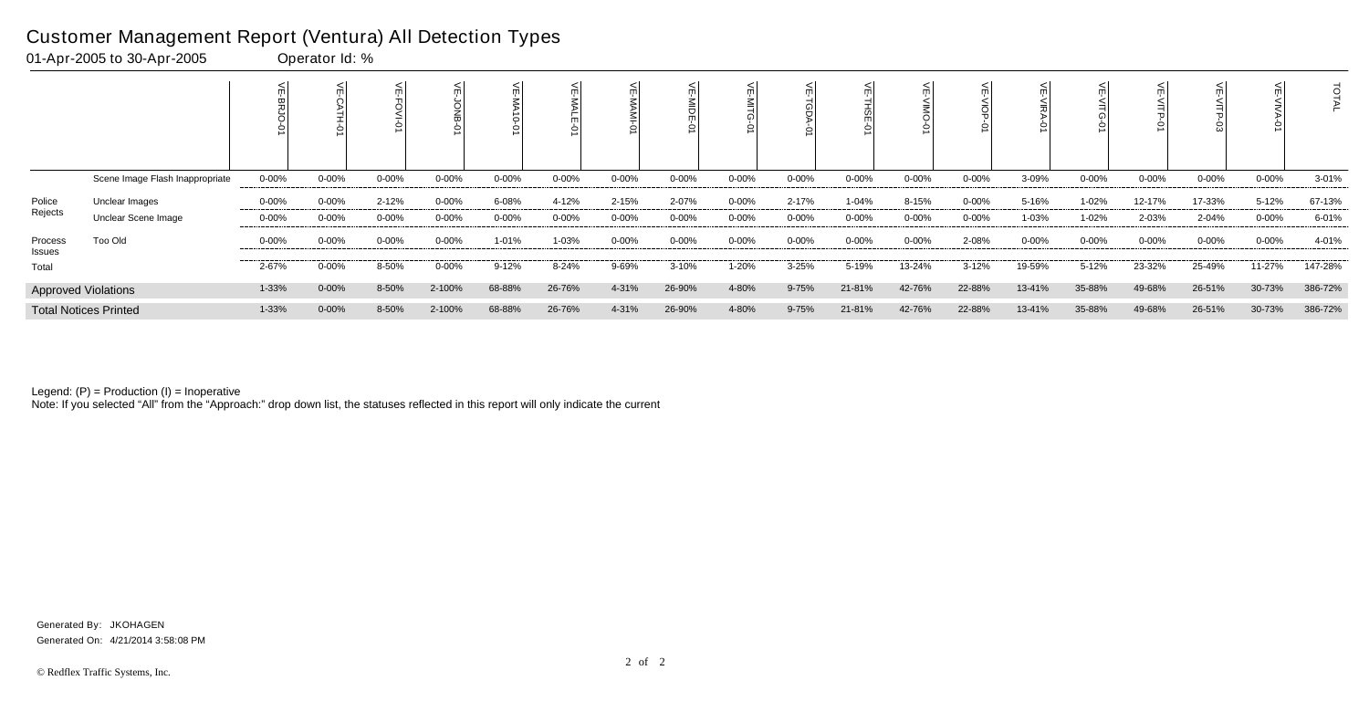# Customer Management Report (Ventura) All Detection Types

01-Apr-2005 to 30-Apr-2005 Operator Id: %

| | | VE-BRJO-01 | VE-CATH-01 | VE-FOVI-01 | VE-JONB-01 | VE-MA10-01 | VE-MALE-01 | VE-MAMI-01 | VE-MIDE-01 | VE-MITG-01 | VE-TGDA-01 | VE-THSE-01 | VE-VIMO-01 | VE-VIOP-01 | VE-VIRA-01 | VE-VITG-01 | VE-VITP-01 | VE-VITP-03 | VE-VIVA-01 | TOTAL |
|---|---|---|---|---|---|---|---|---|---|---|---|---|---|---|---|---|---|---|---|---|
| | Scene Image Flash Inappropriate | 0-00% | 0-00% | 0-00% | 0-00% | 0-00% | 0-00% | 0-00% | 0-00% | 0-00% | 0-00% | 0-00% | 0-00% | 0-00% | 3-09% | 0-00% | 0-00% | 0-00% | 0-00% | 3-01% |
| Police Rejects | Unclear Images | 0-00% | 0-00% | 2-12% | 0-00% | 6-08% | 4-12% | 2-15% | 2-07% | 0-00% | 2-17% | 1-04% | 8-15% | 0-00% | 5-16% | 1-02% | 12-17% | 17-33% | 5-12% | 67-13% |
| | Unclear Scene Image | 0-00% | 0-00% | 0-00% | 0-00% | 0-00% | 0-00% | 0-00% | 0-00% | 0-00% | 0-00% | 0-00% | 0-00% | 0-00% | 1-03% | 1-02% | 2-03% | 2-04% | 0-00% | 6-01% |
| Process Issues | Too Old | 0-00% | 0-00% | 0-00% | 0-00% | 1-01% | 1-03% | 0-00% | 0-00% | 0-00% | 0-00% | 0-00% | 0-00% | 2-08% | 0-00% | 0-00% | 0-00% | 0-00% | 0-00% | 4-01% |
| Total | | 2-67% | 0-00% | 8-50% | 0-00% | 9-12% | 8-24% | 9-69% | 3-10% | 1-20% | 3-25% | 5-19% | 13-24% | 3-12% | 19-59% | 5-12% | 23-32% | 25-49% | 11-27% | 147-28% |
| Approved Violations | | 1-33% | 0-00% | 8-50% | 2-100% | 68-88% | 26-76% | 4-31% | 26-90% | 4-80% | 9-75% | 21-81% | 42-76% | 22-88% | 13-41% | 35-88% | 49-68% | 26-51% | 30-73% | 386-72% |
| Total Notices Printed | | 1-33% | 0-00% | 8-50% | 2-100% | 68-88% | 26-76% | 4-31% | 26-90% | 4-80% | 9-75% | 21-81% | 42-76% | 22-88% | 13-41% | 35-88% | 49-68% | 26-51% | 30-73% | 386-72% |

Legend: (P) = Production (I) = Inoperative

Note: If you selected "All" from the "Approach:" drop down list, the statuses reflected in this report will only indicate the current

Generated By: JKOHAGEN

Generated On: 4/21/2014 3:58:08 PM

© Redflex Traffic Systems, Inc.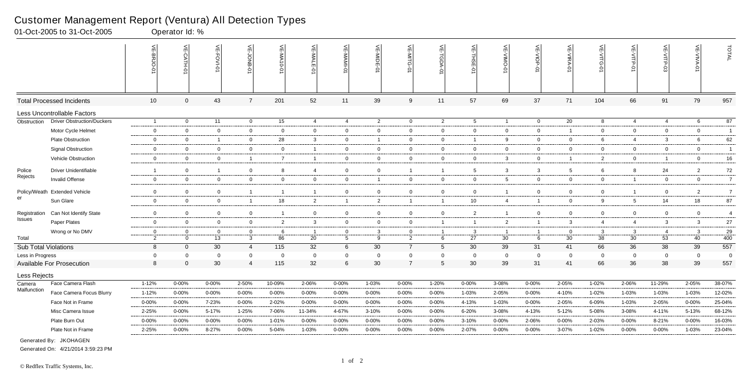# Customer Management Report (Ventura) All Detection Types

01-Oct-2005 to 31-Oct-2005 Operator Id: %

| | | VE-BRJO-01 | VE-CATH-01 | VE-FOVI-01 | VE-JONB-01 | VE-MA10-01 | VE-MALE-01 | VE-MAMI-01 | VE-MIDE-01 | VE-MITG-01 | VE-TGDA-01 | VE-THSE-01 | VE-VIMO-01 | VE-VIOP-01 | VE-VIRA-01 | VE-VITG-01 | VE-VITP-01 | VE-VITP-03 | VE-VIVA-01 | TOTAL |
|---|---|---|---|---|---|---|---|---|---|---|---|---|---|---|---|---|---|---|---|---|
| Total Processed Incidents | | 10 | 0 | 43 | 7 | 201 | 52 | 11 | 39 | 9 | 11 | 57 | 69 | 37 | 71 | 104 | 66 | 91 | 79 | 957 |
| Less Uncontrollable Factors | | | | | | | | | | | | | | | | | | | | |
| Obstruction | Driver Obstruction/Duckers | 1 | 0 | 11 | 0 | 15 | 4 | 4 | 2 | 0 | 2 | 5 | 1 | 0 | 20 | 8 | 4 | 4 | 6 | 87 |
| | Motor Cycle Helmet | 0 | 0 | 0 | 0 | 0 | 0 | 0 | 0 | 0 | 0 | 0 | 0 | 0 | 1 | 0 | 0 | 0 | 0 | 1 |
| | Plate Obstruction | 0 | 0 | 1 | 0 | 28 | 3 | 0 | 1 | 0 | 0 | 1 | 9 | 0 | 0 | 6 | 4 | 3 | 6 | 62 |
| | Signal Obstruction | 0 | 0 | 0 | 0 | 0 | 1 | 0 | 0 | 0 | 0 | 0 | 0 | 0 | 0 | 0 | 0 | 0 | 0 | 1 |
| | Vehicle Obstruction | 0 | 0 | 0 | 1 | 7 | 1 | 0 | 0 | 0 | 0 | 0 | 3 | 0 | 1 | 2 | 0 | 1 | 0 | 16 |
| Police Rejects | Driver Unidentifiable | 1 | 0 | 1 | 0 | 8 | 4 | 0 | 0 | 1 | 1 | 5 | 3 | 3 | 5 | 6 | 8 | 24 | 2 | 72 |
| | Invalid Offense | 0 | 0 | 0 | 0 | 0 | 0 | 0 | 1 | 0 | 0 | 0 | 5 | 0 | 0 | 0 | 1 | 0 | 0 | 7 |
| Policy/Weather | Extended Vehicle | 0 | 0 | 0 | 1 | 1 | 1 | 0 | 0 | 0 | 0 | 0 | 1 | 0 | 0 | 0 | 1 | 0 | 2 | 7 |
| | Sun Glare | 0 | 0 | 0 | 1 | 18 | 2 | 1 | 2 | 1 | 1 | 10 | 4 | 1 | 0 | 9 | 5 | 14 | 18 | 87 |
| Registration Issues | Can Not Identify State | 0 | 0 | 0 | 0 | 1 | 0 | 0 | 0 | 0 | 0 | 2 | 1 | 0 | 0 | 0 | 0 | 0 | 0 | 4 |
| | Paper Plates | 0 | 0 | 0 | 0 | 2 | 3 | 0 | 0 | 0 | 1 | 1 | 2 | 1 | 3 | 4 | 4 | 3 | 3 | 27 |
| | Wrong or No DMV | 0 | 0 | 0 | 0 | 6 | 1 | 0 | 3 | 0 | 1 | 3 | 1 | 1 | 0 | 3 | 3 | 4 | 3 | 29 |
| Total | | 2 | 0 | 13 | 3 | 86 | 20 | 5 | 9 | 2 | 6 | 27 | 30 | 6 | 30 | 38 | 30 | 53 | 40 | 400 |
| Sub Total Violations | | 8 | 0 | 30 | 4 | 115 | 32 | 6 | 30 | 7 | 5 | 30 | 39 | 31 | 41 | 66 | 36 | 38 | 39 | 557 |
| Less in Progress | | 0 | 0 | 0 | 0 | 0 | 0 | 0 | 0 | 0 | 0 | 0 | 0 | 0 | 0 | 0 | 0 | 0 | 0 | 0 |
| Available For Prosecution | | 8 | 0 | 30 | 4 | 115 | 32 | 6 | 30 | 7 | 5 | 30 | 39 | 31 | 41 | 66 | 36 | 38 | 39 | 557 |
| Less Rejects | | | | | | | | | | | | | | | | | | | | |
| Camera Malfunction | Face Camera Flash | 1-12% | 0-00% | 0-00% | 2-50% | 10-09% | 2-06% | 0-00% | 1-03% | 0-00% | 1-20% | 0-00% | 3-08% | 0-00% | 2-05% | 1-02% | 2-06% | 11-29% | 2-05% | 38-07% |
| | Face Camera Focus Blurry | 1-12% | 0-00% | 0-00% | 0-00% | 0-00% | 0-00% | 0-00% | 0-00% | 0-00% | 0-00% | 1-03% | 2-05% | 0-00% | 4-10% | 1-02% | 1-03% | 1-03% | 1-03% | 12-02% |
| | Face Not in Frame | 0-00% | 0-00% | 7-23% | 0-00% | 2-02% | 0-00% | 0-00% | 0-00% | 0-00% | 0-00% | 4-13% | 1-03% | 0-00% | 2-05% | 6-09% | 1-03% | 2-05% | 0-00% | 25-04% |
| | Misc Camera Issue | 2-25% | 0-00% | 5-17% | 1-25% | 7-06% | 11-34% | 4-67% | 3-10% | 0-00% | 0-00% | 6-20% | 3-08% | 4-13% | 5-12% | 5-08% | 3-08% | 4-11% | 5-13% | 68-12% |
| | Plate Burn Out | 0-00% | 0-00% | 0-00% | 0-00% | 1-01% | 0-00% | 0-00% | 0-00% | 0-00% | 0-00% | 3-10% | 0-00% | 2-06% | 0-00% | 2-03% | 0-00% | 8-21% | 0-00% | 16-03% |
| | Plate Not in Frame | 2-25% | 0-00% | 8-27% | 0-00% | 5-04% | 1-03% | 0-00% | 0-00% | 0-00% | 0-00% | 2-07% | 0-00% | 0-00% | 3-07% | 1-02% | 0-00% | 0-00% | 1-03% | 23-04% |

Generated By: JKOHAGEN

Generated On: 4/21/2014 3:59:23 PM

© Redflex Traffic Systems, Inc.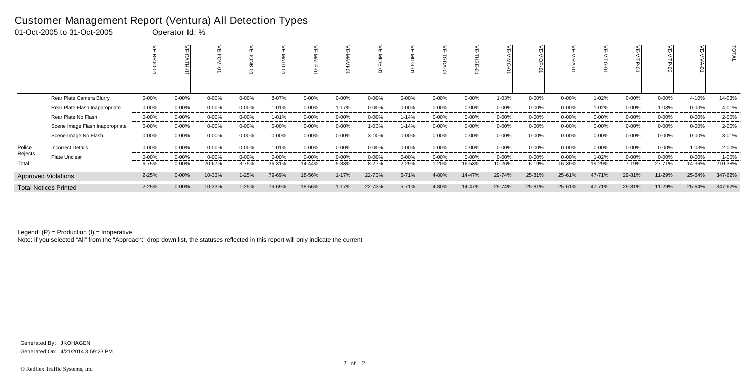# Customer Management Report (Ventura) All Detection Types

01-Oct-2005 to 31-Oct-2005 Operator Id: %

| | | VE-BRJO-01 | VE-CATH-01 | VE-FOVI-01 | VE-JONB-01 | VE-MA10-01 | VE-MALE-01 | VE-MAMI-01 | VE-MIDE-01 | VE-MITG-01 | VE-TGDA-01 | VE-THSE-01 | VE-VIMO-01 | VE-VIOP-01 | VE-VIRA-01 | VE-VITG-01 | VE-VITP-01 | VE-VITP-03 | VE-VIVA-01 | TOTAL |
|---|---|---|---|---|---|---|---|---|---|---|---|---|---|---|---|---|---|---|---|---|
| | Rear Plate Camera Blurry | 0-00% | 0-00% | 0-00% | 0-00% | 8-07% | 0-00% | 0-00% | 0-00% | 0-00% | 0-00% | 0-00% | 1-03% | 0-00% | 0-00% | 1-02% | 0-00% | 0-00% | 4-10% | 14-03% |
| | Rear Plate Flash Inappropriate | 0-00% | 0-00% | 0-00% | 0-00% | 1-01% | 0-00% | 1-17% | 0-00% | 0-00% | 0-00% | 0-00% | 0-00% | 0-00% | 0-00% | 1-02% | 0-00% | 1-03% | 0-00% | 4-01% |
| | Rear Plate No Flash | 0-00% | 0-00% | 0-00% | 0-00% | 1-01% | 0-00% | 0-00% | 0-00% | 1-14% | 0-00% | 0-00% | 0-00% | 0-00% | 0-00% | 0-00% | 0-00% | 0-00% | 0-00% | 2-00% |
| | Scene Image Flash Inappropriate | 0-00% | 0-00% | 0-00% | 0-00% | 0-00% | 0-00% | 0-00% | 1-03% | 1-14% | 0-00% | 0-00% | 0-00% | 0-00% | 0-00% | 0-00% | 0-00% | 0-00% | 0-00% | 2-00% |
| | Scene Image No Flash | 0-00% | 0-00% | 0-00% | 0-00% | 0-00% | 0-00% | 0-00% | 3-10% | 0-00% | 0-00% | 0-00% | 0-00% | 0-00% | 0-00% | 0-00% | 0-00% | 0-00% | 0-00% | 3-01% |
| Police Rejects | Incorrect Details | 0-00% | 0-00% | 0-00% | 0-00% | 1-01% | 0-00% | 0-00% | 0-00% | 0-00% | 0-00% | 0-00% | 0-00% | 0-00% | 0-00% | 0-00% | 0-00% | 0-00% | 1-03% | 2-00% |
| | Plate Unclear | 0-00% | 0-00% | 0-00% | 0-00% | 0-00% | 0-00% | 0-00% | 0-00% | 0-00% | 0-00% | 0-00% | 0-00% | 0-00% | 0-00% | 1-02% | 0-00% | 0-00% | 0-00% | 1-00% |
| Total | | 6-75% | 0-00% | 20-67% | 3-75% | 36-31% | 14-44% | 5-83% | 8-27% | 2-29% | 1-20% | 16-53% | 10-26% | 6-19% | 16-39% | 19-29% | 7-19% | 27-71% | 14-36% | 210-38% |
| Approved Violations | | 2-25% | 0-00% | 10-33% | 1-25% | 79-69% | 18-56% | 1-17% | 22-73% | 5-71% | 4-80% | 14-47% | 29-74% | 25-81% | 25-61% | 47-71% | 29-81% | 11-29% | 25-64% | 347-62% |
| Total Notices Printed | | 2-25% | 0-00% | 10-33% | 1-25% | 79-69% | 18-56% | 1-17% | 22-73% | 5-71% | 4-80% | 14-47% | 29-74% | 25-81% | 25-61% | 47-71% | 29-81% | 11-29% | 25-64% | 347-62% |

Legend: (P) = Production (I) = Inoperative

Note: If you selected "All" from the "Approach:" drop down list, the statuses reflected in this report will only indicate the current

Generated By: JKOHAGEN

Generated On: 4/21/2014 3:59:23 PM

© Redflex Traffic Systems, Inc.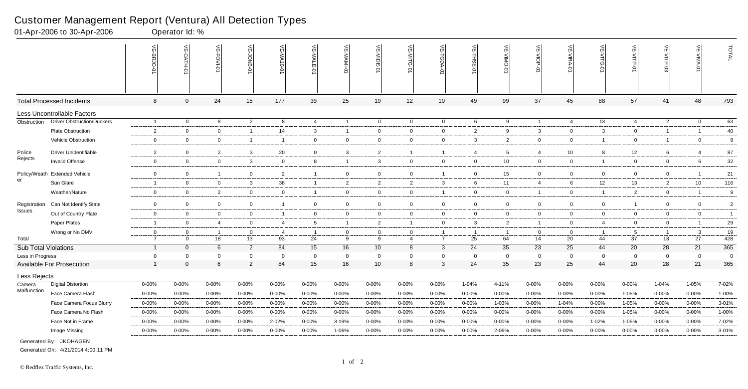# Customer Management Report (Ventura) All Detection Types

01-Apr-2006 to 30-Apr-2006 Operator Id: %

| | | VE-BRJO-01 | VE-CATH-01 | VE-FOVI-01 | VE-JONB-01 | VE-MA10-01 | VE-MALE-01 | VE-MAMI-01 | VE-MIDE-01 | VE-MITG-01 | VE-TGDA-01 | VE-THSE-01 | VE-VIMO-01 | VE-VIOP-01 | VE-VIRA-01 | VE-VITG-01 | VE-VITP-01 | VE-VITP-03 | VE-VIVA-01 | TOTAL |
|---|---|---|---|---|---|---|---|---|---|---|---|---|---|---|---|---|---|---|---|---|
| **Total Processed Incidents** | | 8 | 0 | 24 | 15 | 177 | 39 | 25 | 19 | 12 | 10 | 49 | 99 | 37 | 45 | 88 | 57 | 41 | 48 | 793 |
| **Less Uncontrollable Factors** | | | | | | | | | | | | | | | | | | | | |
| Obstruction | Driver Obstruction/Duckers | 1 | 0 | 8 | 2 | 8 | 4 | 1 | 0 | 0 | 0 | 6 | 9 | 1 | 4 | 13 | 4 | 2 | 0 | 63 |
| | Plate Obstruction | 2 | 0 | 0 | 1 | 14 | 3 | 1 | 0 | 0 | 0 | 2 | 9 | 3 | 0 | 3 | 0 | 1 | 1 | 40 |
| | Vehicle Obstruction | 0 | 0 | 0 | 1 | 1 | 0 | 0 | 0 | 0 | 0 | 3 | 2 | 0 | 0 | 1 | 0 | 1 | 0 | 9 |
| Police Rejects | Driver Unidentifiable | 2 | 0 | 2 | 3 | 20 | 0 | 3 | 2 | 1 | 1 | 4 | 5 | 4 | 10 | 8 | 12 | 6 | 4 | 87 |
| | Invalid Offense | 0 | 0 | 0 | 3 | 0 | 8 | 1 | 3 | 0 | 0 | 0 | 10 | 0 | 0 | 1 | 0 | 0 | 6 | 32 |
| Policy/Weather | Extended Vehicle | 0 | 0 | 1 | 0 | 2 | 1 | 0 | 0 | 0 | 1 | 0 | 15 | 0 | 0 | 0 | 0 | 0 | 1 | 21 |
| | Sun Glare | 1 | 0 | 0 | 3 | 38 | 1 | 2 | 2 | 2 | 3 | 6 | 11 | 4 | 6 | 12 | 13 | 2 | 10 | 116 |
| | Weather/Nature | 0 | 0 | 2 | 0 | 0 | 1 | 0 | 0 | 0 | 1 | 0 | 0 | 1 | 0 | 1 | 2 | 0 | 1 | 9 |
| Registration Issues | Can Not Identify State | 0 | 0 | 0 | 0 | 1 | 0 | 0 | 0 | 0 | 0 | 0 | 0 | 0 | 0 | 0 | 1 | 0 | 0 | 2 |
| | Out of Country Plate | 0 | 0 | 0 | 0 | 1 | 0 | 0 | 0 | 0 | 0 | 0 | 0 | 0 | 0 | 0 | 0 | 0 | 0 | 1 |
| | Paper Plates | 1 | 0 | 4 | 0 | 4 | 5 | 1 | 2 | 1 | 0 | 3 | 2 | 1 | 0 | 4 | 0 | 0 | 1 | 29 |
| | Wrong or No DMV | 0 | 0 | 1 | 0 | 4 | 1 | 0 | 0 | 0 | 1 | 1 | 1 | 0 | 0 | 1 | 5 | 1 | 3 | 19 |
| Total | | 7 | 0 | 18 | 13 | 93 | 24 | 9 | 9 | 4 | 7 | 25 | 64 | 14 | 20 | 44 | 37 | 13 | 27 | 428 |
| **Sub Total Violations** | | 1 | 0 | 6 | 2 | 84 | 15 | 16 | 10 | 8 | 3 | 24 | 35 | 23 | 25 | 44 | 20 | 28 | 21 | 365 |
| Less in Progress | | 0 | 0 | 0 | 0 | 0 | 0 | 0 | 0 | 0 | 0 | 0 | 0 | 0 | 0 | 0 | 0 | 0 | 0 | 0 |
| **Available For Prosecution** | | 1 | 0 | 6 | 2 | 84 | 15 | 16 | 10 | 8 | 3 | 24 | 35 | 23 | 25 | 44 | 20 | 28 | 21 | 365 |
| **Less Rejects** | | | | | | | | | | | | | | | | | | | | |
| Camera Malfunction | Digital Distortion | 0-00% | 0-00% | 0-00% | 0-00% | 0-00% | 0-00% | 0-00% | 0-00% | 0-00% | 0-00% | 1-04% | 4-11% | 0-00% | 0-00% | 0-00% | 0-00% | 1-04% | 1-05% | 7-02% |
| | Face Camera Flash | 0-00% | 0-00% | 0-00% | 0-00% | 0-00% | 0-00% | 0-00% | 0-00% | 0-00% | 0-00% | 0-00% | 0-00% | 0-00% | 0-00% | 0-00% | 1-05% | 0-00% | 0-00% | 1-00% |
| | Face Camera Focus Blurry | 0-00% | 0-00% | 0-00% | 0-00% | 0-00% | 0-00% | 0-00% | 0-00% | 0-00% | 0-00% | 0-00% | 1-03% | 0-00% | 1-04% | 0-00% | 1-05% | 0-00% | 0-00% | 3-01% |
| | Face Camera No Flash | 0-00% | 0-00% | 0-00% | 0-00% | 0-00% | 0-00% | 0-00% | 0-00% | 0-00% | 0-00% | 0-00% | 0-00% | 0-00% | 0-00% | 0-00% | 1-05% | 0-00% | 0-00% | 1-00% |
| | Face Not in Frame | 0-00% | 0-00% | 0-00% | 0-00% | 2-02% | 0-00% | 3-19% | 0-00% | 0-00% | 0-00% | 0-00% | 0-00% | 0-00% | 0-00% | 1-02% | 1-05% | 0-00% | 0-00% | 7-02% |
| | Image Missing | 0-00% | 0-00% | 0-00% | 0-00% | 0-00% | 0-00% | 1-06% | 0-00% | 0-00% | 0-00% | 0-00% | 2-06% | 0-00% | 0-00% | 0-00% | 0-00% | 0-00% | 0-00% | 3-01% |

Generated By: JKOHAGEN

Generated On: 4/21/2014 4:00:11 PM

© Redflex Traffic Systems, Inc.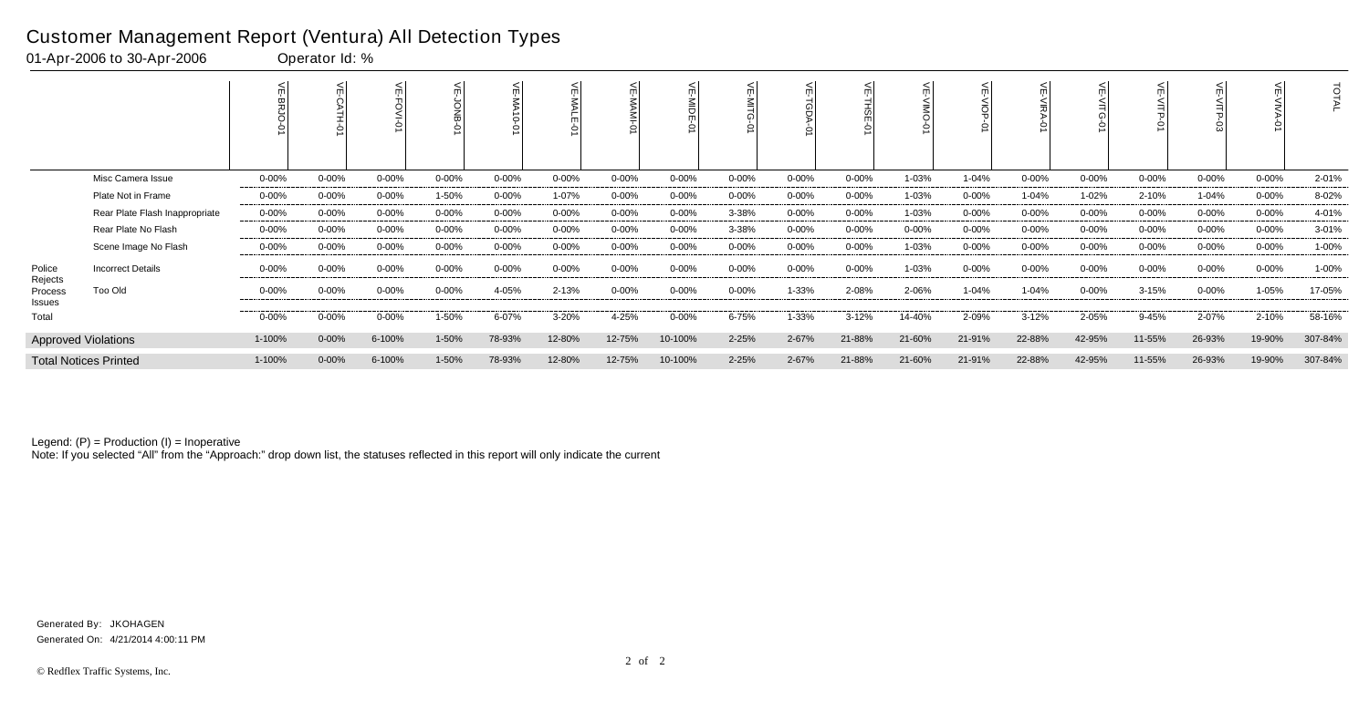# Customer Management Report (Ventura) All Detection Types

01-Apr-2006 to 30-Apr-2006 Operator Id: %

| | | VE-BRJO-01 | VE-CATH-01 | VE-FOVI-01 | VE-JONB-01 | VE-MA10-01 | VE-MALE-01 | VE-MAMI-01 | VE-MIDE-01 | VE-MITG-01 | VE-TGDA-01 | VE-THSE-01 | VE-VIMO-01 | VE-VIOP-01 | VE-VIRA-01 | VE-VITG-01 | VE-VITP-01 | VE-VITP-03 | VE-VIVA-01 | TOTAL |
|---|---|---|---|---|---|---|---|---|---|---|---|---|---|---|---|---|---|---|---|---|
| | Misc Camera Issue | 0-00% | 0-00% | 0-00% | 0-00% | 0-00% | 0-00% | 0-00% | 0-00% | 0-00% | 0-00% | 0-00% | 1-03% | 1-04% | 0-00% | 0-00% | 0-00% | 0-00% | 0-00% | 2-01% |
| | Plate Not in Frame | 0-00% | 0-00% | 0-00% | 1-50% | 0-00% | 1-07% | 0-00% | 0-00% | 0-00% | 0-00% | 0-00% | 1-03% | 0-00% | 1-04% | 1-02% | 2-10% | 1-04% | 0-00% | 8-02% |
| | Rear Plate Flash Inappropriate | 0-00% | 0-00% | 0-00% | 0-00% | 0-00% | 0-00% | 0-00% | 0-00% | 3-38% | 0-00% | 0-00% | 1-03% | 0-00% | 0-00% | 0-00% | 0-00% | 0-00% | 0-00% | 4-01% |
| | Rear Plate No Flash | 0-00% | 0-00% | 0-00% | 0-00% | 0-00% | 0-00% | 0-00% | 0-00% | 3-38% | 0-00% | 0-00% | 0-00% | 0-00% | 0-00% | 0-00% | 0-00% | 0-00% | 0-00% | 3-01% |
| | Scene Image No Flash | 0-00% | 0-00% | 0-00% | 0-00% | 0-00% | 0-00% | 0-00% | 0-00% | 0-00% | 0-00% | 0-00% | 1-03% | 0-00% | 0-00% | 0-00% | 0-00% | 0-00% | 0-00% | 1-00% |
| Police Rejects Process Issues | Incorrect Details | 0-00% | 0-00% | 0-00% | 0-00% | 0-00% | 0-00% | 0-00% | 0-00% | 0-00% | 0-00% | 0-00% | 1-03% | 0-00% | 0-00% | 0-00% | 0-00% | 0-00% | 0-00% | 1-00% |
| | Too Old | 0-00% | 0-00% | 0-00% | 0-00% | 4-05% | 2-13% | 0-00% | 0-00% | 0-00% | 1-33% | 2-08% | 2-06% | 1-04% | 1-04% | 0-00% | 3-15% | 0-00% | 1-05% | 17-05% |
| Total | | 0-00% | 0-00% | 0-00% | 1-50% | 6-07% | 3-20% | 4-25% | 0-00% | 6-75% | 1-33% | 3-12% | 14-40% | 2-09% | 3-12% | 2-05% | 9-45% | 2-07% | 2-10% | 58-16% |
| Approved Violations | | 1-100% | 0-00% | 6-100% | 1-50% | 78-93% | 12-80% | 12-75% | 10-100% | 2-25% | 2-67% | 21-88% | 21-60% | 21-91% | 22-88% | 42-95% | 11-55% | 26-93% | 19-90% | 307-84% |
| Total Notices Printed | | 1-100% | 0-00% | 6-100% | 1-50% | 78-93% | 12-80% | 12-75% | 10-100% | 2-25% | 2-67% | 21-88% | 21-60% | 21-91% | 22-88% | 42-95% | 11-55% | 26-93% | 19-90% | 307-84% |

Legend: (P) = Production (I) = Inoperative

Note: If you selected "All" from the "Approach:" drop down list, the statuses reflected in this report will only indicate the current

Generated By: JKOHAGEN

Generated On: 4/21/2014 4:00:11 PM

© Redflex Traffic Systems, Inc.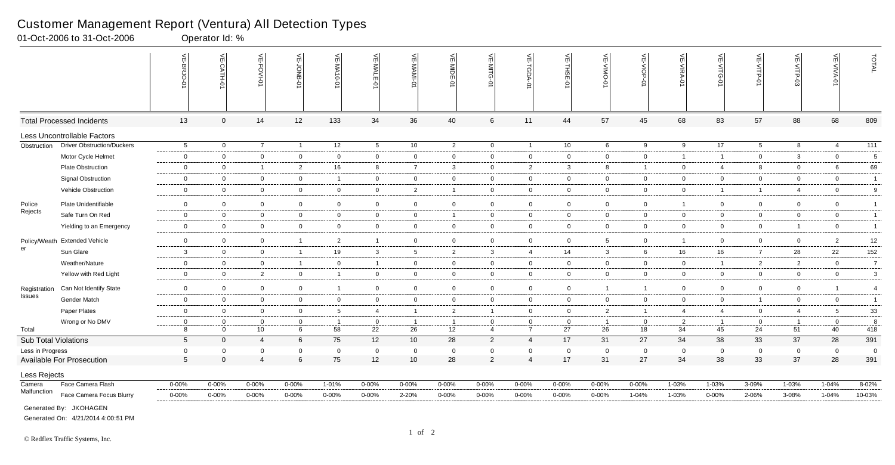# Customer Management Report (Ventura) All Detection Types

01-Oct-2006 to 31-Oct-2006 Operator Id: %

| | | VE-BRJO-01 | VE-CATH-01 | VE-FOVI-01 | VE-JONB-01 | VE-MA10-01 | VE-MALE-01 | VE-MAMI-01 | VE-MIDE-01 | VE-MITG-01 | VE-TGDA-01 | VE-THSE-01 | VE-VIMO-01 | VE-VIOP-01 | VE-VIRA-01 | VE-VITG-01 | VE-VITP-01 | VE-VITP-03 | VE-VIVA-01 | TOTAL |
|---|---|---|---|---|---|---|---|---|---|---|---|---|---|---|---|---|---|---|---|---|
| **Total Processed Incidents** | | 13 | 0 | 14 | 12 | 133 | 34 | 36 | 40 | 6 | 11 | 44 | 57 | 45 | 68 | 83 | 57 | 88 | 68 | 809 |
| **Less Uncontrollable Factors** | | | | | | | | | | | | | | | | | | | | |
| Obstruction | Driver Obstruction/Duckers | 5 | 0 | 7 | 1 | 12 | 5 | 10 | 2 | 0 | 1 | 10 | 6 | 9 | 9 | 17 | 5 | 8 | 4 | 111 |
| | Motor Cycle Helmet | 0 | 0 | 0 | 0 | 0 | 0 | 0 | 0 | 0 | 0 | 0 | 0 | 0 | 1 | 1 | 0 | 3 | 0 | 5 |
| | Plate Obstruction | 0 | 0 | 1 | 2 | 16 | 8 | 7 | 3 | 0 | 2 | 3 | 8 | 1 | 0 | 4 | 8 | 0 | 6 | 69 |
| | Signal Obstruction | 0 | 0 | 0 | 0 | 1 | 0 | 0 | 0 | 0 | 0 | 0 | 0 | 0 | 0 | 0 | 0 | 0 | 0 | 1 |
| | Vehicle Obstruction | 0 | 0 | 0 | 0 | 0 | 0 | 2 | 1 | 0 | 0 | 0 | 0 | 0 | 0 | 1 | 1 | 4 | 0 | 9 |
| Police Rejects | Plate Unidentifiable | 0 | 0 | 0 | 0 | 0 | 0 | 0 | 0 | 0 | 0 | 0 | 0 | 0 | 1 | 0 | 0 | 0 | 0 | 1 |
| | Safe Turn On Red | 0 | 0 | 0 | 0 | 0 | 0 | 0 | 1 | 0 | 0 | 0 | 0 | 0 | 0 | 0 | 0 | 0 | 0 | 1 |
| | Yielding to an Emergency | 0 | 0 | 0 | 0 | 0 | 0 | 0 | 0 | 0 | 0 | 0 | 0 | 0 | 0 | 0 | 0 | 1 | 0 | 1 |
| Policy/Weather | Extended Vehicle | 0 | 0 | 0 | 1 | 2 | 1 | 0 | 0 | 0 | 0 | 0 | 5 | 0 | 1 | 0 | 0 | 0 | 2 | 12 |
| | Sun Glare | 3 | 0 | 0 | 1 | 19 | 3 | 5 | 2 | 3 | 4 | 14 | 3 | 6 | 16 | 16 | 7 | 28 | 22 | 152 |
| | Weather/Nature | 0 | 0 | 0 | 1 | 0 | 1 | 0 | 0 | 0 | 0 | 0 | 0 | 0 | 0 | 1 | 2 | 2 | 0 | 7 |
| | Yellow with Red Light | 0 | 0 | 2 | 0 | 1 | 0 | 0 | 0 | 0 | 0 | 0 | 0 | 0 | 0 | 0 | 0 | 0 | 0 | 3 |
| Registration Issues | Can Not Identify State | 0 | 0 | 0 | 0 | 1 | 0 | 0 | 0 | 0 | 0 | 0 | 1 | 1 | 0 | 0 | 0 | 0 | 1 | 4 |
| | Gender Match | 0 | 0 | 0 | 0 | 0 | 0 | 0 | 0 | 0 | 0 | 0 | 0 | 0 | 0 | 0 | 1 | 0 | 0 | 1 |
| | Paper Plates | 0 | 0 | 0 | 0 | 5 | 4 | 1 | 2 | 1 | 0 | 0 | 2 | 1 | 4 | 4 | 0 | 4 | 5 | 33 |
| | Wrong or No DMV | 0 | 0 | 0 | 0 | 1 | 0 | 1 | 1 | 0 | 0 | 0 | 1 | 0 | 2 | 1 | 0 | 1 | 0 | 8 |
| Total | | 8 | 0 | 10 | 6 | 58 | 22 | 26 | 12 | 4 | 7 | 27 | 26 | 18 | 34 | 45 | 24 | 51 | 40 | 418 |
| Sub Total Violations | | 5 | 0 | 4 | 6 | 75 | 12 | 10 | 28 | 2 | 4 | 17 | 31 | 27 | 34 | 38 | 33 | 37 | 28 | 391 |
| Less in Progress | | 0 | 0 | 0 | 0 | 0 | 0 | 0 | 0 | 0 | 0 | 0 | 0 | 0 | 0 | 0 | 0 | 0 | 0 | 0 |
| **Available For Prosecution** | | 5 | 0 | 4 | 6 | 75 | 12 | 10 | 28 | 2 | 4 | 17 | 31 | 27 | 34 | 38 | 33 | 37 | 28 | 391 |
| **Less Rejects** | | | | | | | | | | | | | | | | | | | | |
| Camera Malfunction | Face Camera Flash | 0-00% | 0-00% | 0-00% | 0-00% | 1-01% | 0-00% | 0-00% | 0-00% | 0-00% | 0-00% | 0-00% | 0-00% | 0-00% | 1-03% | 1-03% | 3-09% | 1-03% | 1-04% | 8-02% |
| | Face Camera Focus Blurry | 0-00% | 0-00% | 0-00% | 0-00% | 0-00% | 0-00% | 2-20% | 0-00% | 0-00% | 0-00% | 0-00% | 0-00% | 1-04% | 1-03% | 0-00% | 2-06% | 3-08% | 1-04% | 10-03% |

Generated By: JKOHAGEN

Generated On: 4/21/2014 4:00:51 PM

© Redflex Traffic Systems, Inc.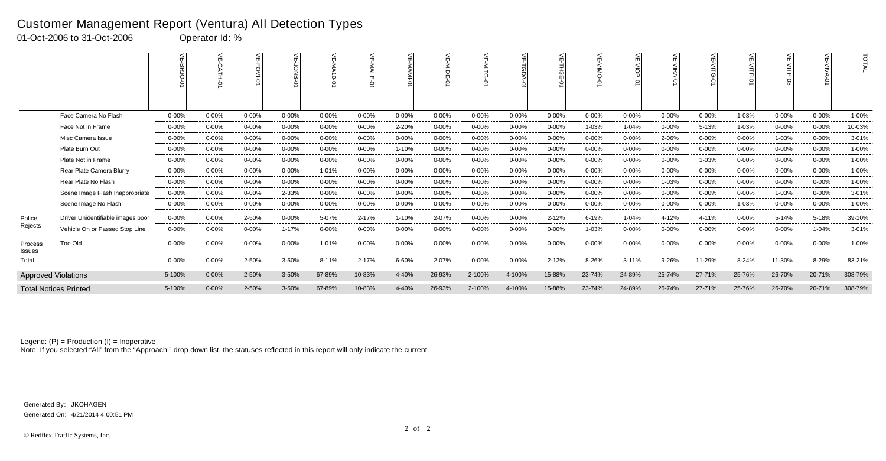# Customer Management Report (Ventura) All Detection Types

01-Oct-2006 to 31-Oct-2006 Operator Id: %

| | | VE-BRJO-01 | VE-CATH-01 | VE-FOVI-01 | VE-JONB-01 | VE-MA10-01 | VE-MALE-01 | VE-MAMI-01 | VE-MIDE-01 | VE-MITG-01 | VE-TGDA-01 | VE-THSE-01 | VE-VIMO-01 | VE-VIOP-01 | VE-VIRA-01 | VE-VITG-01 | VE-VITP-01 | VE-VITP-03 | VE-VIVA-01 | TOTAL |
|---|---|---|---|---|---|---|---|---|---|---|---|---|---|---|---|---|---|---|---|---|
| | Face Camera No Flash | 0-00% | 0-00% | 0-00% | 0-00% | 0-00% | 0-00% | 0-00% | 0-00% | 0-00% | 0-00% | 0-00% | 0-00% | 0-00% | 0-00% | 0-00% | 1-03% | 0-00% | 0-00% | 1-00% |
| | Face Not in Frame | 0-00% | 0-00% | 0-00% | 0-00% | 0-00% | 0-00% | 2-20% | 0-00% | 0-00% | 0-00% | 0-00% | 1-03% | 1-04% | 0-00% | 5-13% | 1-03% | 0-00% | 0-00% | 10-03% |
| | Misc Camera Issue | 0-00% | 0-00% | 0-00% | 0-00% | 0-00% | 0-00% | 0-00% | 0-00% | 0-00% | 0-00% | 0-00% | 0-00% | 0-00% | 2-06% | 0-00% | 0-00% | 1-03% | 0-00% | 3-01% |
| | Plate Burn Out | 0-00% | 0-00% | 0-00% | 0-00% | 0-00% | 0-00% | 1-10% | 0-00% | 0-00% | 0-00% | 0-00% | 0-00% | 0-00% | 0-00% | 0-00% | 0-00% | 0-00% | 0-00% | 1-00% |
| | Plate Not in Frame | 0-00% | 0-00% | 0-00% | 0-00% | 0-00% | 0-00% | 0-00% | 0-00% | 0-00% | 0-00% | 0-00% | 0-00% | 0-00% | 0-00% | 1-03% | 0-00% | 0-00% | 0-00% | 1-00% |
| | Rear Plate Camera Blurry | 0-00% | 0-00% | 0-00% | 0-00% | 1-01% | 0-00% | 0-00% | 0-00% | 0-00% | 0-00% | 0-00% | 0-00% | 0-00% | 0-00% | 0-00% | 0-00% | 0-00% | 0-00% | 1-00% |
| | Rear Plate No Flash | 0-00% | 0-00% | 0-00% | 0-00% | 0-00% | 0-00% | 0-00% | 0-00% | 0-00% | 0-00% | 0-00% | 0-00% | 0-00% | 1-03% | 0-00% | 0-00% | 0-00% | 0-00% | 1-00% |
| | Scene Image Flash Inappropriate | 0-00% | 0-00% | 0-00% | 2-33% | 0-00% | 0-00% | 0-00% | 0-00% | 0-00% | 0-00% | 0-00% | 0-00% | 0-00% | 0-00% | 0-00% | 0-00% | 1-03% | 0-00% | 3-01% |
| | Scene Image No Flash | 0-00% | 0-00% | 0-00% | 0-00% | 0-00% | 0-00% | 0-00% | 0-00% | 0-00% | 0-00% | 0-00% | 0-00% | 0-00% | 0-00% | 0-00% | 1-03% | 0-00% | 0-00% | 1-00% |
| Police Rejects | Driver Unidentifiable images poor | 0-00% | 0-00% | 2-50% | 0-00% | 5-07% | 2-17% | 1-10% | 2-07% | 0-00% | 0-00% | 2-12% | 6-19% | 1-04% | 4-12% | 4-11% | 0-00% | 5-14% | 5-18% | 39-10% |
| | Vehicle On or Passed Stop Line | 0-00% | 0-00% | 0-00% | 1-17% | 0-00% | 0-00% | 0-00% | 0-00% | 0-00% | 0-00% | 0-00% | 1-03% | 0-00% | 0-00% | 0-00% | 0-00% | 0-00% | 1-04% | 3-01% |
| Process Issues | Too Old | 0-00% | 0-00% | 0-00% | 0-00% | 1-01% | 0-00% | 0-00% | 0-00% | 0-00% | 0-00% | 0-00% | 0-00% | 0-00% | 0-00% | 0-00% | 0-00% | 0-00% | 0-00% | 1-00% |
| Total | | 0-00% | 0-00% | 2-50% | 3-50% | 8-11% | 2-17% | 6-60% | 2-07% | 0-00% | 0-00% | 2-12% | 8-26% | 3-11% | 9-26% | 11-29% | 8-24% | 11-30% | 8-29% | 83-21% |
| Approved Violations | | 5-100% | 0-00% | 2-50% | 3-50% | 67-89% | 10-83% | 4-40% | 26-93% | 2-100% | 4-100% | 15-88% | 23-74% | 24-89% | 25-74% | 27-71% | 25-76% | 26-70% | 20-71% | 308-79% |
| Total Notices Printed | | 5-100% | 0-00% | 2-50% | 3-50% | 67-89% | 10-83% | 4-40% | 26-93% | 2-100% | 4-100% | 15-88% | 23-74% | 24-89% | 25-74% | 27-71% | 25-76% | 26-70% | 20-71% | 308-79% |

Legend: (P) = Production (I) = Inoperative

Note: If you selected "All" from the "Approach:" drop down list, the statuses reflected in this report will only indicate the current

Generated By: JKOHAGEN

Generated On: 4/21/2014 4:00:51 PM

© Redflex Traffic Systems, Inc.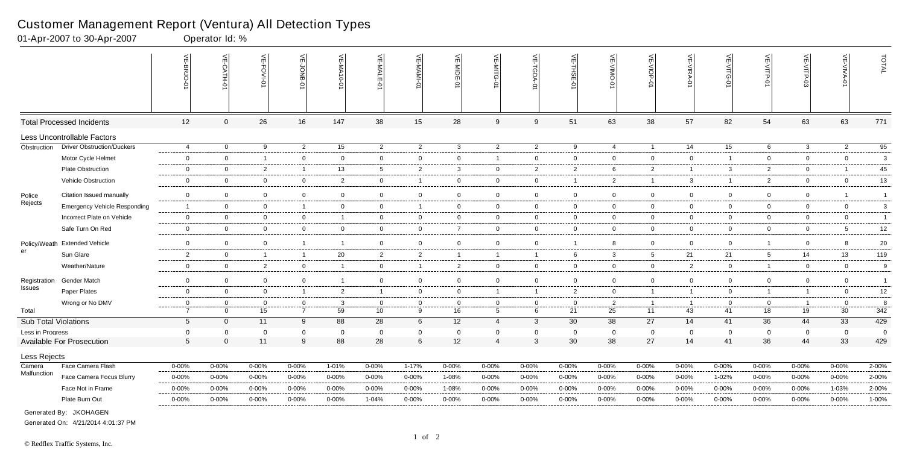# Customer Management Report (Ventura) All Detection Types

01-Apr-2007 to 30-Apr-2007 Operator Id: %

| | | VE-BRJO-01 | VE-CATH-01 | VE-FOVI-01 | VE-JONB-01 | VE-MA10-01 | VE-MALE-01 | VE-MAMI-01 | VE-MIDE-01 | VE-MITG-01 | VE-TGDA-01 | VE-THSE-01 | VE-VIMO-01 | VE-VIOP-01 | VE-VIRA-01 | VE-VITG-01 | VE-VITP-01 | VE-VITP-03 | VE-VIVA-01 | TOTAL |
|---|---|---|---|---|---|---|---|---|---|---|---|---|---|---|---|---|---|---|---|---|
| **Total Processed Incidents** | | 12 | 0 | 26 | 16 | 147 | 38 | 15 | 28 | 9 | 9 | 51 | 63 | 38 | 57 | 82 | 54 | 63 | 63 | 771 |
| **Less Uncontrollable Factors** | | | | | | | | | | | | | | | | | | | | |
| Obstruction | Driver Obstruction/Duckers | 4 | 0 | 9 | 2 | 15 | 2 | 2 | 3 | 2 | 2 | 9 | 4 | 1 | 14 | 15 | 6 | 3 | 2 | 95 |
| | Motor Cycle Helmet | 0 | 0 | 1 | 0 | 0 | 0 | 0 | 0 | 1 | 0 | 0 | 0 | 0 | 0 | 1 | 0 | 0 | 0 | 3 |
| | Plate Obstruction | 0 | 0 | 2 | 1 | 13 | 5 | 2 | 3 | 0 | 2 | 2 | 6 | 2 | 1 | 3 | 2 | 0 | 1 | 45 |
| | Vehicle Obstruction | 0 | 0 | 0 | 0 | 2 | 0 | 1 | 0 | 0 | 0 | 1 | 2 | 1 | 3 | 1 | 2 | 0 | 0 | 13 |
| Police Rejects | Citation Issued manually | 0 | 0 | 0 | 0 | 0 | 0 | 0 | 0 | 0 | 0 | 0 | 0 | 0 | 0 | 0 | 0 | 0 | 1 | 1 |
| | Emergency Vehicle Responding | 1 | 0 | 0 | 1 | 0 | 0 | 1 | 0 | 0 | 0 | 0 | 0 | 0 | 0 | 0 | 0 | 0 | 0 | 3 |
| | Incorrect Plate on Vehicle | 0 | 0 | 0 | 0 | 1 | 0 | 0 | 0 | 0 | 0 | 0 | 0 | 0 | 0 | 0 | 0 | 0 | 0 | 1 |
| | Safe Turn On Red | 0 | 0 | 0 | 0 | 0 | 0 | 0 | 7 | 0 | 0 | 0 | 0 | 0 | 0 | 0 | 0 | 0 | 5 | 12 |
| Policy/Weather | Extended Vehicle | 0 | 0 | 0 | 1 | 1 | 0 | 0 | 0 | 0 | 0 | 1 | 8 | 0 | 0 | 0 | 1 | 0 | 8 | 20 |
| | Sun Glare | 2 | 0 | 1 | 1 | 20 | 2 | 2 | 1 | 1 | 1 | 6 | 3 | 5 | 21 | 21 | 5 | 14 | 13 | 119 |
| | Weather/Nature | 0 | 0 | 2 | 0 | 1 | 0 | 1 | 2 | 0 | 0 | 0 | 0 | 0 | 2 | 0 | 1 | 0 | 0 | 9 |
| Registration Issues | Gender Match | 0 | 0 | 0 | 0 | 1 | 0 | 0 | 0 | 0 | 0 | 0 | 0 | 0 | 0 | 0 | 0 | 0 | 0 | 1 |
| | Paper Plates | 0 | 0 | 0 | 1 | 2 | 1 | 0 | 0 | 1 | 1 | 2 | 0 | 1 | 1 | 0 | 1 | 1 | 0 | 12 |
| | Wrong or No DMV | 0 | 0 | 0 | 0 | 3 | 0 | 0 | 0 | 0 | 0 | 0 | 2 | 1 | 1 | 0 | 0 | 1 | 0 | 8 |
| Total | | 7 | 0 | 15 | 7 | 59 | 10 | 9 | 16 | 5 | 6 | 21 | 25 | 11 | 43 | 41 | 18 | 19 | 30 | 342 |
| **Sub Total Violations** | | 5 | 0 | 11 | 9 | 88 | 28 | 6 | 12 | 4 | 3 | 30 | 38 | 27 | 14 | 41 | 36 | 44 | 33 | 429 |
| Less in Progress | | 0 | 0 | 0 | 0 | 0 | 0 | 0 | 0 | 0 | 0 | 0 | 0 | 0 | 0 | 0 | 0 | 0 | 0 | 0 |
| **Available For Prosecution** | | 5 | 0 | 11 | 9 | 88 | 28 | 6 | 12 | 4 | 3 | 30 | 38 | 27 | 14 | 41 | 36 | 44 | 33 | 429 |
| **Less Rejects** | | | | | | | | | | | | | | | | | | | | |
| Camera Malfunction | Face Camera Flash | 0-00% | 0-00% | 0-00% | 0-00% | 1-01% | 0-00% | 1-17% | 0-00% | 0-00% | 0-00% | 0-00% | 0-00% | 0-00% | 0-00% | 0-00% | 0-00% | 0-00% | 0-00% | 2-00% |
| | Face Camera Focus Blurry | 0-00% | 0-00% | 0-00% | 0-00% | 0-00% | 0-00% | 0-00% | 1-08% | 0-00% | 0-00% | 0-00% | 0-00% | 0-00% | 0-00% | 1-02% | 0-00% | 0-00% | 0-00% | 2-00% |
| | Face Not in Frame | 0-00% | 0-00% | 0-00% | 0-00% | 0-00% | 0-00% | 0-00% | 1-08% | 0-00% | 0-00% | 0-00% | 0-00% | 0-00% | 0-00% | 0-00% | 0-00% | 0-00% | 1-03% | 2-00% |
| | Plate Burn Out | 0-00% | 0-00% | 0-00% | 0-00% | 0-00% | 1-04% | 0-00% | 0-00% | 0-00% | 0-00% | 0-00% | 0-00% | 0-00% | 0-00% | 0-00% | 0-00% | 0-00% | 0-00% | 1-00% |

Generated By: JKOHAGEN

Generated On: 4/21/2014 4:01:37 PM

© Redflex Traffic Systems, Inc.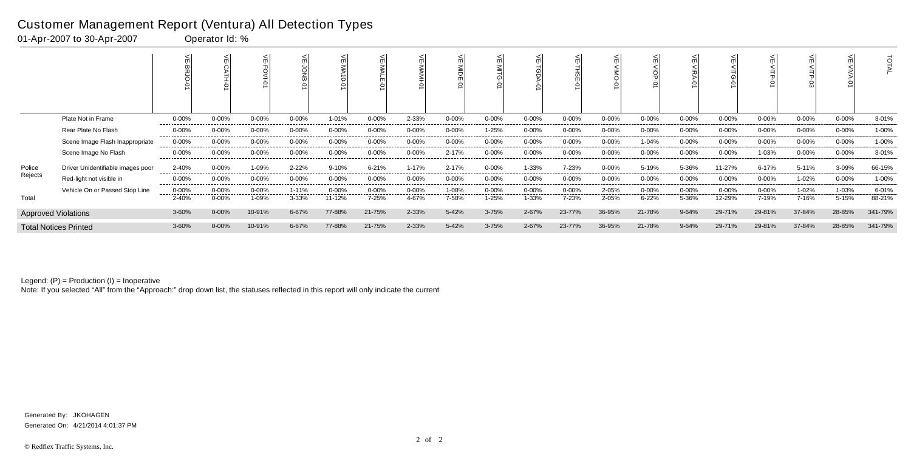# Customer Management Report (Ventura) All Detection Types

01-Apr-2007 to 30-Apr-2007 Operator Id: %

| | | VE-BRJO-01 | VE-CATH-01 | VE-FOVI-01 | VE-JONB-01 | VE-MA10-01 | VE-MALE-01 | VE-MAMI-01 | VE-MIDE-01 | VE-MITG-01 | VE-TGDA-01 | VE-THSE-01 | VE-VIMO-01 | VE-VIOP-01 | VE-VIRA-01 | VE-VITG-01 | VE-VITP-01 | VE-VITP-03 | VE-VIVA-01 | TOTAL |
|---|---|---|---|---|---|---|---|---|---|---|---|---|---|---|---|---|---|---|---|---|
| | Plate Not in Frame | 0-00% | 0-00% | 0-00% | 0-00% | 1-01% | 0-00% | 2-33% | 0-00% | 0-00% | 0-00% | 0-00% | 0-00% | 0-00% | 0-00% | 0-00% | 0-00% | 0-00% | 0-00% | 3-01% |
| | Rear Plate No Flash | 0-00% | 0-00% | 0-00% | 0-00% | 0-00% | 0-00% | 0-00% | 0-00% | 1-25% | 0-00% | 0-00% | 0-00% | 0-00% | 0-00% | 0-00% | 0-00% | 0-00% | 0-00% | 1-00% |
| | Scene Image Flash Inappropriate | 0-00% | 0-00% | 0-00% | 0-00% | 0-00% | 0-00% | 0-00% | 0-00% | 0-00% | 0-00% | 0-00% | 0-00% | 1-04% | 0-00% | 0-00% | 0-00% | 0-00% | 0-00% | 1-00% |
| | Scene Image No Flash | 0-00% | 0-00% | 0-00% | 0-00% | 0-00% | 0-00% | 0-00% | 2-17% | 0-00% | 0-00% | 0-00% | 0-00% | 0-00% | 0-00% | 0-00% | 1-03% | 0-00% | 0-00% | 3-01% |
| Police Rejects | Driver Unidentifiable images poor | 2-40% | 0-00% | 1-09% | 2-22% | 9-10% | 6-21% | 1-17% | 2-17% | 0-00% | 1-33% | 7-23% | 0-00% | 5-19% | 5-36% | 11-27% | 6-17% | 5-11% | 3-09% | 66-15% |
| | Red-light not visible in | 0-00% | 0-00% | 0-00% | 0-00% | 0-00% | 0-00% | 0-00% | 0-00% | 0-00% | 0-00% | 0-00% | 0-00% | 0-00% | 0-00% | 0-00% | 0-00% | 1-02% | 0-00% | 1-00% |
| | Vehicle On or Passed Stop Line | 0-00% | 0-00% | 0-00% | 1-11% | 0-00% | 0-00% | 0-00% | 1-08% | 0-00% | 0-00% | 0-00% | 2-05% | 0-00% | 0-00% | 0-00% | 0-00% | 1-02% | 1-03% | 6-01% |
| Total | | 2-40% | 0-00% | 1-09% | 3-33% | 11-12% | 7-25% | 4-67% | 7-58% | 1-25% | 1-33% | 7-23% | 2-05% | 6-22% | 5-36% | 12-29% | 7-19% | 7-16% | 5-15% | 88-21% |
| Approved Violations | | 3-60% | 0-00% | 10-91% | 6-67% | 77-88% | 21-75% | 2-33% | 5-42% | 3-75% | 2-67% | 23-77% | 36-95% | 21-78% | 9-64% | 29-71% | 29-81% | 37-84% | 28-85% | 341-79% |
| Total Notices Printed | | 3-60% | 0-00% | 10-91% | 6-67% | 77-88% | 21-75% | 2-33% | 5-42% | 3-75% | 2-67% | 23-77% | 36-95% | 21-78% | 9-64% | 29-71% | 29-81% | 37-84% | 28-85% | 341-79% |

Legend: (P) = Production (I) = Inoperative

Note: If you selected "All" from the "Approach:" drop down list, the statuses reflected in this report will only indicate the current

Generated By: JKOHAGEN

Generated On: 4/21/2014 4:01:37 PM

© Redflex Traffic Systems, Inc.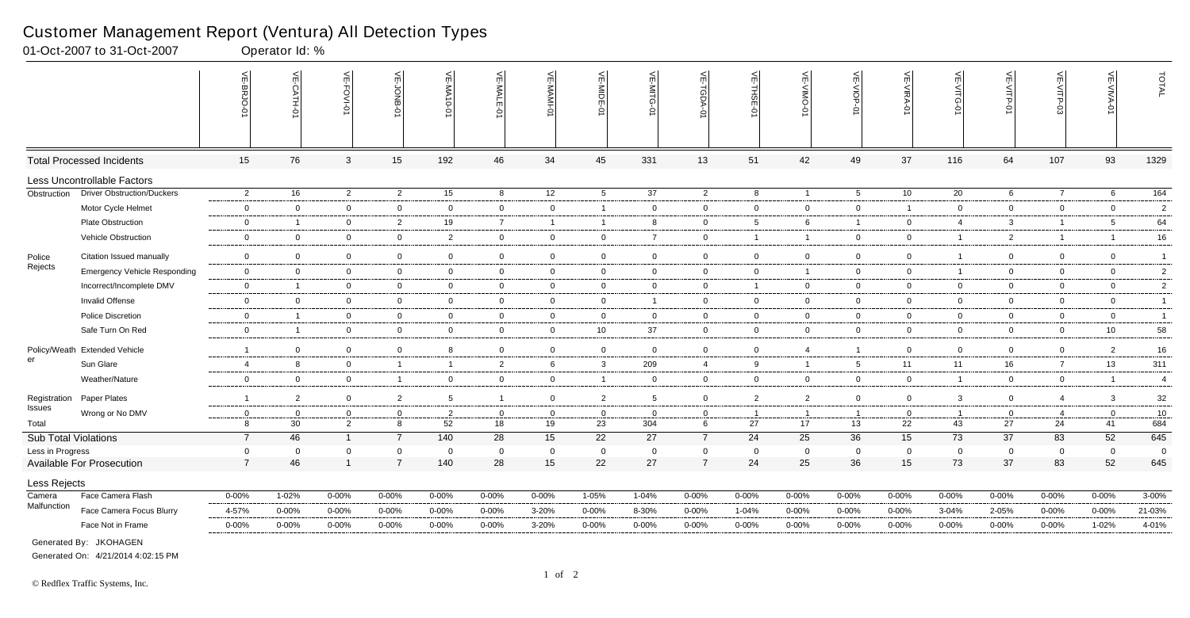# Customer Management Report (Ventura) All Detection Types

01-Oct-2007 to 31-Oct-2007 Operator Id: %

| | | VE-BRJO-01 | VE-CATH-01 | VE-FOVI-01 | VE-JONB-01 | VE-MA10-01 | VE-MALE-01 | VE-MAMI-01 | VE-MIDE-01 | VE-MITG-01 | VE-TGDA-01 | VE-THSE-01 | VE-VIMO-01 | VE-VIOP-01 | VE-VIRA-01 | VE-VITG-01 | VE-VITP-01 | VE-VITP-03 | VE-VIVA-01 | TOTAL |
|---|---|---|---|---|---|---|---|---|---|---|---|---|---|---|---|---|---|---|---|---|
| **Total Processed Incidents** | | 15 | 76 | 3 | 15 | 192 | 46 | 34 | 45 | 331 | 13 | 51 | 42 | 49 | 37 | 116 | 64 | 107 | 93 | 1329 |
| **Less Uncontrollable Factors** | | | | | | | | | | | | | | | | | | | | |
| Obstruction | Driver Obstruction/Duckers | 2 | 16 | 2 | 2 | 15 | 8 | 12 | 5 | 37 | 2 | 8 | 1 | 5 | 10 | 20 | 6 | 7 | 6 | 164 |
| | Motor Cycle Helmet | 0 | 0 | 0 | 0 | 0 | 0 | 0 | 1 | 0 | 0 | 0 | 0 | 0 | 1 | 0 | 0 | 0 | 0 | 2 |
| | Plate Obstruction | 0 | 1 | 0 | 2 | 19 | 7 | 1 | 1 | 8 | 0 | 5 | 6 | 1 | 0 | 4 | 3 | 1 | 5 | 64 |
| | Vehicle Obstruction | 0 | 0 | 0 | 0 | 2 | 0 | 0 | 0 | 7 | 0 | 1 | 1 | 0 | 0 | 1 | 2 | 1 | 1 | 16 |
| Police Rejects | Citation Issued manually | 0 | 0 | 0 | 0 | 0 | 0 | 0 | 0 | 0 | 0 | 0 | 0 | 0 | 0 | 1 | 0 | 0 | 0 | 1 |
| | Emergency Vehicle Responding | 0 | 0 | 0 | 0 | 0 | 0 | 0 | 0 | 0 | 0 | 0 | 1 | 0 | 0 | 1 | 0 | 0 | 0 | 2 |
| | Incorrect/Incomplete DMV | 0 | 1 | 0 | 0 | 0 | 0 | 0 | 0 | 0 | 0 | 1 | 0 | 0 | 0 | 0 | 0 | 0 | 0 | 2 |
| | Invalid Offense | 0 | 0 | 0 | 0 | 0 | 0 | 0 | 0 | 1 | 0 | 0 | 0 | 0 | 0 | 0 | 0 | 0 | 0 | 1 |
| | Police Discretion | 0 | 1 | 0 | 0 | 0 | 0 | 0 | 0 | 0 | 0 | 0 | 0 | 0 | 0 | 0 | 0 | 0 | 0 | 1 |
| | Safe Turn On Red | 0 | 1 | 0 | 0 | 0 | 0 | 0 | 10 | 37 | 0 | 0 | 0 | 0 | 0 | 0 | 0 | 0 | 10 | 58 |
| Policy/Weather | Extended Vehicle | 1 | 0 | 0 | 0 | 8 | 0 | 0 | 0 | 0 | 0 | 0 | 4 | 1 | 0 | 0 | 0 | 0 | 2 | 16 |
| | Sun Glare | 4 | 8 | 0 | 1 | 1 | 2 | 6 | 3 | 209 | 4 | 9 | 1 | 5 | 11 | 11 | 16 | 7 | 13 | 311 |
| | Weather/Nature | 0 | 0 | 0 | 1 | 0 | 0 | 0 | 1 | 0 | 0 | 0 | 0 | 0 | 0 | 1 | 0 | 0 | 1 | 4 |
| Registration Issues | Paper Plates | 1 | 2 | 0 | 2 | 5 | 1 | 0 | 2 | 5 | 0 | 2 | 2 | 0 | 0 | 3 | 0 | 4 | 3 | 32 |
| | Wrong or No DMV | 0 | 0 | 0 | 0 | 2 | 0 | 0 | 0 | 0 | 0 | 1 | 1 | 1 | 0 | 1 | 0 | 4 | 0 | 10 |
| Total | | 8 | 30 | 2 | 8 | 52 | 18 | 19 | 23 | 304 | 6 | 27 | 17 | 13 | 22 | 43 | 27 | 24 | 41 | 684 |
| **Sub Total Violations** | | 7 | 46 | 1 | 7 | 140 | 28 | 15 | 22 | 27 | 7 | 24 | 25 | 36 | 15 | 73 | 37 | 83 | 52 | 645 |
| Less in Progress | | 0 | 0 | 0 | 0 | 0 | 0 | 0 | 0 | 0 | 0 | 0 | 0 | 0 | 0 | 0 | 0 | 0 | 0 | 0 |
| **Available For Prosecution** | | 7 | 46 | 1 | 7 | 140 | 28 | 15 | 22 | 27 | 7 | 24 | 25 | 36 | 15 | 73 | 37 | 83 | 52 | 645 |
| **Less Rejects** | | | | | | | | | | | | | | | | | | | | |
| Camera Malfunction | Face Camera Flash | 0-00% | 1-02% | 0-00% | 0-00% | 0-00% | 0-00% | 0-00% | 1-05% | 1-04% | 0-00% | 0-00% | 0-00% | 0-00% | 0-00% | 0-00% | 0-00% | 0-00% | 0-00% | 3-00% |
| | Face Camera Focus Blurry | 4-57% | 0-00% | 0-00% | 0-00% | 0-00% | 0-00% | 3-20% | 0-00% | 8-30% | 0-00% | 1-04% | 0-00% | 0-00% | 0-00% | 3-04% | 2-05% | 0-00% | 0-00% | 21-03% |
| | Face Not in Frame | 0-00% | 0-00% | 0-00% | 0-00% | 0-00% | 0-00% | 3-20% | 0-00% | 0-00% | 0-00% | 0-00% | 0-00% | 0-00% | 0-00% | 0-00% | 0-00% | 0-00% | 1-02% | 4-01% |

Generated By: JKOHAGEN

Generated On: 4/21/2014 4:02:15 PM

© Redflex Traffic Systems, Inc.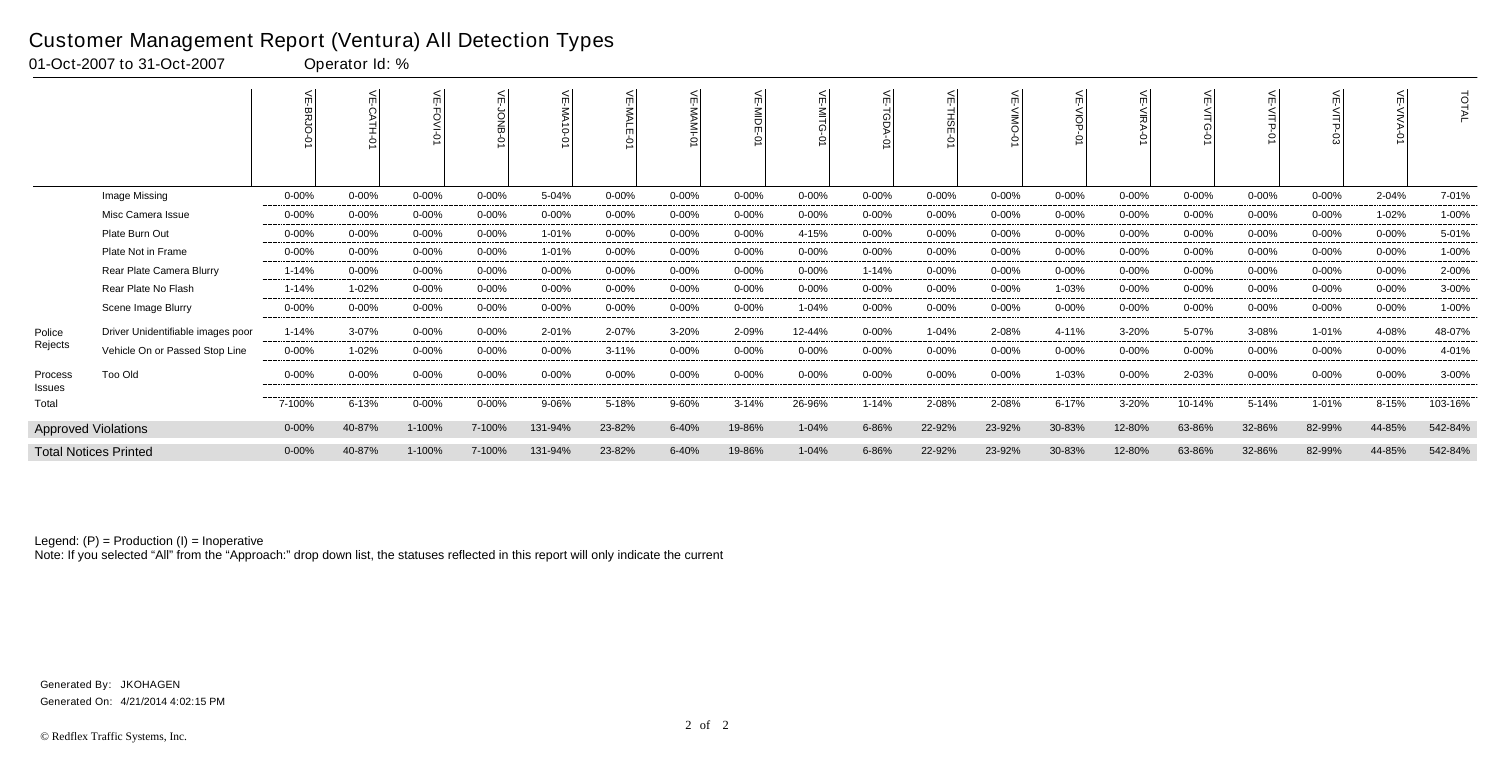# Customer Management Report (Ventura) All Detection Types

01-Oct-2007 to 31-Oct-2007 Operator Id: %

| | | VE-BRJO-01 | VE-CATH-01 | VE-FOVI-01 | VE-JONB-01 | VE-MA10-01 | VE-MALE-01 | VE-MAMI-01 | VE-MIDE-01 | VE-MITG-01 | VE-TGDA-01 | VE-THSE-01 | VE-VIMO-01 | VE-VIOP-01 | VE-VIRA-01 | VE-VITG-01 | VE-VITP-01 | VE-VITP-03 | VE-VIVA-01 | TOTAL |
|---|---|---|---|---|---|---|---|---|---|---|---|---|---|---|---|---|---|---|---|---|
| | Image Missing | 0-00% | 0-00% | 0-00% | 0-00% | 5-04% | 0-00% | 0-00% | 0-00% | 0-00% | 0-00% | 0-00% | 0-00% | 0-00% | 0-00% | 0-00% | 0-00% | 0-00% | 2-04% | 7-01% |
| | Misc Camera Issue | 0-00% | 0-00% | 0-00% | 0-00% | 0-00% | 0-00% | 0-00% | 0-00% | 0-00% | 0-00% | 0-00% | 0-00% | 0-00% | 0-00% | 0-00% | 0-00% | 0-00% | 1-02% | 1-00% |
| | Plate Burn Out | 0-00% | 0-00% | 0-00% | 0-00% | 1-01% | 0-00% | 0-00% | 0-00% | 4-15% | 0-00% | 0-00% | 0-00% | 0-00% | 0-00% | 0-00% | 0-00% | 0-00% | 0-00% | 5-01% |
| | Plate Not in Frame | 0-00% | 0-00% | 0-00% | 0-00% | 1-01% | 0-00% | 0-00% | 0-00% | 0-00% | 0-00% | 0-00% | 0-00% | 0-00% | 0-00% | 0-00% | 0-00% | 0-00% | 0-00% | 1-00% |
| | Rear Plate Camera Blurry | 1-14% | 0-00% | 0-00% | 0-00% | 0-00% | 0-00% | 0-00% | 0-00% | 0-00% | 1-14% | 0-00% | 0-00% | 0-00% | 0-00% | 0-00% | 0-00% | 0-00% | 0-00% | 2-00% |
| | Rear Plate No Flash | 1-14% | 1-02% | 0-00% | 0-00% | 0-00% | 0-00% | 0-00% | 0-00% | 0-00% | 0-00% | 0-00% | 0-00% | 1-03% | 0-00% | 0-00% | 0-00% | 0-00% | 0-00% | 3-00% |
| | Scene Image Blurry | 0-00% | 0-00% | 0-00% | 0-00% | 0-00% | 0-00% | 0-00% | 0-00% | 1-04% | 0-00% | 0-00% | 0-00% | 0-00% | 0-00% | 0-00% | 0-00% | 0-00% | 0-00% | 1-00% |
| Police Rejects | Driver Unidentifiable images poor | 1-14% | 3-07% | 0-00% | 0-00% | 2-01% | 2-07% | 3-20% | 2-09% | 12-44% | 0-00% | 1-04% | 2-08% | 4-11% | 3-20% | 5-07% | 3-08% | 1-01% | 4-08% | 48-07% |
| | Vehicle On or Passed Stop Line | 0-00% | 1-02% | 0-00% | 0-00% | 0-00% | 3-11% | 0-00% | 0-00% | 0-00% | 0-00% | 0-00% | 0-00% | 0-00% | 0-00% | 0-00% | 0-00% | 0-00% | 0-00% | 4-01% |
| Process Issues | Too Old | 0-00% | 0-00% | 0-00% | 0-00% | 0-00% | 0-00% | 0-00% | 0-00% | 0-00% | 0-00% | 0-00% | 0-00% | 1-03% | 0-00% | 2-03% | 0-00% | 0-00% | 0-00% | 3-00% |
| Total | | 7-100% | 6-13% | 0-00% | 0-00% | 9-06% | 5-18% | 9-60% | 3-14% | 26-96% | 1-14% | 2-08% | 2-08% | 6-17% | 3-20% | 10-14% | 5-14% | 1-01% | 8-15% | 103-16% |
| Approved Violations | | 0-00% | 40-87% | 1-100% | 7-100% | 131-94% | 23-82% | 6-40% | 19-86% | 1-04% | 6-86% | 22-92% | 23-92% | 30-83% | 12-80% | 63-86% | 32-86% | 82-99% | 44-85% | 542-84% |
| Total Notices Printed | | 0-00% | 40-87% | 1-100% | 7-100% | 131-94% | 23-82% | 6-40% | 19-86% | 1-04% | 6-86% | 22-92% | 23-92% | 30-83% | 12-80% | 63-86% | 32-86% | 82-99% | 44-85% | 542-84% |

Legend: (P) = Production (I) = Inoperative

Note: If you selected "All" from the "Approach:" drop down list, the statuses reflected in this report will only indicate the current

Generated By: JKOHAGEN

Generated On: 4/21/2014 4:02:15 PM

© Redflex Traffic Systems, Inc.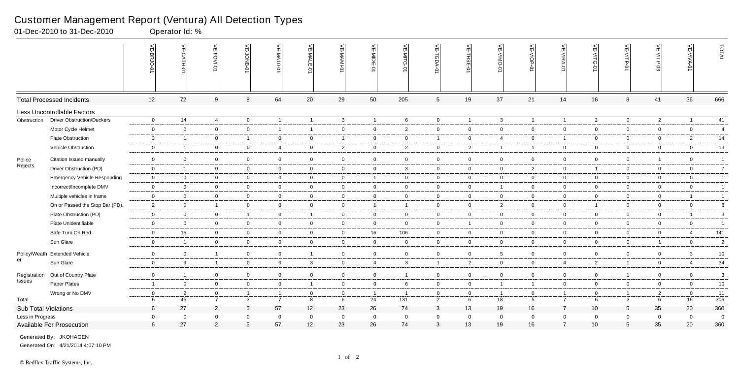# Customer Management Report (Ventura) All Detection Types

01-Dec-2010 to 31-Dec-2010 Operator Id: %

| | | VE-BRJO-01 | VE-CATH-01 | VE-FOVI-01 | VE-JONB-01 | VE-MA10-01 | VE-MALE-01 | VE-MAMI-01 | VE-MIDE-01 | VE-MITG-01 | VE-TGDA-01 | VE-THSE-01 | VE-VIMO-01 | VE-VIOP-01 | VE-VIRA-01 | VE-VITG-01 | VE-VITP-01 | VE-VITP-03 | VE-VIVA-01 | TOTAL |
|---|---|---|---|---|---|---|---|---|---|---|---|---|---|---|---|---|---|---|---|---|
| Total Processed Incidents | | 12 | 72 | 9 | 8 | 64 | 20 | 29 | 50 | 205 | 5 | 19 | 37 | 21 | 14 | 16 | 8 | 41 | 36 | 666 |
| Less Uncontrollable Factors | | | | | | | | | | | | | | | | | | | | |
| Obstruction | Driver Obstruction/Duckers | 0 | 14 | 4 | 0 | 1 | 1 | 3 | 1 | 6 | 0 | 1 | 3 | 1 | 1 | 2 | 0 | 2 | 1 | 41 |
| | Motor Cycle Helmet | 0 | 0 | 0 | 0 | 1 | 1 | 0 | 0 | 2 | 0 | 0 | 0 | 0 | 0 | 0 | 0 | 0 | 0 | 4 |
| | Plate Obstruction | 3 | 1 | 0 | 1 | 0 | 0 | 1 | 0 | 0 | 1 | 0 | 4 | 0 | 1 | 0 | 0 | 0 | 2 | 14 |
| | Vehicle Obstruction | 0 | 1 | 0 | 0 | 4 | 0 | 2 | 0 | 2 | 0 | 2 | 1 | 1 | 0 | 0 | 0 | 0 | 0 | 13 |
| Police Rejects | Citation Issued manually | 0 | 0 | 0 | 0 | 0 | 0 | 0 | 0 | 0 | 0 | 0 | 0 | 0 | 0 | 0 | 0 | 1 | 0 | 1 |
| | Driver Obstruction (PD) | 0 | 1 | 0 | 0 | 0 | 0 | 0 | 0 | 3 | 0 | 0 | 0 | 2 | 0 | 1 | 0 | 0 | 0 | 7 |
| | Emergency Vehicle Responding | 0 | 0 | 0 | 0 | 0 | 0 | 0 | 1 | 0 | 0 | 0 | 0 | 0 | 0 | 0 | 0 | 0 | 0 | 1 |
| | Incorrect/Incomplete DMV | 0 | 0 | 0 | 0 | 0 | 0 | 0 | 0 | 0 | 0 | 0 | 1 | 0 | 0 | 0 | 0 | 0 | 0 | 1 |
| | Multiple vehicles in frame | 0 | 0 | 0 | 0 | 0 | 0 | 0 | 0 | 0 | 0 | 0 | 0 | 0 | 0 | 0 | 0 | 0 | 1 | 1 |
| | On or Passed the Stop Bar (PD). | 2 | 0 | 1 | 0 | 0 | 0 | 0 | 1 | 1 | 0 | 0 | 2 | 0 | 0 | 1 | 0 | 0 | 0 | 8 |
| | Plate Obstruction (PD) | 0 | 0 | 0 | 1 | 0 | 1 | 0 | 0 | 0 | 0 | 0 | 0 | 0 | 0 | 0 | 0 | 0 | 1 | 3 |
| | Plate Unidentifiable | 0 | 0 | 0 | 0 | 0 | 0 | 0 | 0 | 0 | 0 | 1 | 0 | 0 | 0 | 0 | 0 | 0 | 0 | 1 |
| | Safe Turn On Red | 0 | 15 | 0 | 0 | 0 | 0 | 0 | 16 | 106 | 0 | 0 | 0 | 0 | 0 | 0 | 0 | 0 | 4 | 141 |
| | Sun Glare | 0 | 1 | 0 | 0 | 0 | 0 | 0 | 0 | 0 | 0 | 0 | 0 | 0 | 0 | 0 | 0 | 1 | 0 | 2 |
| Policy/Weather | Extended Vehicle | 0 | 0 | 1 | 0 | 0 | 1 | 0 | 0 | 0 | 0 | 0 | 5 | 0 | 0 | 0 | 0 | 0 | 3 | 10 |
| | Sun Glare | 0 | 9 | 1 | 0 | 0 | 3 | 0 | 4 | 3 | 1 | 2 | 0 | 0 | 4 | 2 | 1 | 0 | 4 | 34 |
| Registration Issues | Out of Country Plate | 0 | 1 | 0 | 0 | 0 | 0 | 0 | 0 | 1 | 0 | 0 | 0 | 0 | 0 | 0 | 1 | 0 | 0 | 3 |
| | Paper Plates | 1 | 0 | 0 | 0 | 0 | 1 | 0 | 0 | 6 | 0 | 0 | 1 | 1 | 0 | 0 | 0 | 0 | 0 | 10 |
| | Wrong or No DMV | 0 | 2 | 0 | 1 | 1 | 0 | 0 | 1 | 1 | 0 | 0 | 1 | 0 | 1 | 0 | 1 | 2 | 0 | 11 |
| Total | | 6 | 45 | 7 | 3 | 7 | 8 | 6 | 24 | 131 | 2 | 6 | 18 | 5 | 7 | 6 | 3 | 6 | 16 | 306 |
| Sub Total Violations | | 6 | 27 | 2 | 5 | 57 | 12 | 23 | 26 | 74 | 3 | 13 | 19 | 16 | 7 | 10 | 5 | 35 | 20 | 360 |
| Less in Progress | | 0 | 0 | 0 | 0 | 0 | 0 | 0 | 0 | 0 | 0 | 0 | 0 | 0 | 0 | 0 | 0 | 0 | 0 | 0 |
| Available For Prosecution | | 6 | 27 | 2 | 5 | 57 | 12 | 23 | 26 | 74 | 3 | 13 | 19 | 16 | 7 | 10 | 5 | 35 | 20 | 360 |

Generated By: JKOHAGEN

Generated On: 4/21/2014 4:07:10 PM

© Redflex Traffic Systems, Inc.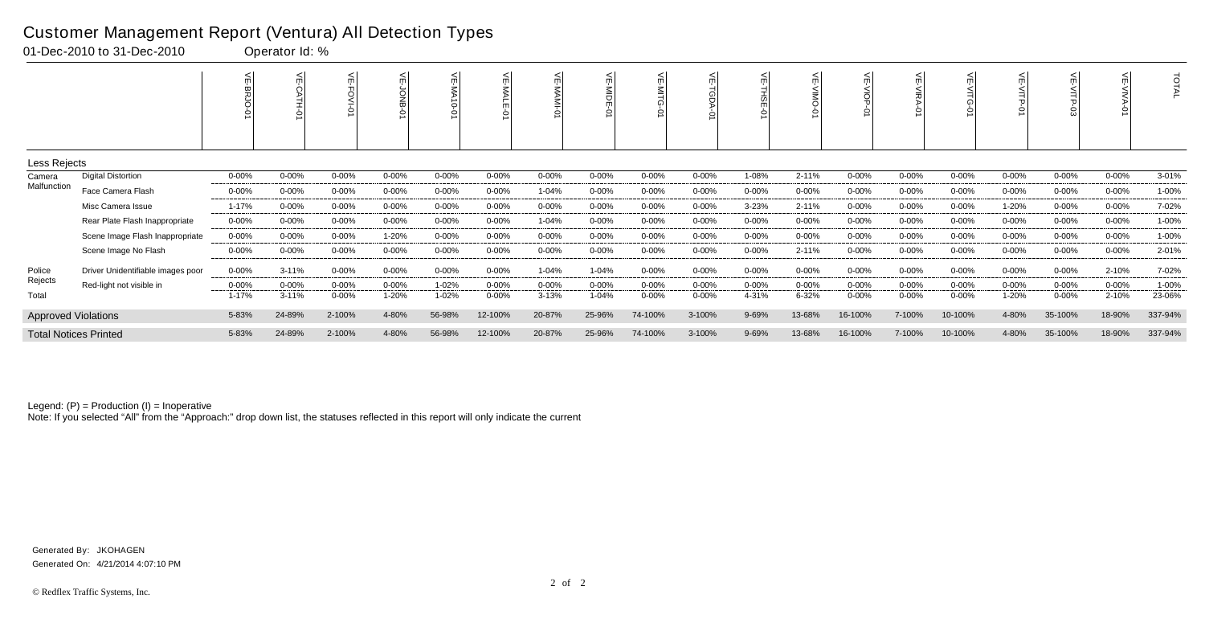# Customer Management Report (Ventura) All Detection Types

01-Dec-2010 to 31-Dec-2010 Operator Id: %

| | | VE-BRJO-01 | VE-CATH-01 | VE-FOVI-01 | VE-JONB-01 | VE-MA10-01 | VE-MALE-01 | VE-MAMI-01 | VE-MIDE-01 | VE-MITG-01 | VE-TGDA-01 | VE-THSE-01 | VE-VIMO-01 | VE-VIOP-01 | VE-VIRA-01 | VE-VITG-01 | VE-VITP-01 | VE-VITP-03 | VE-VIVA-01 | TOTAL |
|---|---|---|---|---|---|---|---|---|---|---|---|---|---|---|---|---|---|---|---|---|
| **Less Rejects** | | | | | | | | | | | | | | | | | | | | |
| Camera Malfunction | Digital Distortion | 0-00% | 0-00% | 0-00% | 0-00% | 0-00% | 0-00% | 0-00% | 0-00% | 0-00% | 0-00% | 1-08% | 2-11% | 0-00% | 0-00% | 0-00% | 0-00% | 0-00% | 0-00% | 3-01% |
| | Face Camera Flash | 0-00% | 0-00% | 0-00% | 0-00% | 0-00% | 0-00% | 1-04% | 0-00% | 0-00% | 0-00% | 0-00% | 0-00% | 0-00% | 0-00% | 0-00% | 0-00% | 0-00% | 0-00% | 1-00% |
| | Misc Camera Issue | 1-17% | 0-00% | 0-00% | 0-00% | 0-00% | 0-00% | 0-00% | 0-00% | 0-00% | 0-00% | 3-23% | 2-11% | 0-00% | 0-00% | 0-00% | 1-20% | 0-00% | 0-00% | 7-02% |
| | Rear Plate Flash Inappropriate | 0-00% | 0-00% | 0-00% | 0-00% | 0-00% | 0-00% | 1-04% | 0-00% | 0-00% | 0-00% | 0-00% | 0-00% | 0-00% | 0-00% | 0-00% | 0-00% | 0-00% | 0-00% | 1-00% |
| | Scene Image Flash Inappropriate | 0-00% | 0-00% | 0-00% | 1-20% | 0-00% | 0-00% | 0-00% | 0-00% | 0-00% | 0-00% | 0-00% | 0-00% | 0-00% | 0-00% | 0-00% | 0-00% | 0-00% | 0-00% | 1-00% |
| | Scene Image No Flash | 0-00% | 0-00% | 0-00% | 0-00% | 0-00% | 0-00% | 0-00% | 0-00% | 0-00% | 0-00% | 0-00% | 2-11% | 0-00% | 0-00% | 0-00% | 0-00% | 0-00% | 0-00% | 2-01% |
| Police Rejects | Driver Unidentifiable images poor | 0-00% | 3-11% | 0-00% | 0-00% | 0-00% | 0-00% | 1-04% | 1-04% | 0-00% | 0-00% | 0-00% | 0-00% | 0-00% | 0-00% | 0-00% | 0-00% | 0-00% | 2-10% | 7-02% |
| | Red-light not visible in | 0-00% | 0-00% | 0-00% | 0-00% | 1-02% | 0-00% | 0-00% | 0-00% | 0-00% | 0-00% | 0-00% | 0-00% | 0-00% | 0-00% | 0-00% | 0-00% | 0-00% | 0-00% | 1-00% |
| Total | | 1-17% | 3-11% | 0-00% | 1-20% | 1-02% | 0-00% | 3-13% | 1-04% | 0-00% | 0-00% | 4-31% | 6-32% | 0-00% | 0-00% | 0-00% | 1-20% | 0-00% | 2-10% | 23-06% |
| **Approved Violations** | | 5-83% | 24-89% | 2-100% | 4-80% | 56-98% | 12-100% | 20-87% | 25-96% | 74-100% | 3-100% | 9-69% | 13-68% | 16-100% | 7-100% | 10-100% | 4-80% | 35-100% | 18-90% | 337-94% |
| **Total Notices Printed** | | 5-83% | 24-89% | 2-100% | 4-80% | 56-98% | 12-100% | 20-87% | 25-96% | 74-100% | 3-100% | 9-69% | 13-68% | 16-100% | 7-100% | 10-100% | 4-80% | 35-100% | 18-90% | 337-94% |

Legend: (P) = Production (I) = Inoperative

Note: If you selected "All" from the "Approach:" drop down list, the statuses reflected in this report will only indicate the current

Generated By: JKOHAGEN

Generated On: 4/21/2014 4:07:10 PM

© Redflex Traffic Systems, Inc.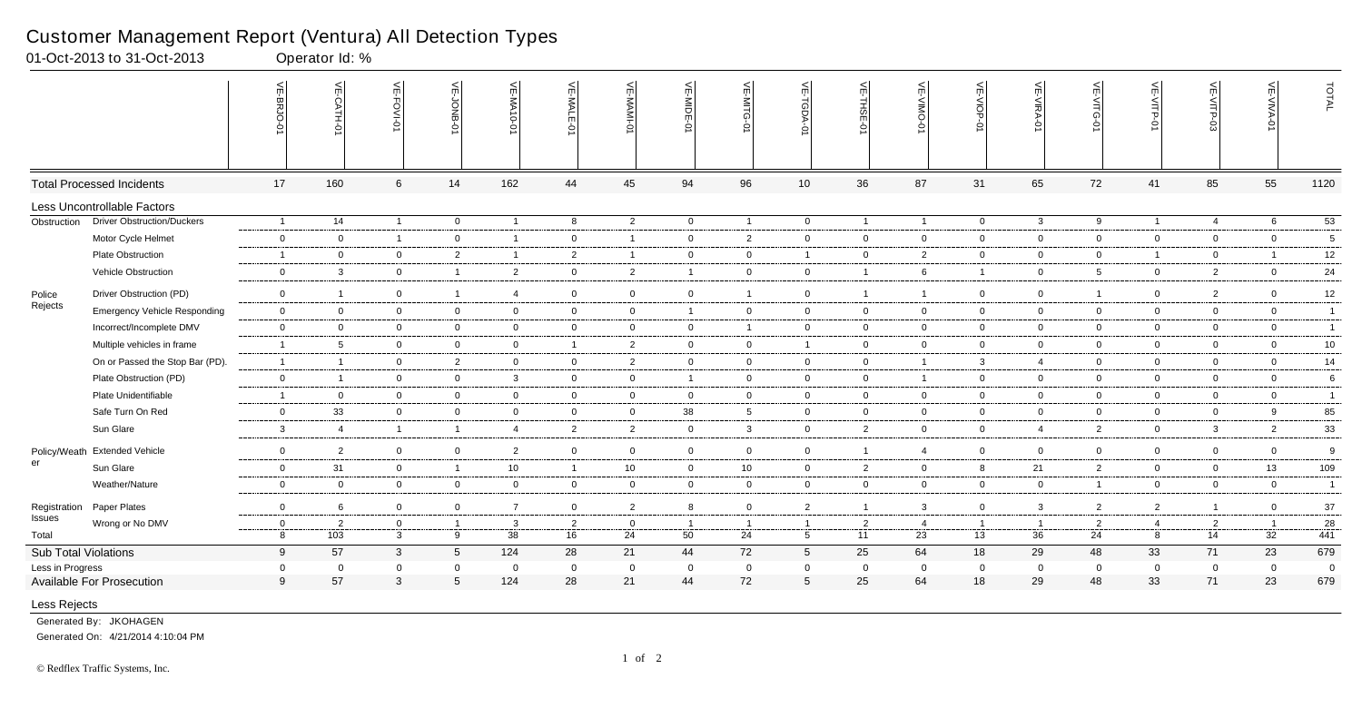# Customer Management Report (Ventura) All Detection Types

01-Oct-2013 to 31-Oct-2013 Operator Id: %

| | | VE-BRJO-01 | VE-CATH-01 | VE-FOVI-01 | VE-JONB-01 | VE-MA10-01 | VE-MALE-01 | VE-MAMI-01 | VE-MIDE-01 | VE-MITG-01 | VE-TGDA-01 | VE-THSE-01 | VE-VIMO-01 | VE-VIOP-01 | VE-VIRA-01 | VE-VITG-01 | VE-VITP-01 | VE-VITP-03 | VE-VIVA-01 | TOTAL |
|---|---|---|---|---|---|---|---|---|---|---|---|---|---|---|---|---|---|---|---|---|
| Total Processed Incidents | | 17 | 160 | 6 | 14 | 162 | 44 | 45 | 94 | 96 | 10 | 36 | 87 | 31 | 65 | 72 | 41 | 85 | 55 | 1120 |
| Less Uncontrollable Factors | | | | | | | | | | | | | | | | | | | | |
| Obstruction | Driver Obstruction/Duckers | 1 | 14 | 1 | 0 | 1 | 8 | 2 | 0 | 1 | 0 | 1 | 1 | 0 | 3 | 9 | 1 | 4 | 6 | 53 |
| | Motor Cycle Helmet | 0 | 0 | 1 | 0 | 1 | 0 | 1 | 0 | 2 | 0 | 0 | 0 | 0 | 0 | 0 | 0 | 0 | 0 | 5 |
| | Plate Obstruction | 1 | 0 | 0 | 2 | 1 | 2 | 1 | 0 | 0 | 1 | 0 | 2 | 0 | 0 | 0 | 1 | 0 | 1 | 12 |
| | Vehicle Obstruction | 0 | 3 | 0 | 1 | 2 | 0 | 2 | 1 | 0 | 0 | 1 | 6 | 1 | 0 | 5 | 0 | 2 | 0 | 24 |
| Police Rejects | Driver Obstruction (PD) | 0 | 1 | 0 | 1 | 4 | 0 | 0 | 0 | 1 | 0 | 1 | 1 | 0 | 0 | 1 | 0 | 2 | 0 | 12 |
| | Emergency Vehicle Responding | 0 | 0 | 0 | 0 | 0 | 0 | 0 | 1 | 0 | 0 | 0 | 0 | 0 | 0 | 0 | 0 | 0 | 0 | 1 |
| | Incorrect/Incomplete DMV | 0 | 0 | 0 | 0 | 0 | 0 | 0 | 0 | 1 | 0 | 0 | 0 | 0 | 0 | 0 | 0 | 0 | 0 | 1 |
| | Multiple vehicles in frame | 1 | 5 | 0 | 0 | 0 | 1 | 2 | 0 | 0 | 1 | 0 | 0 | 0 | 0 | 0 | 0 | 0 | 0 | 10 |
| | On or Passed the Stop Bar (PD). | 1 | 1 | 0 | 2 | 0 | 0 | 2 | 0 | 0 | 0 | 0 | 1 | 3 | 4 | 0 | 0 | 0 | 0 | 14 |
| | Plate Obstruction (PD) | 0 | 1 | 0 | 0 | 3 | 0 | 0 | 1 | 0 | 0 | 0 | 1 | 0 | 0 | 0 | 0 | 0 | 0 | 6 |
| | Plate Unidentifiable | 1 | 0 | 0 | 0 | 0 | 0 | 0 | 0 | 0 | 0 | 0 | 0 | 0 | 0 | 0 | 0 | 0 | 0 | 1 |
| | Safe Turn On Red | 0 | 33 | 0 | 0 | 0 | 0 | 0 | 38 | 5 | 0 | 0 | 0 | 0 | 0 | 0 | 0 | 0 | 9 | 85 |
| | Sun Glare | 3 | 4 | 1 | 1 | 4 | 2 | 2 | 0 | 3 | 0 | 2 | 0 | 0 | 4 | 2 | 0 | 3 | 2 | 33 |
| Policy/Weather | Extended Vehicle | 0 | 2 | 0 | 0 | 2 | 0 | 0 | 0 | 0 | 0 | 1 | 4 | 0 | 0 | 0 | 0 | 0 | 0 | 9 |
| | Sun Glare | 0 | 31 | 0 | 1 | 10 | 1 | 10 | 0 | 10 | 0 | 2 | 0 | 8 | 21 | 2 | 0 | 0 | 13 | 109 |
| | Weather/Nature | 0 | 0 | 0 | 0 | 0 | 0 | 0 | 0 | 0 | 0 | 0 | 0 | 0 | 0 | 1 | 0 | 0 | 0 | 1 |
| Registration Issues | Paper Plates | 0 | 6 | 0 | 0 | 7 | 0 | 2 | 8 | 0 | 2 | 1 | 3 | 0 | 3 | 2 | 2 | 1 | 0 | 37 |
| | Wrong or No DMV | 0 | 2 | 0 | 1 | 3 | 2 | 0 | 1 | 1 | 1 | 2 | 4 | 1 | 1 | 2 | 4 | 2 | 1 | 28 |
| Total | | 8 | 103 | 3 | 9 | 38 | 16 | 24 | 50 | 24 | 5 | 11 | 23 | 13 | 36 | 24 | 8 | 14 | 32 | 441 |
| Sub Total Violations | | 9 | 57 | 3 | 5 | 124 | 28 | 21 | 44 | 72 | 5 | 25 | 64 | 18 | 29 | 48 | 33 | 71 | 23 | 679 |
| Less in Progress | | 0 | 0 | 0 | 0 | 0 | 0 | 0 | 0 | 0 | 0 | 0 | 0 | 0 | 0 | 0 | 0 | 0 | 0 | 0 |
| Available For Prosecution | | 9 | 57 | 3 | 5 | 124 | 28 | 21 | 44 | 72 | 5 | 25 | 64 | 18 | 29 | 48 | 33 | 71 | 23 | 679 |

Less Rejects

Generated By: JKOHAGEN

Generated On: 4/21/2014 4:10:04 PM

© Redflex Traffic Systems, Inc.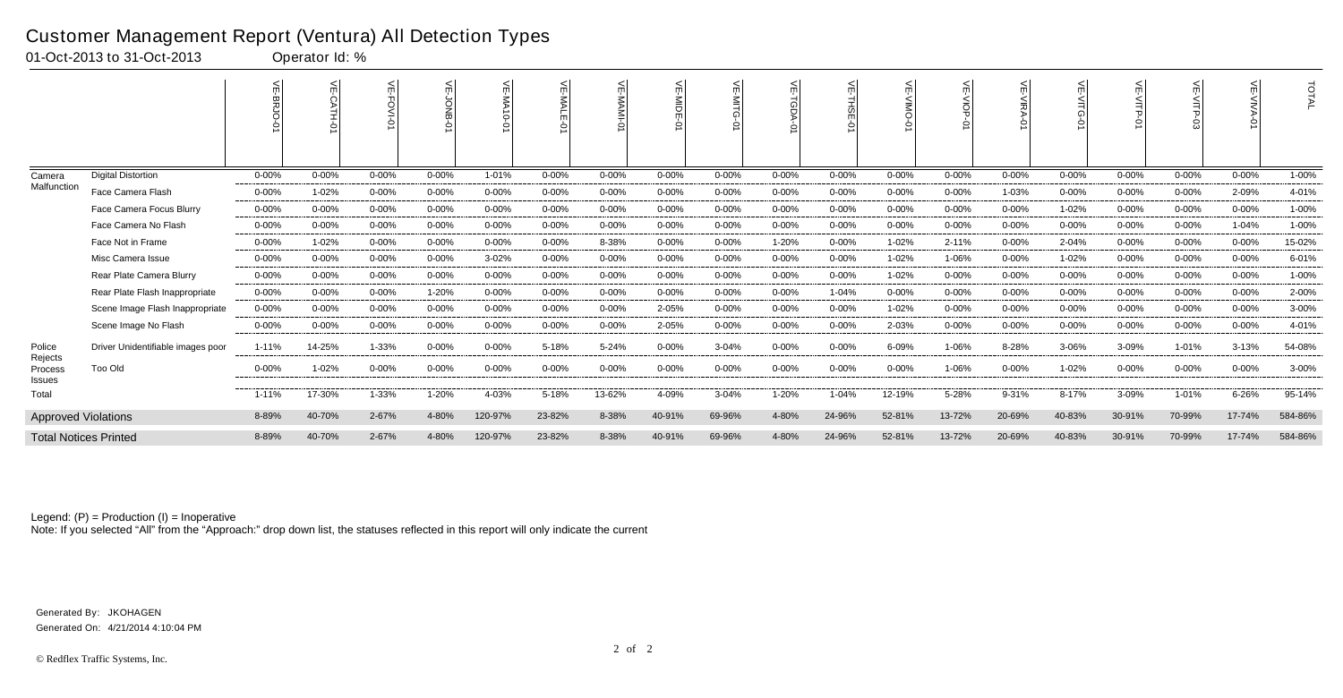# Customer Management Report (Ventura) All Detection Types

01-Oct-2013 to 31-Oct-2013 Operator Id: %

| | | VE-BRJO-01 | VE-CATH-01 | VE-FOVI-01 | VE-JONB-01 | VE-MA10-01 | VE-MALE-01 | VE-MAMI-01 | VE-MIDE-01 | VE-MITG-01 | VE-TGDA-01 | VE-THSE-01 | VE-VIMO-01 | VE-VIOP-01 | VE-VIRA-01 | VE-VITG-01 | VE-VITP-01 | VE-VITP-03 | VE-VIVA-01 | TOTAL |
|---|---|---|---|---|---|---|---|---|---|---|---|---|---|---|---|---|---|---|---|---|
| Camera Malfunction | Digital Distortion | 0-00% | 0-00% | 0-00% | 0-00% | 1-01% | 0-00% | 0-00% | 0-00% | 0-00% | 0-00% | 0-00% | 0-00% | 0-00% | 0-00% | 0-00% | 0-00% | 0-00% | 0-00% | 1-00% |
| | Face Camera Flash | 0-00% | 1-02% | 0-00% | 0-00% | 0-00% | 0-00% | 0-00% | 0-00% | 0-00% | 0-00% | 0-00% | 0-00% | 0-00% | 1-03% | 0-00% | 0-00% | 0-00% | 2-09% | 4-01% |
| | Face Camera Focus Blurry | 0-00% | 0-00% | 0-00% | 0-00% | 0-00% | 0-00% | 0-00% | 0-00% | 0-00% | 0-00% | 0-00% | 0-00% | 0-00% | 0-00% | 1-02% | 0-00% | 0-00% | 0-00% | 1-00% |
| | Face Camera No Flash | 0-00% | 0-00% | 0-00% | 0-00% | 0-00% | 0-00% | 0-00% | 0-00% | 0-00% | 0-00% | 0-00% | 0-00% | 0-00% | 0-00% | 0-00% | 0-00% | 0-00% | 1-04% | 1-00% |
| | Face Not in Frame | 0-00% | 1-02% | 0-00% | 0-00% | 0-00% | 0-00% | 8-38% | 0-00% | 0-00% | 1-20% | 0-00% | 1-02% | 2-11% | 0-00% | 2-04% | 0-00% | 0-00% | 0-00% | 15-02% |
| | Misc Camera Issue | 0-00% | 0-00% | 0-00% | 0-00% | 3-02% | 0-00% | 0-00% | 0-00% | 0-00% | 0-00% | 0-00% | 1-02% | 1-06% | 0-00% | 1-02% | 0-00% | 0-00% | 0-00% | 6-01% |
| | Rear Plate Camera Blurry | 0-00% | 0-00% | 0-00% | 0-00% | 0-00% | 0-00% | 0-00% | 0-00% | 0-00% | 0-00% | 0-00% | 1-02% | 0-00% | 0-00% | 0-00% | 0-00% | 0-00% | 0-00% | 1-00% |
| | Rear Plate Flash Inappropriate | 0-00% | 0-00% | 0-00% | 1-20% | 0-00% | 0-00% | 0-00% | 0-00% | 0-00% | 0-00% | 1-04% | 0-00% | 0-00% | 0-00% | 0-00% | 0-00% | 0-00% | 0-00% | 2-00% |
| | Scene Image Flash Inappropriate | 0-00% | 0-00% | 0-00% | 0-00% | 0-00% | 0-00% | 0-00% | 2-05% | 0-00% | 0-00% | 0-00% | 1-02% | 0-00% | 0-00% | 0-00% | 0-00% | 0-00% | 0-00% | 3-00% |
| | Scene Image No Flash | 0-00% | 0-00% | 0-00% | 0-00% | 0-00% | 0-00% | 0-00% | 2-05% | 0-00% | 0-00% | 0-00% | 2-03% | 0-00% | 0-00% | 0-00% | 0-00% | 0-00% | 0-00% | 4-01% |
| Police Rejects Process Issues | Driver Unidentifiable images poor | 1-11% | 14-25% | 1-33% | 0-00% | 0-00% | 5-18% | 5-24% | 0-00% | 3-04% | 0-00% | 0-00% | 6-09% | 1-06% | 8-28% | 3-06% | 3-09% | 1-01% | 3-13% | 54-08% |
| | Too Old | 0-00% | 1-02% | 0-00% | 0-00% | 0-00% | 0-00% | 0-00% | 0-00% | 0-00% | 0-00% | 0-00% | 0-00% | 1-06% | 0-00% | 1-02% | 0-00% | 0-00% | 0-00% | 3-00% |
| Total | | 1-11% | 17-30% | 1-33% | 1-20% | 4-03% | 5-18% | 13-62% | 4-09% | 3-04% | 1-20% | 1-04% | 12-19% | 5-28% | 9-31% | 8-17% | 3-09% | 1-01% | 6-26% | 95-14% |
| Approved Violations | | 8-89% | 40-70% | 2-67% | 4-80% | 120-97% | 23-82% | 8-38% | 40-91% | 69-96% | 4-80% | 24-96% | 52-81% | 13-72% | 20-69% | 40-83% | 30-91% | 70-99% | 17-74% | 584-86% |
| Total Notices Printed | | 8-89% | 40-70% | 2-67% | 4-80% | 120-97% | 23-82% | 8-38% | 40-91% | 69-96% | 4-80% | 24-96% | 52-81% | 13-72% | 20-69% | 40-83% | 30-91% | 70-99% | 17-74% | 584-86% |

Legend: (P) = Production (I) = Inoperative

Note: If you selected "All" from the "Approach:" drop down list, the statuses reflected in this report will only indicate the current

Generated By: JKOHAGEN

Generated On: 4/21/2014 4:10:04 PM

© Redflex Traffic Systems, Inc.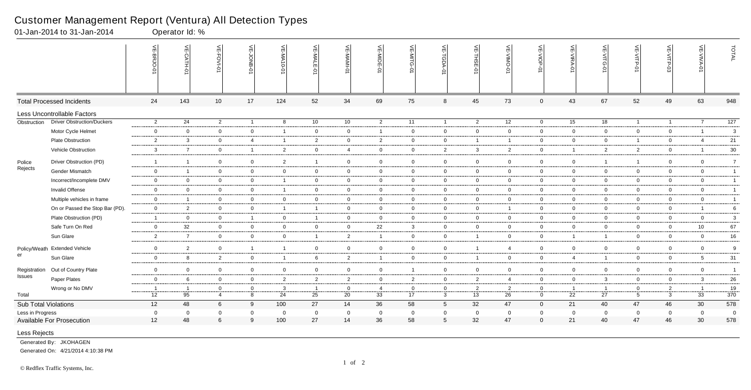# Customer Management Report (Ventura) All Detection Types

01-Jan-2014 to 31-Jan-2014 Operator Id: %

| | | VE-BRJO-01 | VE-CATH-01 | VE-FOVI-01 | VE-JONB-01 | VE-MA10-01 | VE-MALE-01 | VE-MAMI-01 | VE-MIDE-01 | VE-MITG-01 | VE-TGDA-01 | VE-THSE-01 | VE-VIMO-01 | VE-VIOP-01 | VE-VIRA-01 | VE-VITG-01 | VE-VITP-01 | VE-VITP-03 | VE-VIVA-01 | TOTAL |
|---|---|---|---|---|---|---|---|---|---|---|---|---|---|---|---|---|---|---|---|---|
| **Total Processed Incidents** | | 24 | 143 | 10 | 17 | 124 | 52 | 34 | 69 | 75 | 8 | 45 | 73 | 0 | 43 | 67 | 52 | 49 | 63 | 948 |
| **Less Uncontrollable Factors** | | | | | | | | | | | | | | | | | | | | |
| Obstruction | Driver Obstruction/Duckers | 2 | 24 | 2 | 1 | 8 | 10 | 10 | 2 | 11 | 1 | 2 | 12 | 0 | 15 | 18 | 1 | 1 | 7 | 127 |
| | Motor Cycle Helmet | 0 | 0 | 0 | 0 | 1 | 0 | 0 | 1 | 0 | 0 | 0 | 0 | 0 | 0 | 0 | 0 | 0 | 1 | 3 |
| | Plate Obstruction | 2 | 3 | 0 | 4 | 1 | 2 | 0 | 2 | 0 | 0 | 1 | 1 | 0 | 0 | 0 | 1 | 0 | 4 | 21 |
| | Vehicle Obstruction | 3 | 7 | 0 | 1 | 2 | 0 | 4 | 0 | 0 | 2 | 3 | 2 | 0 | 1 | 2 | 2 | 0 | 1 | 30 |
| Police Rejects | Driver Obstruction (PD) | 1 | 1 | 0 | 0 | 2 | 1 | 0 | 0 | 0 | 0 | 0 | 0 | 0 | 0 | 1 | 1 | 0 | 0 | 7 |
| | Gender Mismatch | 0 | 1 | 0 | 0 | 0 | 0 | 0 | 0 | 0 | 0 | 0 | 0 | 0 | 0 | 0 | 0 | 0 | 0 | 1 |
| | Incorrect/Incomplete DMV | 0 | 0 | 0 | 0 | 1 | 0 | 0 | 0 | 0 | 0 | 0 | 0 | 0 | 0 | 0 | 0 | 0 | 0 | 1 |
| | Invalid Offense | 0 | 0 | 0 | 0 | 1 | 0 | 0 | 0 | 0 | 0 | 0 | 0 | 0 | 0 | 0 | 0 | 0 | 0 | 1 |
| | Multiple vehicles in frame | 0 | 1 | 0 | 0 | 0 | 0 | 0 | 0 | 0 | 0 | 0 | 0 | 0 | 0 | 0 | 0 | 0 | 0 | 1 |
| | On or Passed the Stop Bar (PD). | 0 | 2 | 0 | 0 | 1 | 1 | 0 | 0 | 0 | 0 | 0 | 1 | 0 | 0 | 0 | 0 | 0 | 1 | 6 |
| | Plate Obstruction (PD) | 1 | 0 | 0 | 1 | 0 | 1 | 0 | 0 | 0 | 0 | 0 | 0 | 0 | 0 | 0 | 0 | 0 | 0 | 3 |
| | Safe Turn On Red | 0 | 32 | 0 | 0 | 0 | 0 | 0 | 22 | 3 | 0 | 0 | 0 | 0 | 0 | 0 | 0 | 0 | 10 | 67 |
| | Sun Glare | 2 | 7 | 0 | 0 | 0 | 1 | 2 | 1 | 0 | 0 | 1 | 0 | 0 | 1 | 1 | 0 | 0 | 0 | 16 |
| Policy/Weather | Extended Vehicle | 0 | 2 | 0 | 1 | 1 | 0 | 0 | 0 | 0 | 0 | 1 | 4 | 0 | 0 | 0 | 0 | 0 | 0 | 9 |
| | Sun Glare | 0 | 8 | 2 | 0 | 1 | 6 | 2 | 1 | 0 | 0 | 1 | 0 | 0 | 4 | 1 | 0 | 0 | 5 | 31 |
| Registration Issues | Out of Country Plate | 0 | 0 | 0 | 0 | 0 | 0 | 0 | 0 | 1 | 0 | 0 | 0 | 0 | 0 | 0 | 0 | 0 | 0 | 1 |
| | Paper Plates | 0 | 6 | 0 | 0 | 2 | 2 | 2 | 0 | 2 | 0 | 2 | 4 | 0 | 0 | 3 | 0 | 0 | 3 | 26 |
| | Wrong or No DMV | 1 | 1 | 0 | 0 | 3 | 1 | 0 | 4 | 0 | 0 | 2 | 2 | 0 | 1 | 1 | 0 | 2 | 1 | 19 |
| Total | | 12 | 95 | 4 | 8 | 24 | 25 | 20 | 33 | 17 | 3 | 13 | 26 | 0 | 22 | 27 | 5 | 3 | 33 | 370 |
| **Sub Total Violations** | | 12 | 48 | 6 | 9 | 100 | 27 | 14 | 36 | 58 | 5 | 32 | 47 | 0 | 21 | 40 | 47 | 46 | 30 | 578 |
| Less in Progress | | 0 | 0 | 0 | 0 | 0 | 0 | 0 | 0 | 0 | 0 | 0 | 0 | 0 | 0 | 0 | 0 | 0 | 0 | 0 |
| **Available For Prosecution** | | 12 | 48 | 6 | 9 | 100 | 27 | 14 | 36 | 58 | 5 | 32 | 47 | 0 | 21 | 40 | 47 | 46 | 30 | 578 |

Less Rejects

Generated By: JKOHAGEN

Generated On: 4/21/2014 4:10:38 PM

© Redflex Traffic Systems, Inc.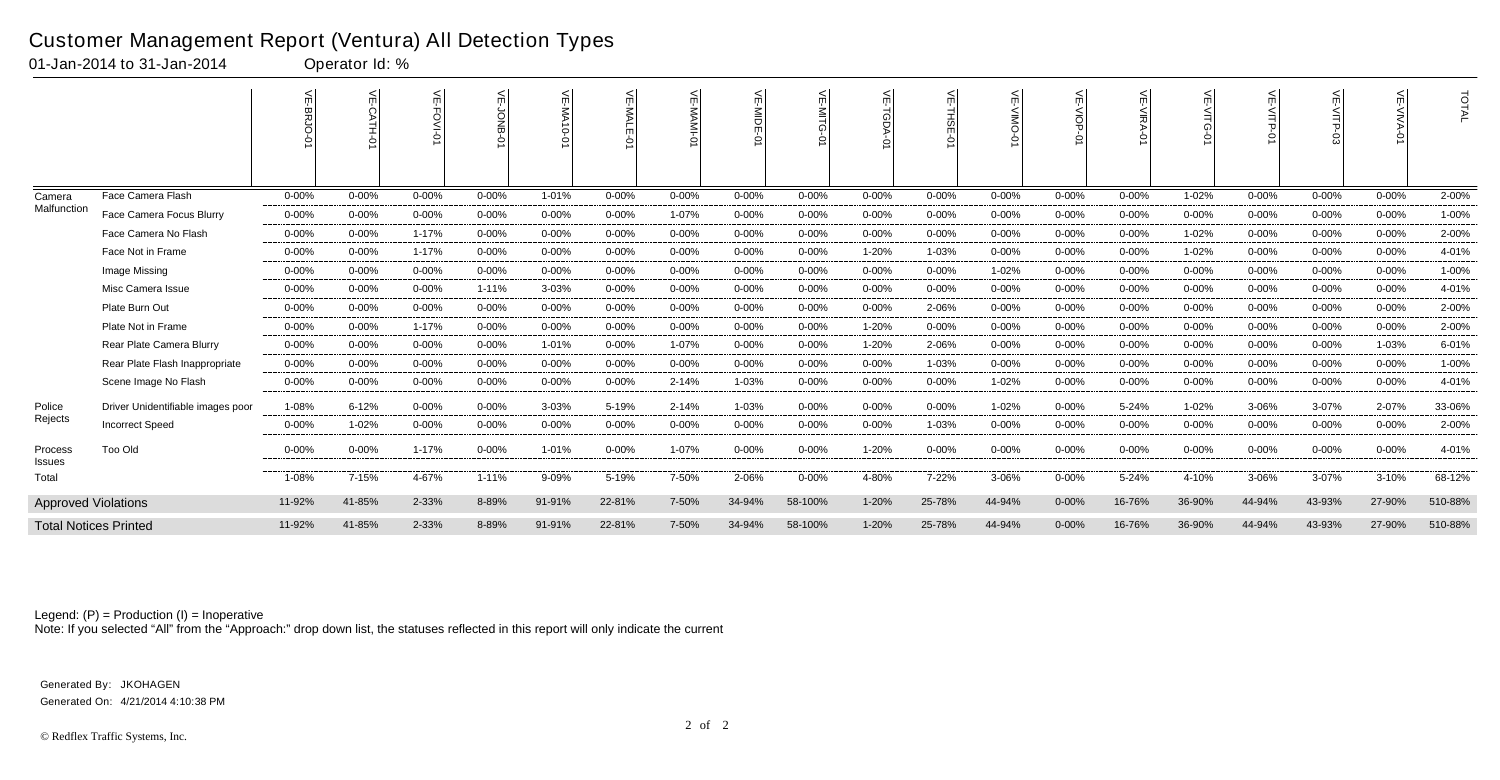# Customer Management Report (Ventura) All Detection Types

01-Jan-2014 to 31-Jan-2014 Operator Id: %

| | | VE-BRJO-01 | VE-CATH-01 | VE-FOVI-01 | VE-JONB-01 | VE-MA10-01 | VE-MALE-01 | VE-MAMI-01 | VE-MIDE-01 | VE-MITG-01 | VE-TGDA-01 | VE-THSE-01 | VE-VIMO-01 | VE-VIOP-01 | VE-VIRA-01 | VE-VITG-01 | VE-VITP-01 | VE-VITP-03 | VE-VIVA-01 | TOTAL |
|---|---|---|---|---|---|---|---|---|---|---|---|---|---|---|---|---|---|---|---|---|
| Camera Malfunction | Face Camera Flash | 0-00% | 0-00% | 0-00% | 0-00% | 1-01% | 0-00% | 0-00% | 0-00% | 0-00% | 0-00% | 0-00% | 0-00% | 0-00% | 0-00% | 1-02% | 0-00% | 0-00% | 0-00% | 2-00% |
| | Face Camera Focus Blurry | 0-00% | 0-00% | 0-00% | 0-00% | 0-00% | 0-00% | 1-07% | 0-00% | 0-00% | 0-00% | 0-00% | 0-00% | 0-00% | 0-00% | 0-00% | 0-00% | 0-00% | 0-00% | 1-00% |
| | Face Camera No Flash | 0-00% | 0-00% | 1-17% | 0-00% | 0-00% | 0-00% | 0-00% | 0-00% | 0-00% | 0-00% | 0-00% | 0-00% | 0-00% | 0-00% | 1-02% | 0-00% | 0-00% | 0-00% | 2-00% |
| | Face Not in Frame | 0-00% | 0-00% | 1-17% | 0-00% | 0-00% | 0-00% | 0-00% | 0-00% | 0-00% | 1-20% | 1-03% | 0-00% | 0-00% | 0-00% | 1-02% | 0-00% | 0-00% | 0-00% | 4-01% |
| | Image Missing | 0-00% | 0-00% | 0-00% | 0-00% | 0-00% | 0-00% | 0-00% | 0-00% | 0-00% | 0-00% | 0-00% | 1-02% | 0-00% | 0-00% | 0-00% | 0-00% | 0-00% | 0-00% | 1-00% |
| | Misc Camera Issue | 0-00% | 0-00% | 0-00% | 1-11% | 3-03% | 0-00% | 0-00% | 0-00% | 0-00% | 0-00% | 0-00% | 0-00% | 0-00% | 0-00% | 0-00% | 0-00% | 0-00% | 0-00% | 4-01% |
| | Plate Burn Out | 0-00% | 0-00% | 0-00% | 0-00% | 0-00% | 0-00% | 0-00% | 0-00% | 0-00% | 0-00% | 2-06% | 0-00% | 0-00% | 0-00% | 0-00% | 0-00% | 0-00% | 0-00% | 2-00% |
| | Plate Not in Frame | 0-00% | 0-00% | 1-17% | 0-00% | 0-00% | 0-00% | 0-00% | 0-00% | 0-00% | 1-20% | 0-00% | 0-00% | 0-00% | 0-00% | 0-00% | 0-00% | 0-00% | 0-00% | 2-00% |
| | Rear Plate Camera Blurry | 0-00% | 0-00% | 0-00% | 0-00% | 1-01% | 0-00% | 1-07% | 0-00% | 0-00% | 1-20% | 2-06% | 0-00% | 0-00% | 0-00% | 0-00% | 0-00% | 0-00% | 1-03% | 6-01% |
| | Rear Plate Flash Inappropriate | 0-00% | 0-00% | 0-00% | 0-00% | 0-00% | 0-00% | 0-00% | 0-00% | 0-00% | 0-00% | 1-03% | 0-00% | 0-00% | 0-00% | 0-00% | 0-00% | 0-00% | 0-00% | 1-00% |
| | Scene Image No Flash | 0-00% | 0-00% | 0-00% | 0-00% | 0-00% | 0-00% | 2-14% | 1-03% | 0-00% | 0-00% | 0-00% | 1-02% | 0-00% | 0-00% | 0-00% | 0-00% | 0-00% | 0-00% | 4-01% |
| Police Rejects | Driver Unidentifiable images poor | 1-08% | 6-12% | 0-00% | 0-00% | 3-03% | 5-19% | 2-14% | 1-03% | 0-00% | 0-00% | 0-00% | 1-02% | 0-00% | 5-24% | 1-02% | 3-06% | 3-07% | 2-07% | 33-06% |
| | Incorrect Speed | 0-00% | 1-02% | 0-00% | 0-00% | 0-00% | 0-00% | 0-00% | 0-00% | 0-00% | 0-00% | 1-03% | 0-00% | 0-00% | 0-00% | 0-00% | 0-00% | 0-00% | 0-00% | 2-00% |
| Process Issues | Too Old | 0-00% | 0-00% | 1-17% | 0-00% | 1-01% | 0-00% | 1-07% | 0-00% | 0-00% | 1-20% | 0-00% | 0-00% | 0-00% | 0-00% | 0-00% | 0-00% | 0-00% | 0-00% | 4-01% |
| Total | | 1-08% | 7-15% | 4-67% | 1-11% | 9-09% | 5-19% | 7-50% | 2-06% | 0-00% | 4-80% | 7-22% | 3-06% | 0-00% | 5-24% | 4-10% | 3-06% | 3-07% | 3-10% | 68-12% |
| Approved Violations | | 11-92% | 41-85% | 2-33% | 8-89% | 91-91% | 22-81% | 7-50% | 34-94% | 58-100% | 1-20% | 25-78% | 44-94% | 0-00% | 16-76% | 36-90% | 44-94% | 43-93% | 27-90% | 510-88% |
| Total Notices Printed | | 11-92% | 41-85% | 2-33% | 8-89% | 91-91% | 22-81% | 7-50% | 34-94% | 58-100% | 1-20% | 25-78% | 44-94% | 0-00% | 16-76% | 36-90% | 44-94% | 43-93% | 27-90% | 510-88% |

Legend: (P) = Production (I) = Inoperative

Note: If you selected "All" from the "Approach:" drop down list, the statuses reflected in this report will only indicate the current

Generated By: JKOHAGEN

Generated On: 4/21/2014 4:10:38 PM

© Redflex Traffic Systems, Inc.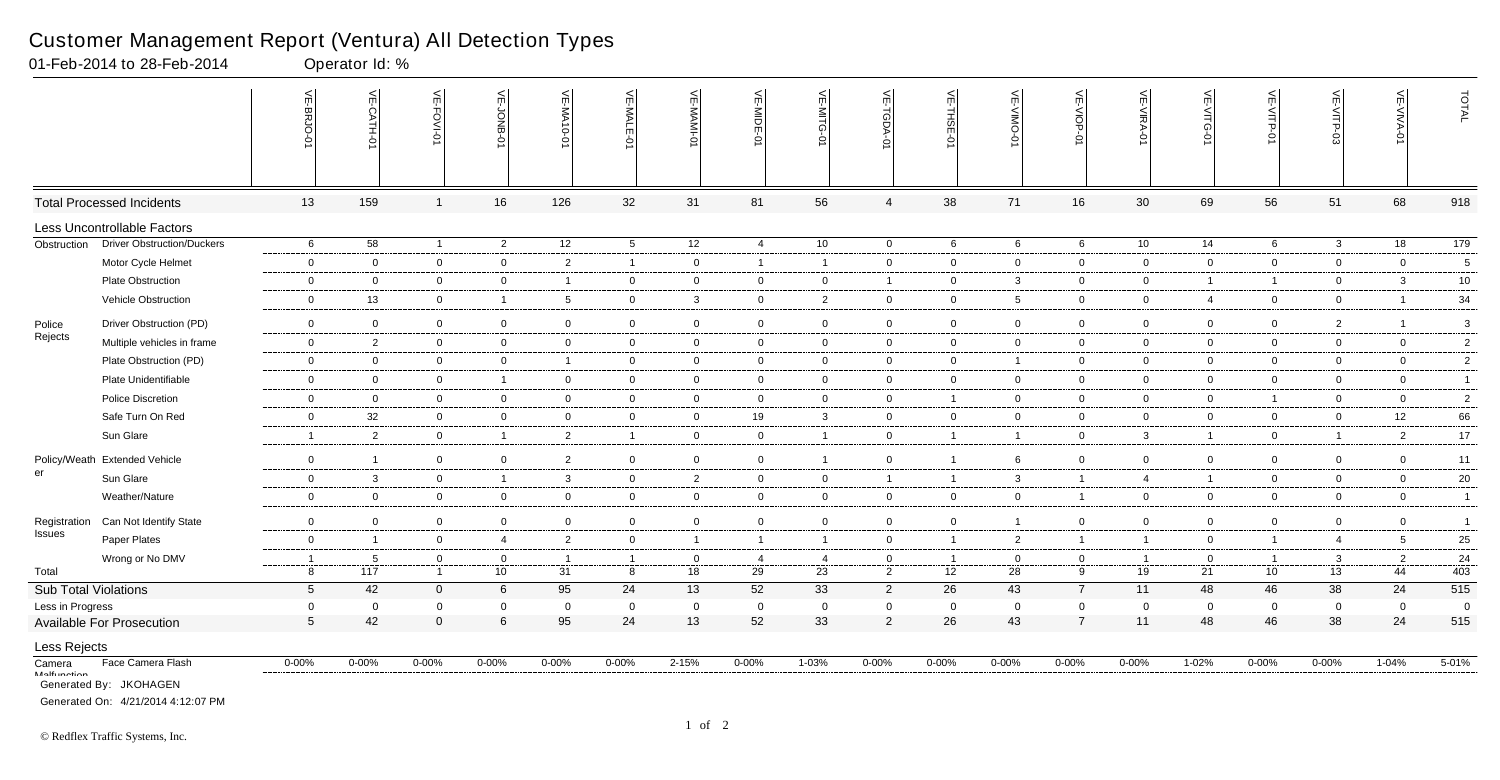# Customer Management Report (Ventura) All Detection Types

01-Feb-2014 to 28-Feb-2014 Operator Id: %

| | | VE-BRJO-01 | VE-CATH-01 | VE-FOVI-01 | VE-JONB-01 | VE-MA10-01 | VE-MALE-01 | VE-MAMI-01 | VE-MIDE-01 | VE-MITG-01 | VE-TGDA-01 | VE-THSE-01 | VE-VIMO-01 | VE-VIOP-01 | VE-VIRA-01 | VE-VITG-01 | VE-VITP-01 | VE-VITP-03 | VE-VIVA-01 | TOTAL |
|---|---|---|---|---|---|---|---|---|---|---|---|---|---|---|---|---|---|---|---|---|
| **Total Processed Incidents** | | 13 | 159 | 1 | 16 | 126 | 32 | 31 | 81 | 56 | 4 | 38 | 71 | 16 | 30 | 69 | 56 | 51 | 68 | 918 |
| **Less Uncontrollable Factors** | | | | | | | | | | | | | | | | | | | | |
| Obstruction | Driver Obstruction/Duckers | 6 | 58 | 1 | 2 | 12 | 5 | 12 | 4 | 10 | 0 | 6 | 6 | 6 | 10 | 14 | 6 | 3 | 18 | 179 |
| | Motor Cycle Helmet | 0 | 0 | 0 | 0 | 2 | 1 | 0 | 1 | 1 | 0 | 0 | 0 | 0 | 0 | 0 | 0 | 0 | 0 | 5 |
| | Plate Obstruction | 0 | 0 | 0 | 0 | 1 | 0 | 0 | 0 | 0 | 1 | 0 | 3 | 0 | 0 | 1 | 1 | 0 | 3 | 10 |
| | Vehicle Obstruction | 0 | 13 | 0 | 1 | 5 | 0 | 3 | 0 | 2 | 0 | 0 | 5 | 0 | 0 | 4 | 0 | 0 | 1 | 34 |
| Police Rejects | Driver Obstruction (PD) | 0 | 0 | 0 | 0 | 0 | 0 | 0 | 0 | 0 | 0 | 0 | 0 | 0 | 0 | 0 | 0 | 2 | 1 | 3 |
| | Multiple vehicles in frame | 0 | 2 | 0 | 0 | 0 | 0 | 0 | 0 | 0 | 0 | 0 | 0 | 0 | 0 | 0 | 0 | 0 | 0 | 2 |
| | Plate Obstruction (PD) | 0 | 0 | 0 | 0 | 1 | 0 | 0 | 0 | 0 | 0 | 0 | 1 | 0 | 0 | 0 | 0 | 0 | 0 | 2 |
| | Plate Unidentifiable | 0 | 0 | 0 | 1 | 0 | 0 | 0 | 0 | 0 | 0 | 0 | 0 | 0 | 0 | 0 | 0 | 0 | 0 | 1 |
| | Police Discretion | 0 | 0 | 0 | 0 | 0 | 0 | 0 | 0 | 0 | 0 | 1 | 0 | 0 | 0 | 0 | 1 | 0 | 0 | 2 |
| | Safe Turn On Red | 0 | 32 | 0 | 0 | 0 | 0 | 0 | 19 | 3 | 0 | 0 | 0 | 0 | 0 | 0 | 0 | 0 | 12 | 66 |
| | Sun Glare | 1 | 2 | 0 | 1 | 2 | 1 | 0 | 0 | 1 | 0 | 1 | 1 | 0 | 3 | 1 | 0 | 1 | 2 | 17 |
| Policy/Weather | Extended Vehicle | 0 | 1 | 0 | 0 | 2 | 0 | 0 | 0 | 1 | 0 | 1 | 6 | 0 | 0 | 0 | 0 | 0 | 0 | 11 |
| | Sun Glare | 0 | 3 | 0 | 1 | 3 | 0 | 2 | 0 | 0 | 1 | 1 | 3 | 1 | 4 | 1 | 0 | 0 | 0 | 20 |
| | Weather/Nature | 0 | 0 | 0 | 0 | 0 | 0 | 0 | 0 | 0 | 0 | 0 | 0 | 1 | 0 | 0 | 0 | 0 | 0 | 1 |
| Registration Issues | Can Not Identify State | 0 | 0 | 0 | 0 | 0 | 0 | 0 | 0 | 0 | 0 | 0 | 1 | 0 | 0 | 0 | 0 | 0 | 0 | 1 |
| | Paper Plates | 0 | 1 | 0 | 4 | 2 | 0 | 1 | 1 | 1 | 0 | 1 | 2 | 1 | 1 | 0 | 1 | 4 | 5 | 25 |
| | Wrong or No DMV | 1 | 5 | 0 | 0 | 1 | 1 | 0 | 4 | 4 | 0 | 1 | 0 | 0 | 1 | 0 | 1 | 3 | 2 | 24 |
| Total | | 8 | 117 | 1 | 10 | 31 | 8 | 18 | 29 | 23 | 2 | 12 | 28 | 9 | 19 | 21 | 10 | 13 | 44 | 403 |
| **Sub Total Violations** | | 5 | 42 | 0 | 6 | 95 | 24 | 13 | 52 | 33 | 2 | 26 | 43 | 7 | 11 | 48 | 46 | 38 | 24 | 515 |
| Less in Progress | | 0 | 0 | 0 | 0 | 0 | 0 | 0 | 0 | 0 | 0 | 0 | 0 | 0 | 0 | 0 | 0 | 0 | 0 | 0 |
| **Available For Prosecution** | | 5 | 42 | 0 | 6 | 95 | 24 | 13 | 52 | 33 | 2 | 26 | 43 | 7 | 11 | 48 | 46 | 38 | 24 | 515 |
| **Less Rejects** | | | | | | | | | | | | | | | | | | | | |
| Camera Malfunction | Face Camera Flash | 0-00% | 0-00% | 0-00% | 0-00% | 0-00% | 0-00% | 2-15% | 0-00% | 1-03% | 0-00% | 0-00% | 0-00% | 0-00% | 0-00% | 1-02% | 0-00% | 0-00% | 1-04% | 5-01% |

Generated By: JKOHAGEN

Generated On: 4/21/2014 4:12:07 PM

© Redflex Traffic Systems, Inc.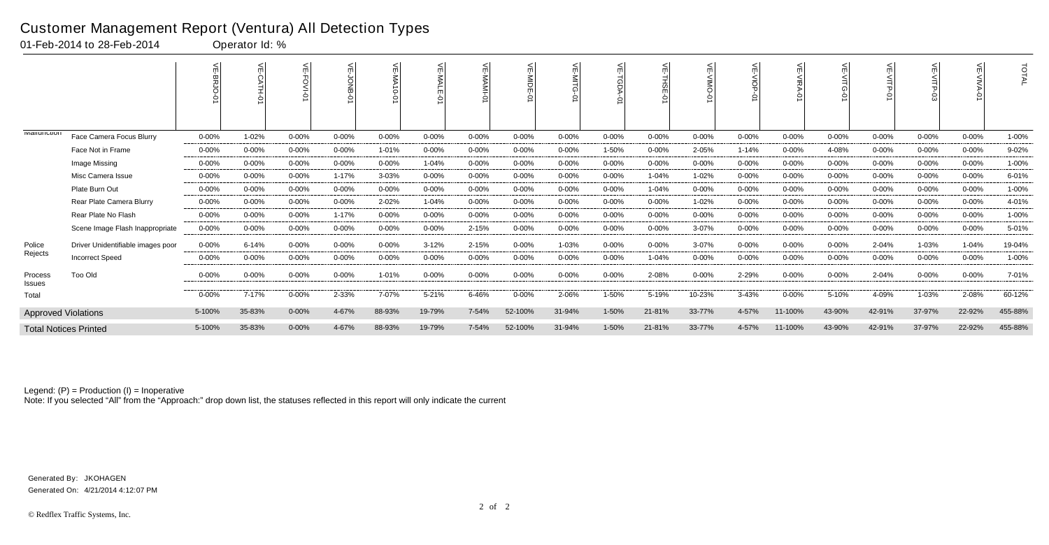# Customer Management Report (Ventura) All Detection Types

01-Feb-2014 to 28-Feb-2014 Operator Id: %

| | | VE-BRJO-01 | VE-CATH-01 | VE-FOVI-01 | VE-JONB-01 | VE-MA10-01 | VE-MALE-01 | VE-MAMI-01 | VE-MIDE-01 | VE-MITG-01 | VE-TGDA-01 | VE-THSE-01 | VE-VIMO-01 | VE-VIOP-01 | VE-VIRA-01 | VE-VITG-01 | VE-VITP-01 | VE-VITP-03 | VE-VIVA-01 | TOTAL |
|---|---|---|---|---|---|---|---|---|---|---|---|---|---|---|---|---|---|---|---|---|
| Malfunction | Face Camera Focus Blurry | 0-00% | 1-02% | 0-00% | 0-00% | 0-00% | 0-00% | 0-00% | 0-00% | 0-00% | 0-00% | 0-00% | 0-00% | 0-00% | 0-00% | 0-00% | 0-00% | 0-00% | 0-00% | 1-00% |
| | Face Not in Frame | 0-00% | 0-00% | 0-00% | 0-00% | 1-01% | 0-00% | 0-00% | 0-00% | 0-00% | 1-50% | 0-00% | 2-05% | 1-14% | 0-00% | 4-08% | 0-00% | 0-00% | 0-00% | 9-02% |
| | Image Missing | 0-00% | 0-00% | 0-00% | 0-00% | 0-00% | 1-04% | 0-00% | 0-00% | 0-00% | 0-00% | 0-00% | 0-00% | 0-00% | 0-00% | 0-00% | 0-00% | 0-00% | 0-00% | 1-00% |
| | Misc Camera Issue | 0-00% | 0-00% | 0-00% | 1-17% | 3-03% | 0-00% | 0-00% | 0-00% | 0-00% | 0-00% | 1-04% | 1-02% | 0-00% | 0-00% | 0-00% | 0-00% | 0-00% | 0-00% | 6-01% |
| | Plate Burn Out | 0-00% | 0-00% | 0-00% | 0-00% | 0-00% | 0-00% | 0-00% | 0-00% | 0-00% | 0-00% | 1-04% | 0-00% | 0-00% | 0-00% | 0-00% | 0-00% | 0-00% | 0-00% | 1-00% |
| | Rear Plate Camera Blurry | 0-00% | 0-00% | 0-00% | 0-00% | 2-02% | 1-04% | 0-00% | 0-00% | 0-00% | 0-00% | 0-00% | 1-02% | 0-00% | 0-00% | 0-00% | 0-00% | 0-00% | 0-00% | 4-01% |
| | Rear Plate No Flash | 0-00% | 0-00% | 0-00% | 1-17% | 0-00% | 0-00% | 0-00% | 0-00% | 0-00% | 0-00% | 0-00% | 0-00% | 0-00% | 0-00% | 0-00% | 0-00% | 0-00% | 0-00% | 1-00% |
| | Scene Image Flash Inappropriate | 0-00% | 0-00% | 0-00% | 0-00% | 0-00% | 0-00% | 2-15% | 0-00% | 0-00% | 0-00% | 0-00% | 3-07% | 0-00% | 0-00% | 0-00% | 0-00% | 0-00% | 0-00% | 5-01% |
| Police Rejects | Driver Unidentifiable images poor | 0-00% | 6-14% | 0-00% | 0-00% | 0-00% | 3-12% | 2-15% | 0-00% | 1-03% | 0-00% | 0-00% | 3-07% | 0-00% | 0-00% | 0-00% | 2-04% | 1-03% | 1-04% | 19-04% |
| | Incorrect Speed | 0-00% | 0-00% | 0-00% | 0-00% | 0-00% | 0-00% | 0-00% | 0-00% | 0-00% | 0-00% | 1-04% | 0-00% | 0-00% | 0-00% | 0-00% | 0-00% | 0-00% | 0-00% | 1-00% |
| Process Issues | Too Old | 0-00% | 0-00% | 0-00% | 0-00% | 1-01% | 0-00% | 0-00% | 0-00% | 0-00% | 0-00% | 2-08% | 0-00% | 2-29% | 0-00% | 0-00% | 2-04% | 0-00% | 0-00% | 7-01% |
| Total | | 0-00% | 7-17% | 0-00% | 2-33% | 7-07% | 5-21% | 6-46% | 0-00% | 2-06% | 1-50% | 5-19% | 10-23% | 3-43% | 0-00% | 5-10% | 4-09% | 1-03% | 2-08% | 60-12% |
| Approved Violations | | 5-100% | 35-83% | 0-00% | 4-67% | 88-93% | 19-79% | 7-54% | 52-100% | 31-94% | 1-50% | 21-81% | 33-77% | 4-57% | 11-100% | 43-90% | 42-91% | 37-97% | 22-92% | 455-88% |
| Total Notices Printed | | 5-100% | 35-83% | 0-00% | 4-67% | 88-93% | 19-79% | 7-54% | 52-100% | 31-94% | 1-50% | 21-81% | 33-77% | 4-57% | 11-100% | 43-90% | 42-91% | 37-97% | 22-92% | 455-88% |

Legend: (P) = Production (I) = Inoperative

Note: If you selected "All" from the "Approach:" drop down list, the statuses reflected in this report will only indicate the current

Generated By: JKOHAGEN

Generated On: 4/21/2014 4:12:07 PM

© Redflex Traffic Systems, Inc.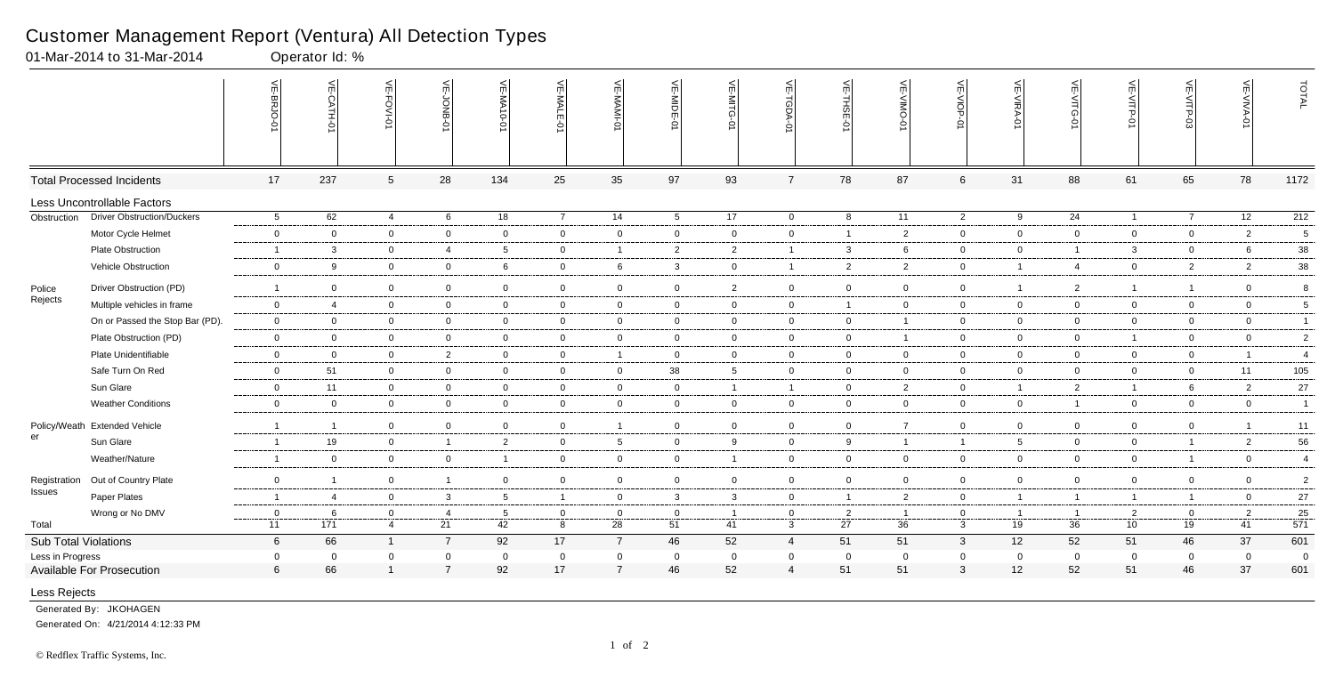# Customer Management Report (Ventura) All Detection Types

01-Mar-2014 to 31-Mar-2014    Operator Id: %

| | | VE-BRJO-01 | VE-CATH-01 | VE-FOVI-01 | VE-JONB-01 | VE-MA10-01 | VE-MALE-01 | VE-MAMI-01 | VE-MIDE-01 | VE-MITG-01 | VE-TGDA-01 | VE-THSE-01 | VE-VIMO-01 | VE-VIOP-01 | VE-VIRA-01 | VE-VITG-01 | VE-VITP-01 | VE-VITP-03 | VE-VIVA-01 | TOTAL |
|---|---|---|---|---|---|---|---|---|---|---|---|---|---|---|---|---|---|---|---|---|
| **Total Processed Incidents** | | 17 | 237 | 5 | 28 | 134 | 25 | 35 | 97 | 93 | 7 | 78 | 87 | 6 | 31 | 88 | 61 | 65 | 78 | 1172 |
| **Less Uncontrollable Factors** | | | | | | | | | | | | | | | | | | | | |
| Obstruction | Driver Obstruction/Duckers | 5 | 62 | 4 | 6 | 18 | 7 | 14 | 5 | 17 | 0 | 8 | 11 | 2 | 9 | 24 | 1 | 7 | 12 | 212 |
| | Motor Cycle Helmet | 0 | 0 | 0 | 0 | 0 | 0 | 0 | 0 | 0 | 0 | 1 | 2 | 0 | 0 | 0 | 0 | 0 | 2 | 5 |
| | Plate Obstruction | 1 | 3 | 0 | 4 | 5 | 0 | 1 | 2 | 2 | 1 | 3 | 6 | 0 | 0 | 1 | 3 | 0 | 6 | 38 |
| | Vehicle Obstruction | 0 | 9 | 0 | 0 | 6 | 0 | 6 | 3 | 0 | 1 | 2 | 2 | 0 | 1 | 4 | 0 | 2 | 2 | 38 |
| Police Rejects | Driver Obstruction (PD) | 1 | 0 | 0 | 0 | 0 | 0 | 0 | 0 | 2 | 0 | 0 | 0 | 0 | 1 | 2 | 1 | 1 | 0 | 8 |
| | Multiple vehicles in frame | 0 | 4 | 0 | 0 | 0 | 0 | 0 | 0 | 0 | 0 | 1 | 0 | 0 | 0 | 0 | 0 | 0 | 0 | 5 |
| | On or Passed the Stop Bar (PD). | 0 | 0 | 0 | 0 | 0 | 0 | 0 | 0 | 0 | 0 | 0 | 1 | 0 | 0 | 0 | 0 | 0 | 0 | 1 |
| | Plate Obstruction (PD) | 0 | 0 | 0 | 0 | 0 | 0 | 0 | 0 | 0 | 0 | 0 | 1 | 0 | 0 | 0 | 1 | 0 | 0 | 2 |
| | Plate Unidentifiable | 0 | 0 | 0 | 2 | 0 | 0 | 1 | 0 | 0 | 0 | 0 | 0 | 0 | 0 | 0 | 0 | 0 | 1 | 4 |
| | Safe Turn On Red | 0 | 51 | 0 | 0 | 0 | 0 | 0 | 38 | 5 | 0 | 0 | 0 | 0 | 0 | 0 | 0 | 0 | 11 | 105 |
| | Sun Glare | 0 | 11 | 0 | 0 | 0 | 0 | 0 | 0 | 1 | 1 | 0 | 2 | 0 | 1 | 2 | 1 | 6 | 2 | 27 |
| | Weather Conditions | 0 | 0 | 0 | 0 | 0 | 0 | 0 | 0 | 0 | 0 | 0 | 0 | 0 | 0 | 1 | 0 | 0 | 0 | 1 |
| Policy/Weather | Extended Vehicle | 1 | 1 | 0 | 0 | 0 | 0 | 1 | 0 | 0 | 0 | 0 | 7 | 0 | 0 | 0 | 0 | 0 | 1 | 11 |
| | Sun Glare | 1 | 19 | 0 | 1 | 2 | 0 | 5 | 0 | 9 | 0 | 9 | 1 | 1 | 5 | 0 | 0 | 1 | 2 | 56 |
| | Weather/Nature | 1 | 0 | 0 | 0 | 1 | 0 | 0 | 0 | 1 | 0 | 0 | 0 | 0 | 0 | 0 | 0 | 1 | 0 | 4 |
| Registration Issues | Out of Country Plate | 0 | 1 | 0 | 1 | 0 | 0 | 0 | 0 | 0 | 0 | 0 | 0 | 0 | 0 | 0 | 0 | 0 | 0 | 2 |
| | Paper Plates | 1 | 4 | 0 | 3 | 5 | 1 | 0 | 3 | 3 | 0 | 1 | 2 | 0 | 1 | 1 | 1 | 1 | 0 | 27 |
| | Wrong or No DMV | 0 | 6 | 0 | 4 | 5 | 0 | 0 | 0 | 1 | 0 | 2 | 1 | 0 | 1 | 1 | 2 | 0 | 2 | 25 |
| Total | | 11 | 171 | 4 | 21 | 42 | 8 | 28 | 51 | 41 | 3 | 27 | 36 | 3 | 19 | 36 | 10 | 19 | 41 | 571 |
| **Sub Total Violations** | | 6 | 66 | 1 | 7 | 92 | 17 | 7 | 46 | 52 | 4 | 51 | 51 | 3 | 12 | 52 | 51 | 46 | 37 | 601 |
| Less in Progress | | 0 | 0 | 0 | 0 | 0 | 0 | 0 | 0 | 0 | 0 | 0 | 0 | 0 | 0 | 0 | 0 | 0 | 0 | 0 |
| **Available For Prosecution** | | 6 | 66 | 1 | 7 | 92 | 17 | 7 | 46 | 52 | 4 | 51 | 51 | 3 | 12 | 52 | 51 | 46 | 37 | 601 |

Less Rejects

Generated By: JKOHAGEN

Generated On: 4/21/2014 4:12:33 PM

© Redflex Traffic Systems, Inc.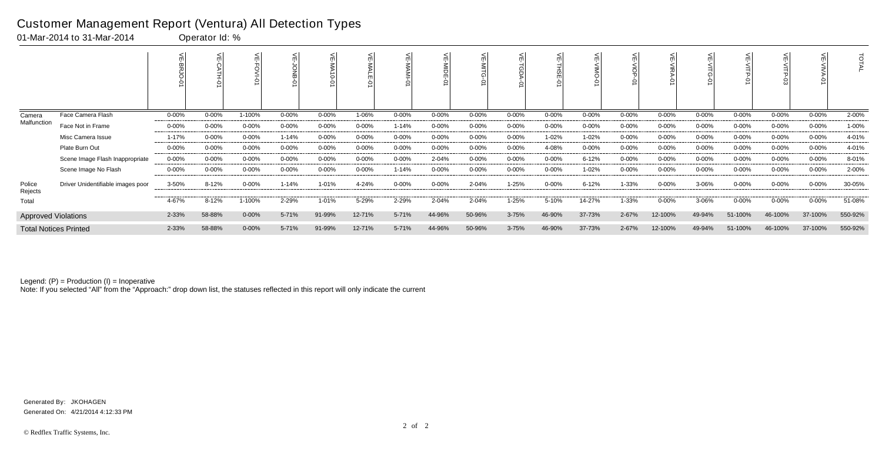# Customer Management Report (Ventura) All Detection Types

01-Mar-2014 to 31-Mar-2014 Operator Id: %

| | | VE-BRJO-01 | VE-CATH-01 | VE-FOVI-01 | VE-JONB-01 | VE-MA10-01 | VE-MALE-01 | VE-MAMI-01 | VE-MIDE-01 | VE-MITG-01 | VE-TGDA-01 | VE-THSE-01 | VE-VIMO-01 | VE-VIOP-01 | VE-VIRA-01 | VE-VITG-01 | VE-VITP-01 | VE-VITP-03 | VE-VIVA-01 | TOTAL |
|---|---|---|---|---|---|---|---|---|---|---|---|---|---|---|---|---|---|---|---|---|
| Camera Malfunction | Face Camera Flash | 0-00% | 0-00% | 1-100% | 0-00% | 0-00% | 1-06% | 0-00% | 0-00% | 0-00% | 0-00% | 0-00% | 0-00% | 0-00% | 0-00% | 0-00% | 0-00% | 0-00% | 0-00% | 2-00% |
| | Face Not in Frame | 0-00% | 0-00% | 0-00% | 0-00% | 0-00% | 0-00% | 1-14% | 0-00% | 0-00% | 0-00% | 0-00% | 0-00% | 0-00% | 0-00% | 0-00% | 0-00% | 0-00% | 0-00% | 1-00% |
| | Misc Camera Issue | 1-17% | 0-00% | 0-00% | 1-14% | 0-00% | 0-00% | 0-00% | 0-00% | 0-00% | 0-00% | 1-02% | 1-02% | 0-00% | 0-00% | 0-00% | 0-00% | 0-00% | 0-00% | 4-01% |
| | Plate Burn Out | 0-00% | 0-00% | 0-00% | 0-00% | 0-00% | 0-00% | 0-00% | 0-00% | 0-00% | 0-00% | 4-08% | 0-00% | 0-00% | 0-00% | 0-00% | 0-00% | 0-00% | 0-00% | 4-01% |
| | Scene Image Flash Inappropriate | 0-00% | 0-00% | 0-00% | 0-00% | 0-00% | 0-00% | 0-00% | 2-04% | 0-00% | 0-00% | 0-00% | 6-12% | 0-00% | 0-00% | 0-00% | 0-00% | 0-00% | 0-00% | 8-01% |
| | Scene Image No Flash | 0-00% | 0-00% | 0-00% | 0-00% | 0-00% | 0-00% | 1-14% | 0-00% | 0-00% | 0-00% | 0-00% | 1-02% | 0-00% | 0-00% | 0-00% | 0-00% | 0-00% | 0-00% | 2-00% |
| Police Rejects | Driver Unidentifiable images poor | 3-50% | 8-12% | 0-00% | 1-14% | 1-01% | 4-24% | 0-00% | 0-00% | 2-04% | 1-25% | 0-00% | 6-12% | 1-33% | 0-00% | 3-06% | 0-00% | 0-00% | 0-00% | 30-05% |
| Total | | 4-67% | 8-12% | 1-100% | 2-29% | 1-01% | 5-29% | 2-29% | 2-04% | 2-04% | 1-25% | 5-10% | 14-27% | 1-33% | 0-00% | 3-06% | 0-00% | 0-00% | 0-00% | 51-08% |
| Approved Violations | | 2-33% | 58-88% | 0-00% | 5-71% | 91-99% | 12-71% | 5-71% | 44-96% | 50-96% | 3-75% | 46-90% | 37-73% | 2-67% | 12-100% | 49-94% | 51-100% | 46-100% | 37-100% | 550-92% |
| Total Notices Printed | | 2-33% | 58-88% | 0-00% | 5-71% | 91-99% | 12-71% | 5-71% | 44-96% | 50-96% | 3-75% | 46-90% | 37-73% | 2-67% | 12-100% | 49-94% | 51-100% | 46-100% | 37-100% | 550-92% |

Legend: (P) = Production (I) = Inoperative

Note: If you selected "All" from the "Approach:" drop down list, the statuses reflected in this report will only indicate the current

Generated By: JKOHAGEN

Generated On: 4/21/2014 4:12:33 PM

© Redflex Traffic Systems, Inc.